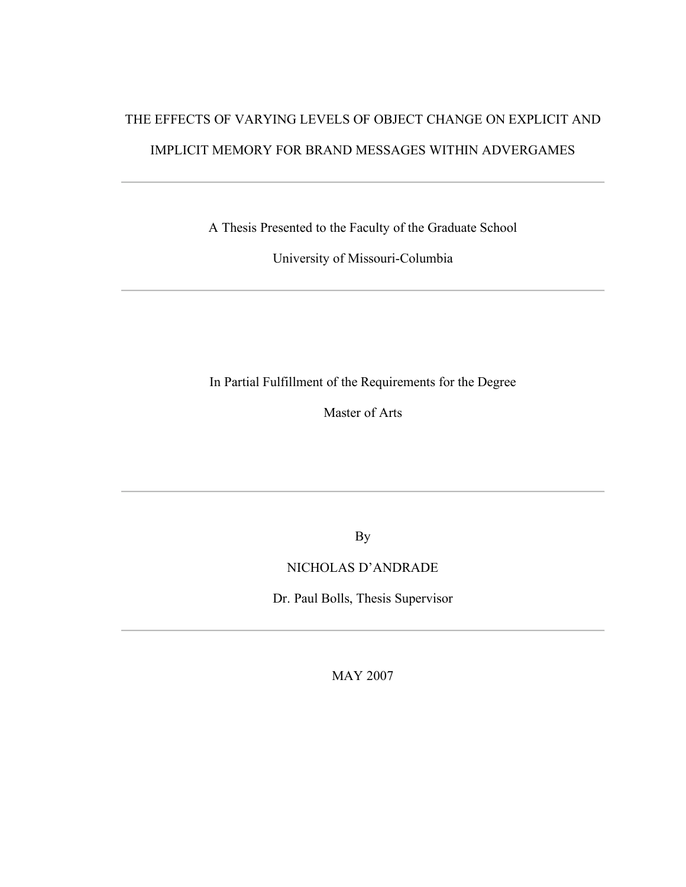# THE EFFECTS OF VARYING LEVELS OF OBJECT CHANGE ON EXPLICIT AND IMPLICIT MEMORY FOR BRAND MESSAGES WITHIN ADVERGAMES

---

A Thesis Presented to the Faculty of the Graduate School

University of Missouri-Columbia

---

In Partial Fulfillment of the Requirements for the Degree

Master of Arts

---

By

NICHOLAS D'ANDRADE

Dr. Paul Bolls, Thesis Supervisor

---

MAY 2007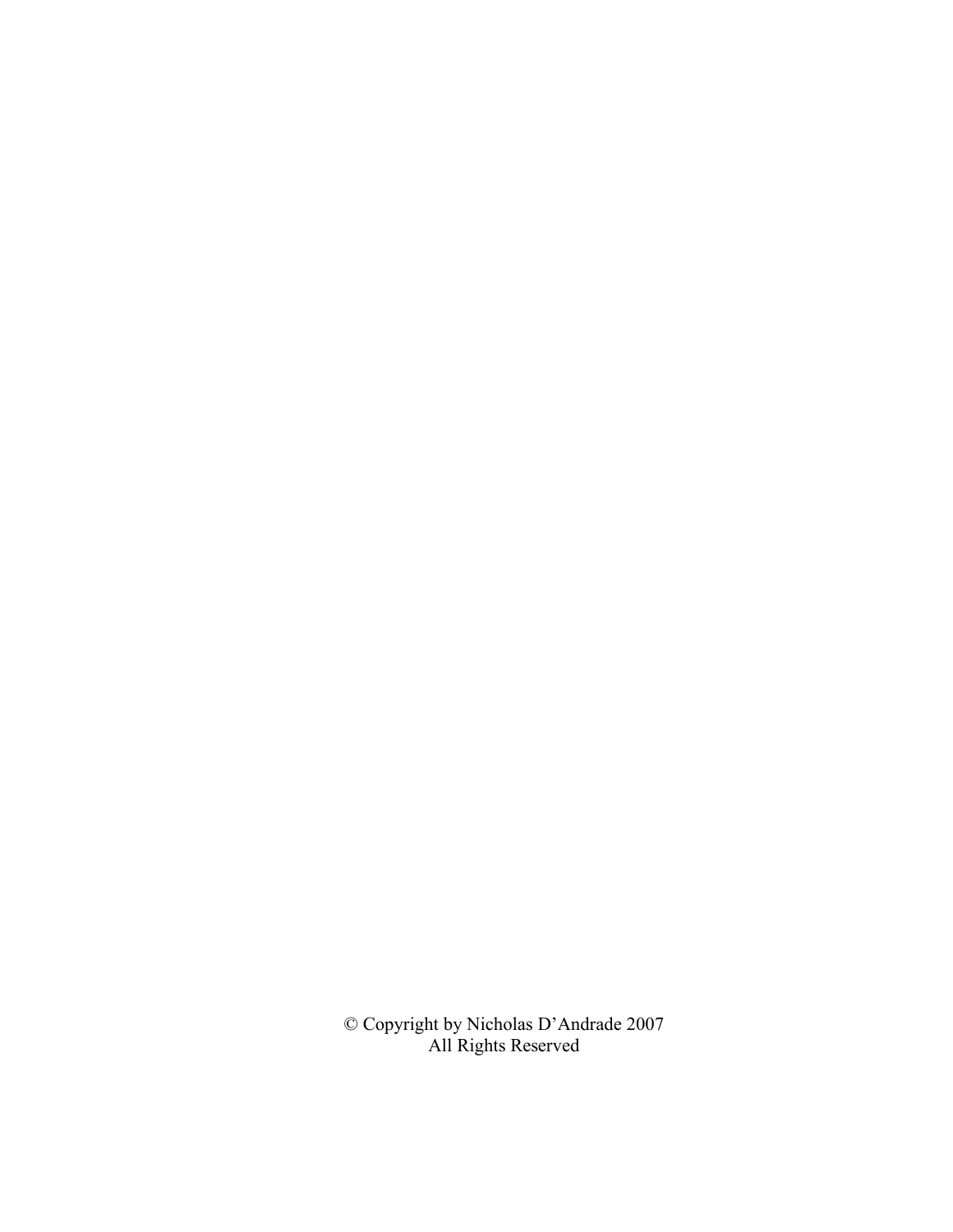© Copyright by Nicholas D'Andrade 2007
All Rights Reserved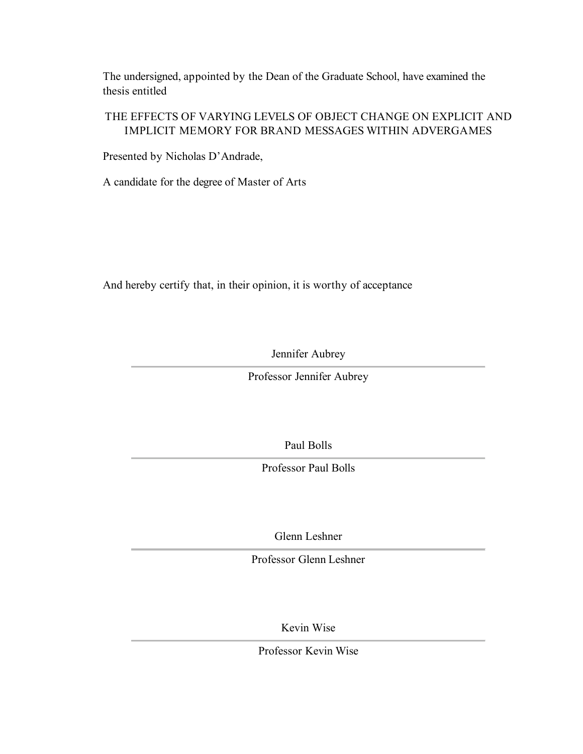The undersigned, appointed by the Dean of the Graduate School, have examined the thesis entitled

THE EFFECTS OF VARYING LEVELS OF OBJECT CHANGE ON EXPLICIT AND IMPLICIT MEMORY FOR BRAND MESSAGES WITHIN ADVERGAMES

Presented by Nicholas D'Andrade,

A candidate for the degree of Master of Arts

And hereby certify that, in their opinion, it is worthy of acceptance

Jennifer Aubrey

---

Professor Jennifer Aubrey

Paul Bolls

---

Professor Paul Bolls

Glenn Leshner

---

Professor Glenn Leshner

Kevin Wise

---

Professor Kevin Wise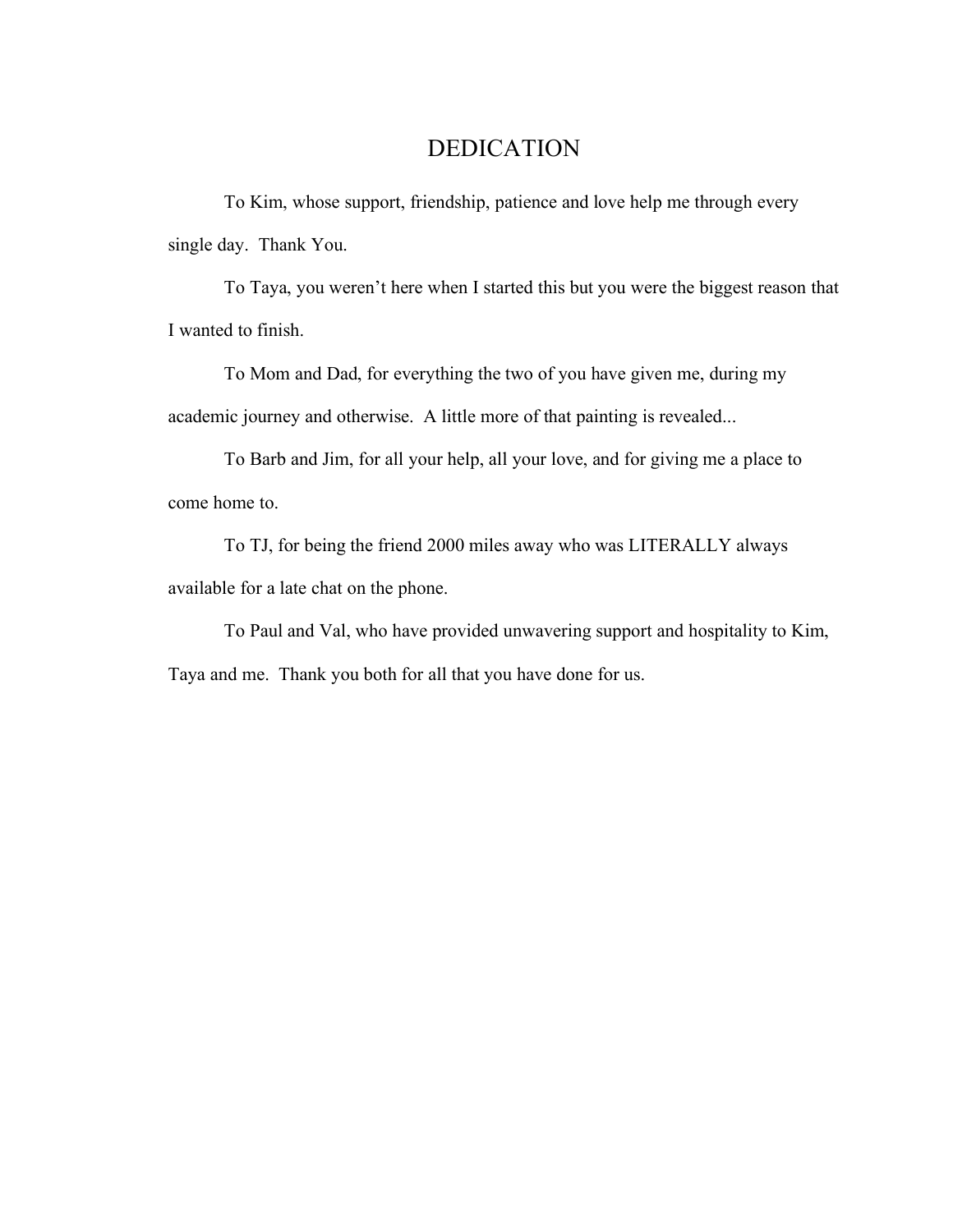# DEDICATION

To Kim, whose support, friendship, patience and love help me through every single day. Thank You.

To Taya, you weren't here when I started this but you were the biggest reason that I wanted to finish.

To Mom and Dad, for everything the two of you have given me, during my academic journey and otherwise. A little more of that painting is revealed...

To Barb and Jim, for all your help, all your love, and for giving me a place to come home to.

To TJ, for being the friend 2000 miles away who was LITERALLY always available for a late chat on the phone.

To Paul and Val, who have provided unwavering support and hospitality to Kim, Taya and me. Thank you both for all that you have done for us.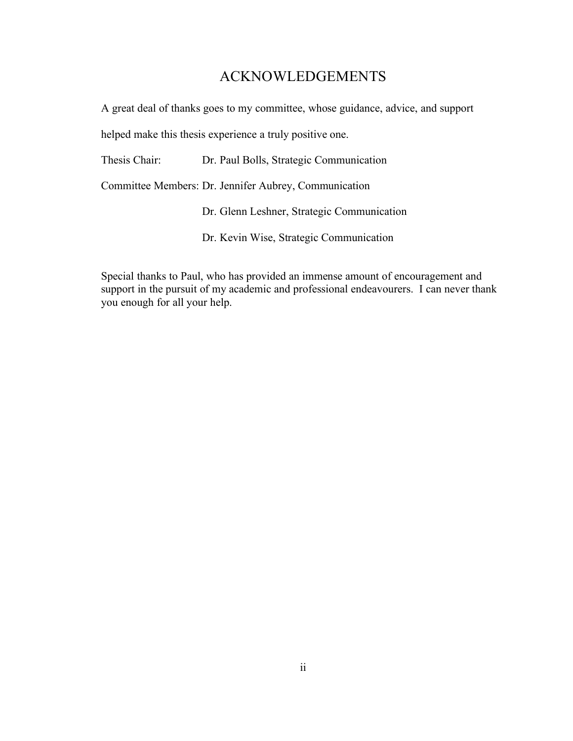# ACKNOWLEDGEMENTS

A great deal of thanks goes to my committee, whose guidance, advice, and support helped make this thesis experience a truly positive one.

Thesis Chair: Dr. Paul Bolls, Strategic Communication

Committee Members: Dr. Jennifer Aubrey, Communication

Dr. Glenn Leshner, Strategic Communication

Dr. Kevin Wise, Strategic Communication

Special thanks to Paul, who has provided an immense amount of encouragement and support in the pursuit of my academic and professional endeavourers. I can never thank you enough for all your help.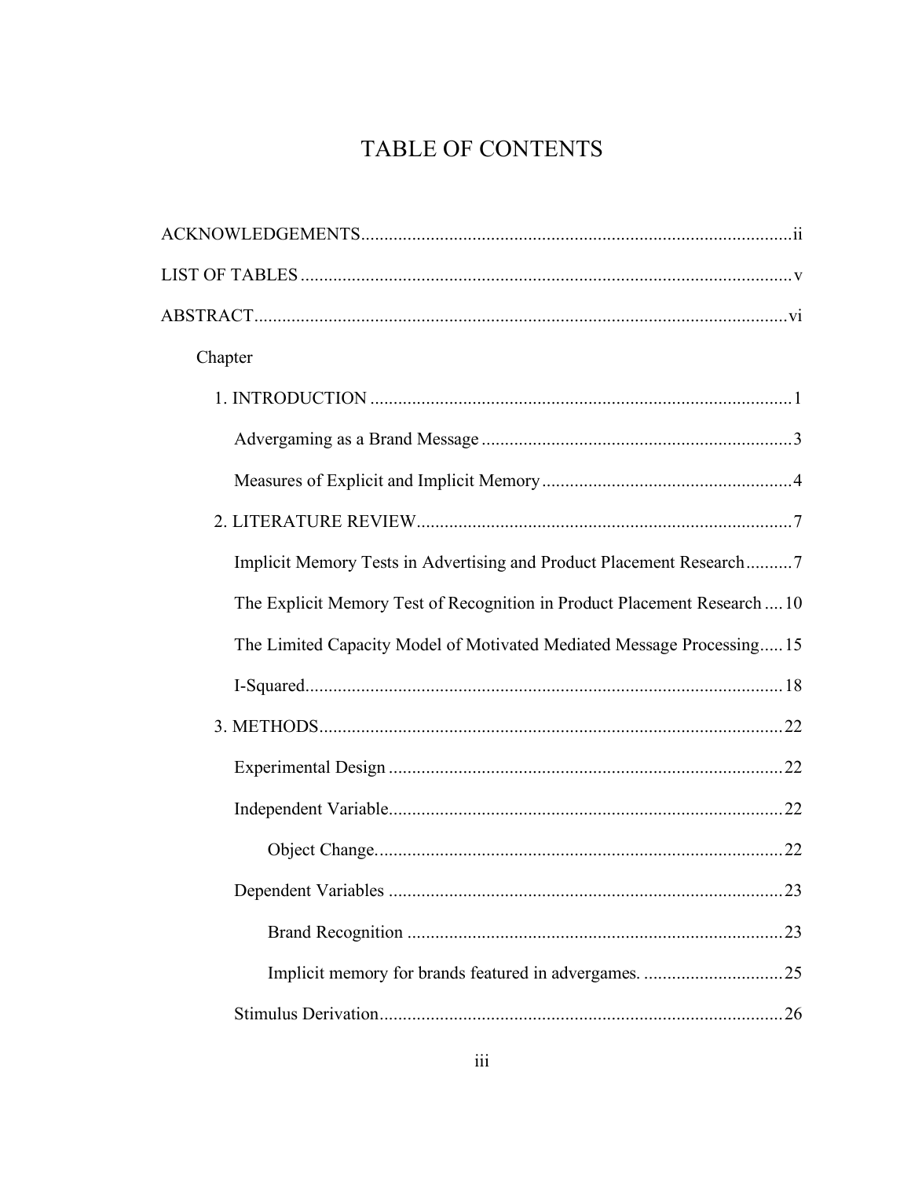# TABLE OF CONTENTS

ACKNOWLEDGEMENTS....................................................................................................ii

LIST OF TABLES ..........................................................................................................v

ABSTRACT....................................................................................................................vi

Chapter

1. INTRODUCTION ..................................................................................................1

Advergaming as a Brand Message ....................................................................3

Measures of Explicit and Implicit Memory.......................................................4

2. LITERATURE REVIEW........................................................................................7

Implicit Memory Tests in Advertising and Product Placement Research..........7

The Explicit Memory Test of Recognition in Product Placement Research....10

The Limited Capacity Model of Motivated Mediated Message Processing.....15

I-Squared..........................................................................................................18

3. METHODS............................................................................................................22

Experimental Design .......................................................................................22

Independent Variable.......................................................................................22

Object Change. ............................................................................................22

Dependent Variables .......................................................................................23

Brand Recognition ......................................................................................23

Implicit memory for brands featured in advergames. ................................25

Stimulus Derivation.........................................................................................26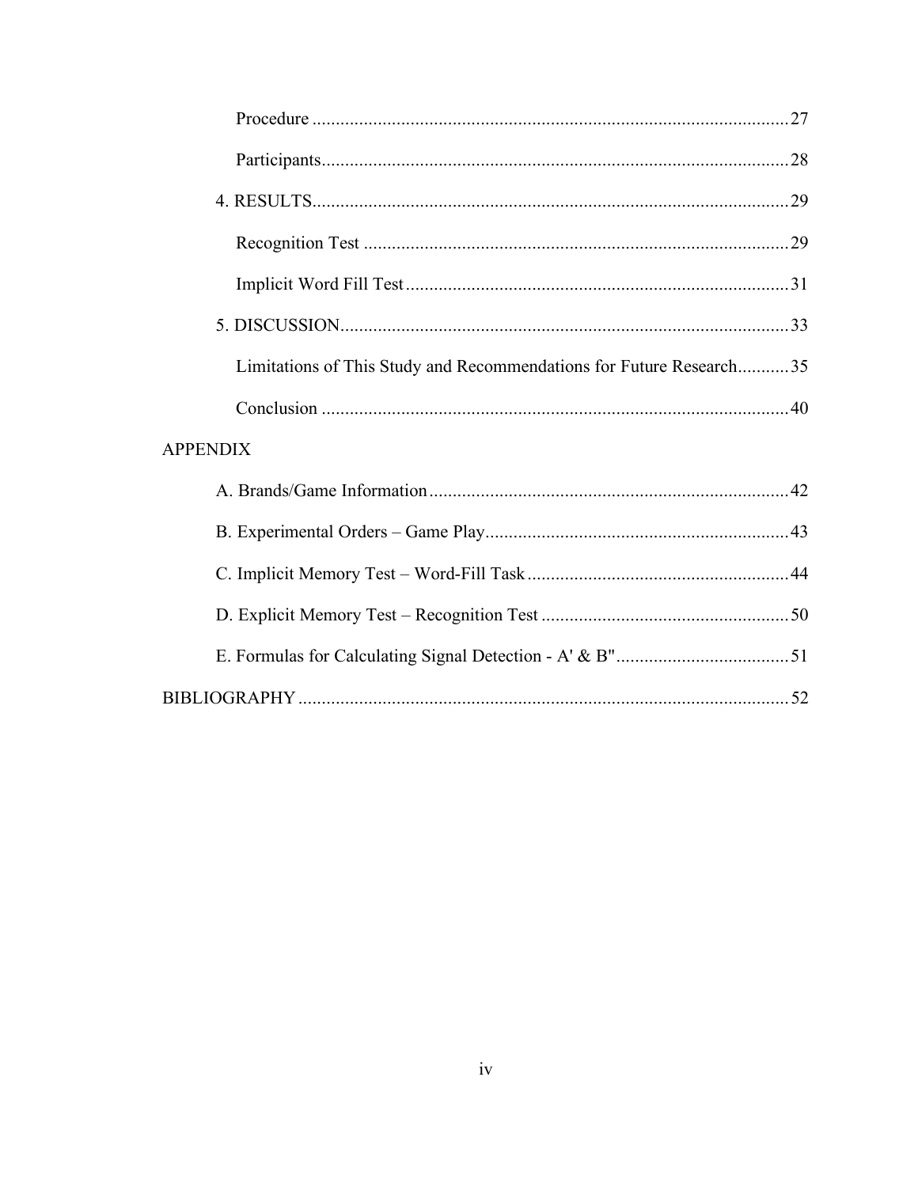Procedure ..................................................................................................... 27

Participants.................................................................................................. 28

4. RESULTS..................................................................................................... 29

Recognition Test .......................................................................................... 29

Implicit Word Fill Test ................................................................................. 31

5. DISCUSSION................................................................................................ 33

Limitations of This Study and Recommendations for Future Research........... 35

Conclusion .................................................................................................... 40

APPENDIX

A. Brands/Game Information............................................................................ 42

B. Experimental Orders – Game Play................................................................ 43

C. Implicit Memory Test – Word-Fill Task ....................................................... 44

D. Explicit Memory Test – Recognition Test .................................................... 50

E. Formulas for Calculating Signal Detection - A' & B" ..................................... 51

BIBLIOGRAPHY .............................................................................................. 52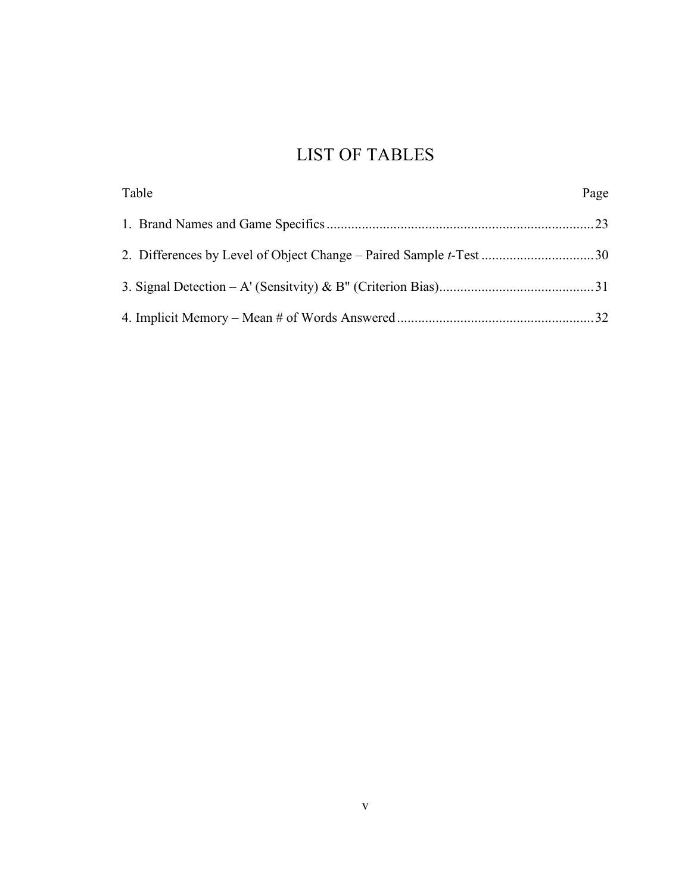# LIST OF TABLES

| Table | Page |
|---|---|
| 1. Brand Names and Game Specifics | 23 |
| 2. Differences by Level of Object Change – Paired Sample *t*-Test | 30 |
| 3. Signal Detection – A' (Sensitvity) & B" (Criterion Bias) | 31 |
| 4. Implicit Memory – Mean # of Words Answered | 32 |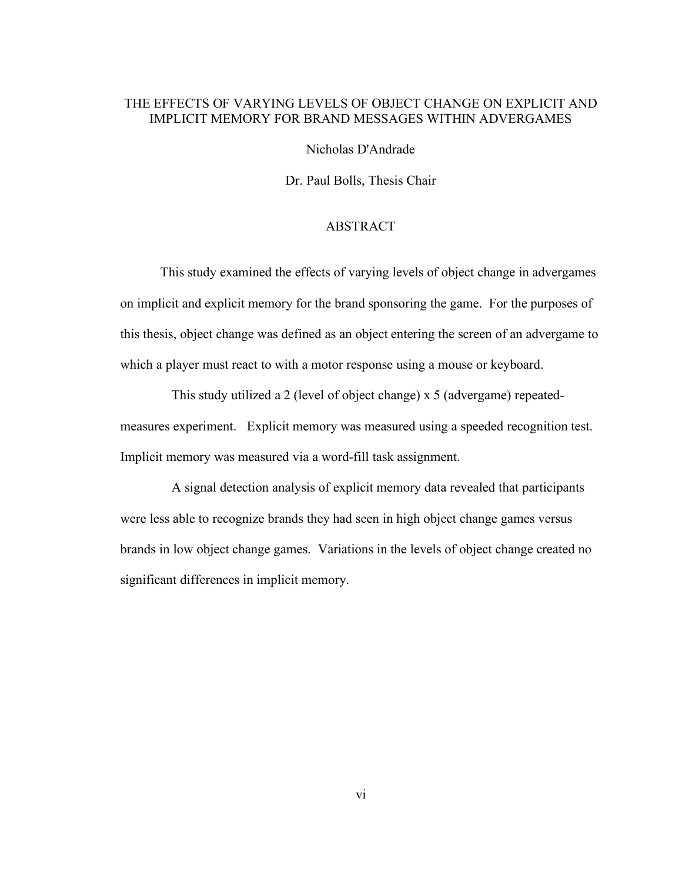THE EFFECTS OF VARYING LEVELS OF OBJECT CHANGE ON EXPLICIT AND IMPLICIT MEMORY FOR BRAND MESSAGES WITHIN ADVERGAMES

Nicholas D'Andrade

Dr. Paul Bolls, Thesis Chair

## ABSTRACT

This study examined the effects of varying levels of object change in advergames on implicit and explicit memory for the brand sponsoring the game. For the purposes of this thesis, object change was defined as an object entering the screen of an advergame to which a player must react to with a motor response using a mouse or keyboard.

This study utilized a 2 (level of object change) x 5 (advergame) repeated-measures experiment. Explicit memory was measured using a speeded recognition test. Implicit memory was measured via a word-fill task assignment.

A signal detection analysis of explicit memory data revealed that participants were less able to recognize brands they had seen in high object change games versus brands in low object change games. Variations in the levels of object change created no significant differences in implicit memory.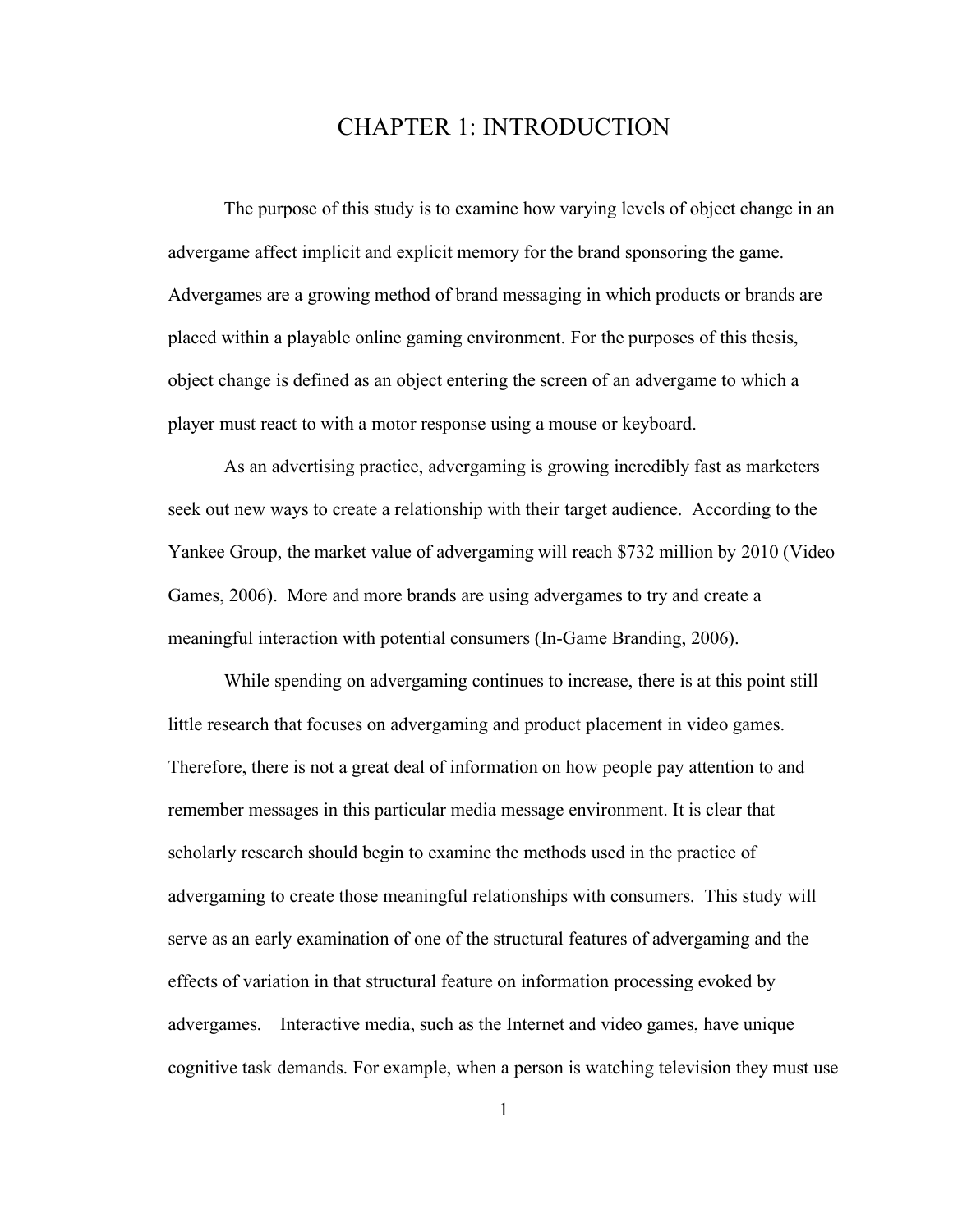# CHAPTER 1: INTRODUCTION

The purpose of this study is to examine how varying levels of object change in an advergame affect implicit and explicit memory for the brand sponsoring the game. Advergames are a growing method of brand messaging in which products or brands are placed within a playable online gaming environment. For the purposes of this thesis, object change is defined as an object entering the screen of an advergame to which a player must react to with a motor response using a mouse or keyboard.

As an advertising practice, advergaming is growing incredibly fast as marketers seek out new ways to create a relationship with their target audience. According to the Yankee Group, the market value of advergaming will reach $732 million by 2010 (Video Games, 2006). More and more brands are using advergames to try and create a meaningful interaction with potential consumers (In-Game Branding, 2006).

While spending on advergaming continues to increase, there is at this point still little research that focuses on advergaming and product placement in video games. Therefore, there is not a great deal of information on how people pay attention to and remember messages in this particular media message environment. It is clear that scholarly research should begin to examine the methods used in the practice of advergaming to create those meaningful relationships with consumers. This study will serve as an early examination of one of the structural features of advergaming and the effects of variation in that structural feature on information processing evoked by advergames. Interactive media, such as the Internet and video games, have unique cognitive task demands. For example, when a person is watching television they must use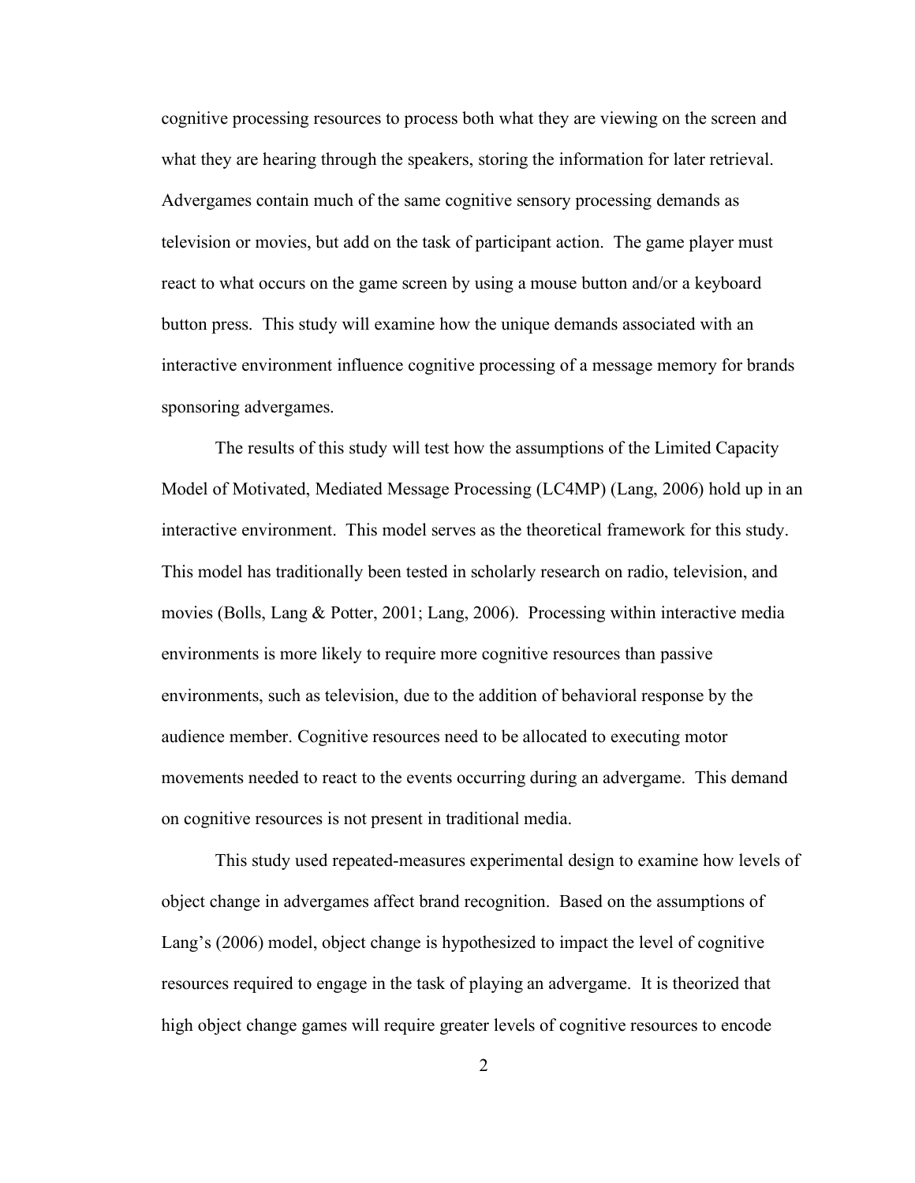cognitive processing resources to process both what they are viewing on the screen and what they are hearing through the speakers, storing the information for later retrieval. Advergames contain much of the same cognitive sensory processing demands as television or movies, but add on the task of participant action. The game player must react to what occurs on the game screen by using a mouse button and/or a keyboard button press. This study will examine how the unique demands associated with an interactive environment influence cognitive processing of a message memory for brands sponsoring advergames.

The results of this study will test how the assumptions of the Limited Capacity Model of Motivated, Mediated Message Processing (LC4MP) (Lang, 2006) hold up in an interactive environment. This model serves as the theoretical framework for this study. This model has traditionally been tested in scholarly research on radio, television, and movies (Bolls, Lang & Potter, 2001; Lang, 2006). Processing within interactive media environments is more likely to require more cognitive resources than passive environments, such as television, due to the addition of behavioral response by the audience member. Cognitive resources need to be allocated to executing motor movements needed to react to the events occurring during an advergame. This demand on cognitive resources is not present in traditional media.

This study used repeated-measures experimental design to examine how levels of object change in advergames affect brand recognition. Based on the assumptions of Lang's (2006) model, object change is hypothesized to impact the level of cognitive resources required to engage in the task of playing an advergame. It is theorized that high object change games will require greater levels of cognitive resources to encode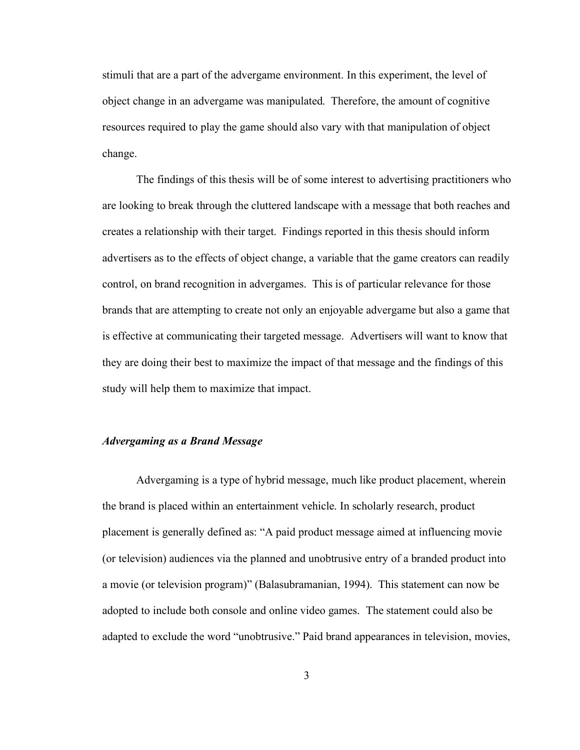stimuli that are a part of the advergame environment. In this experiment, the level of object change in an advergame was manipulated. Therefore, the amount of cognitive resources required to play the game should also vary with that manipulation of object change.

The findings of this thesis will be of some interest to advertising practitioners who are looking to break through the cluttered landscape with a message that both reaches and creates a relationship with their target. Findings reported in this thesis should inform advertisers as to the effects of object change, a variable that the game creators can readily control, on brand recognition in advergames. This is of particular relevance for those brands that are attempting to create not only an enjoyable advergame but also a game that is effective at communicating their targeted message. Advertisers will want to know that they are doing their best to maximize the impact of that message and the findings of this study will help them to maximize that impact.

### ***Advergaming as a Brand Message***

Advergaming is a type of hybrid message, much like product placement, wherein the brand is placed within an entertainment vehicle. In scholarly research, product placement is generally defined as: "A paid product message aimed at influencing movie (or television) audiences via the planned and unobtrusive entry of a branded product into a movie (or television program)" (Balasubramanian, 1994). This statement can now be adopted to include both console and online video games. The statement could also be adapted to exclude the word "unobtrusive." Paid brand appearances in television, movies,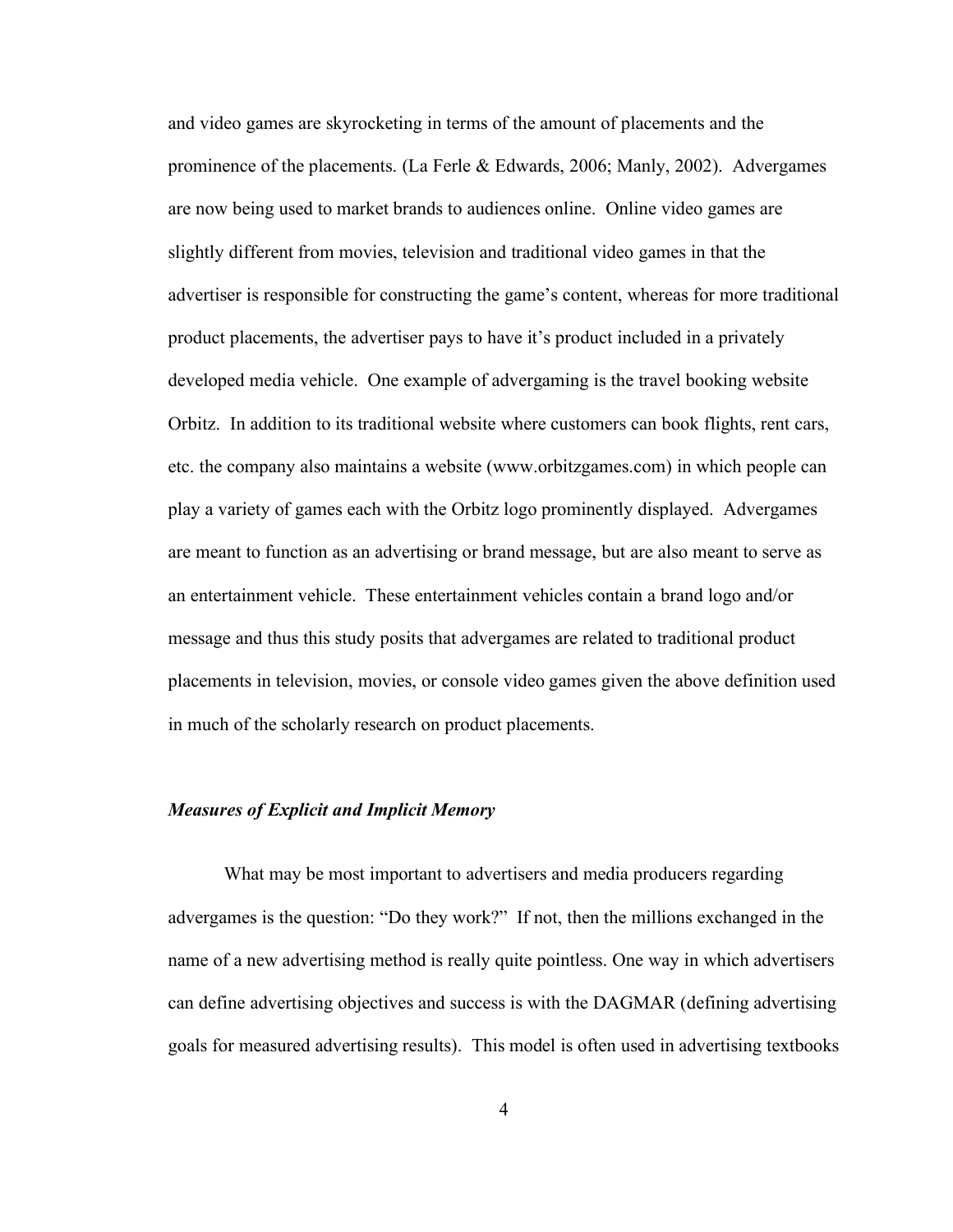and video games are skyrocketing in terms of the amount of placements and the prominence of the placements. (La Ferle & Edwards, 2006; Manly, 2002). Advergames are now being used to market brands to audiences online. Online video games are slightly different from movies, television and traditional video games in that the advertiser is responsible for constructing the game's content, whereas for more traditional product placements, the advertiser pays to have it's product included in a privately developed media vehicle. One example of advergaming is the travel booking website Orbitz. In addition to its traditional website where customers can book flights, rent cars, etc. the company also maintains a website (www.orbitzgames.com) in which people can play a variety of games each with the Orbitz logo prominently displayed. Advergames are meant to function as an advertising or brand message, but are also meant to serve as an entertainment vehicle. These entertainment vehicles contain a brand logo and/or message and thus this study posits that advergames are related to traditional product placements in television, movies, or console video games given the above definition used in much of the scholarly research on product placements.

### *Measures of Explicit and Implicit Memory*

What may be most important to advertisers and media producers regarding advergames is the question: "Do they work?" If not, then the millions exchanged in the name of a new advertising method is really quite pointless. One way in which advertisers can define advertising objectives and success is with the DAGMAR (defining advertising goals for measured advertising results). This model is often used in advertising textbooks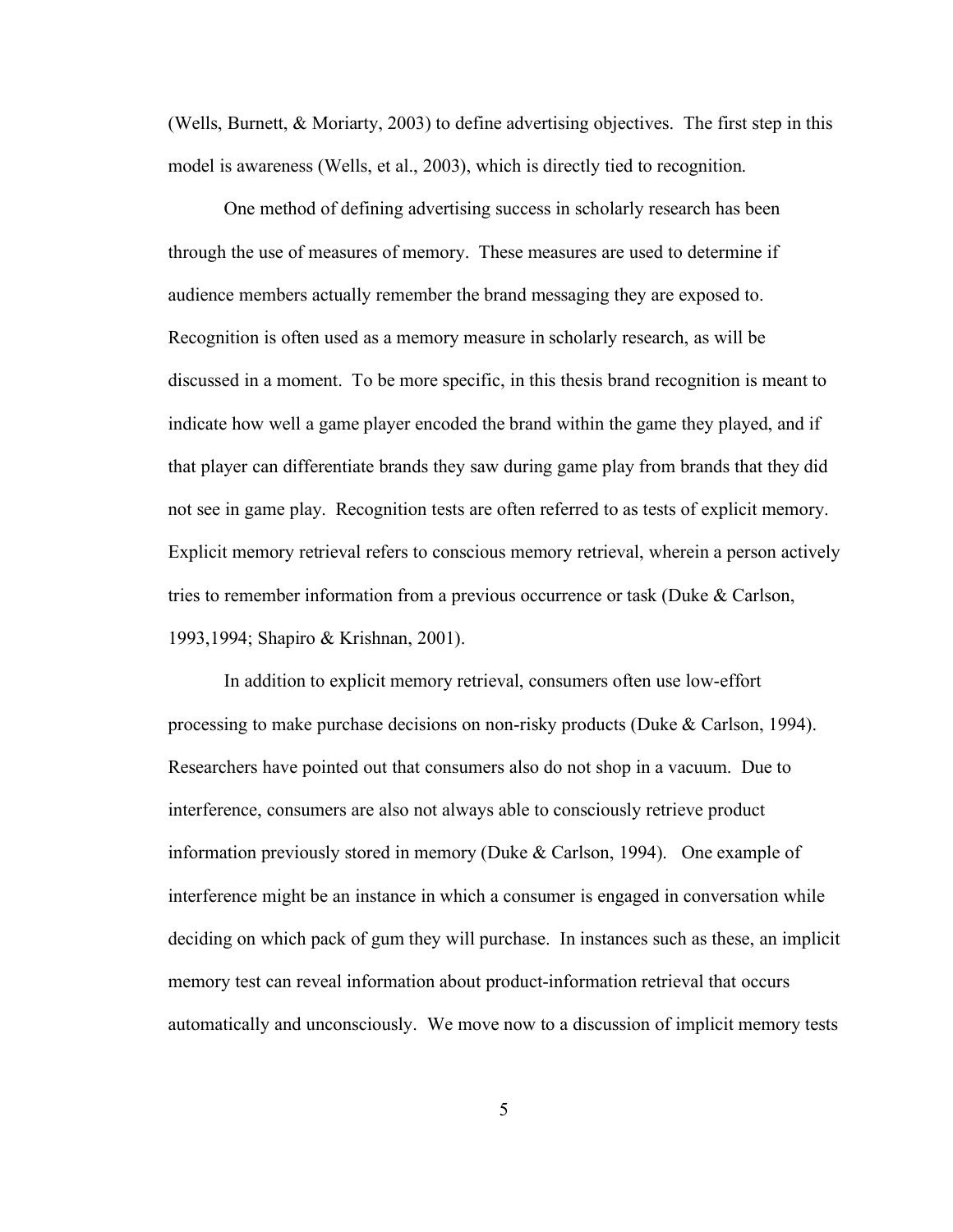(Wells, Burnett, & Moriarty, 2003) to define advertising objectives. The first step in this model is awareness (Wells, et al., 2003), which is directly tied to recognition.

One method of defining advertising success in scholarly research has been through the use of measures of memory. These measures are used to determine if audience members actually remember the brand messaging they are exposed to. Recognition is often used as a memory measure in scholarly research, as will be discussed in a moment. To be more specific, in this thesis brand recognition is meant to indicate how well a game player encoded the brand within the game they played, and if that player can differentiate brands they saw during game play from brands that they did not see in game play. Recognition tests are often referred to as tests of explicit memory. Explicit memory retrieval refers to conscious memory retrieval, wherein a person actively tries to remember information from a previous occurrence or task (Duke & Carlson, 1993,1994; Shapiro & Krishnan, 2001).

In addition to explicit memory retrieval, consumers often use low-effort processing to make purchase decisions on non-risky products (Duke & Carlson, 1994). Researchers have pointed out that consumers also do not shop in a vacuum. Due to interference, consumers are also not always able to consciously retrieve product information previously stored in memory (Duke & Carlson, 1994). One example of interference might be an instance in which a consumer is engaged in conversation while deciding on which pack of gum they will purchase. In instances such as these, an implicit memory test can reveal information about product-information retrieval that occurs automatically and unconsciously. We move now to a discussion of implicit memory tests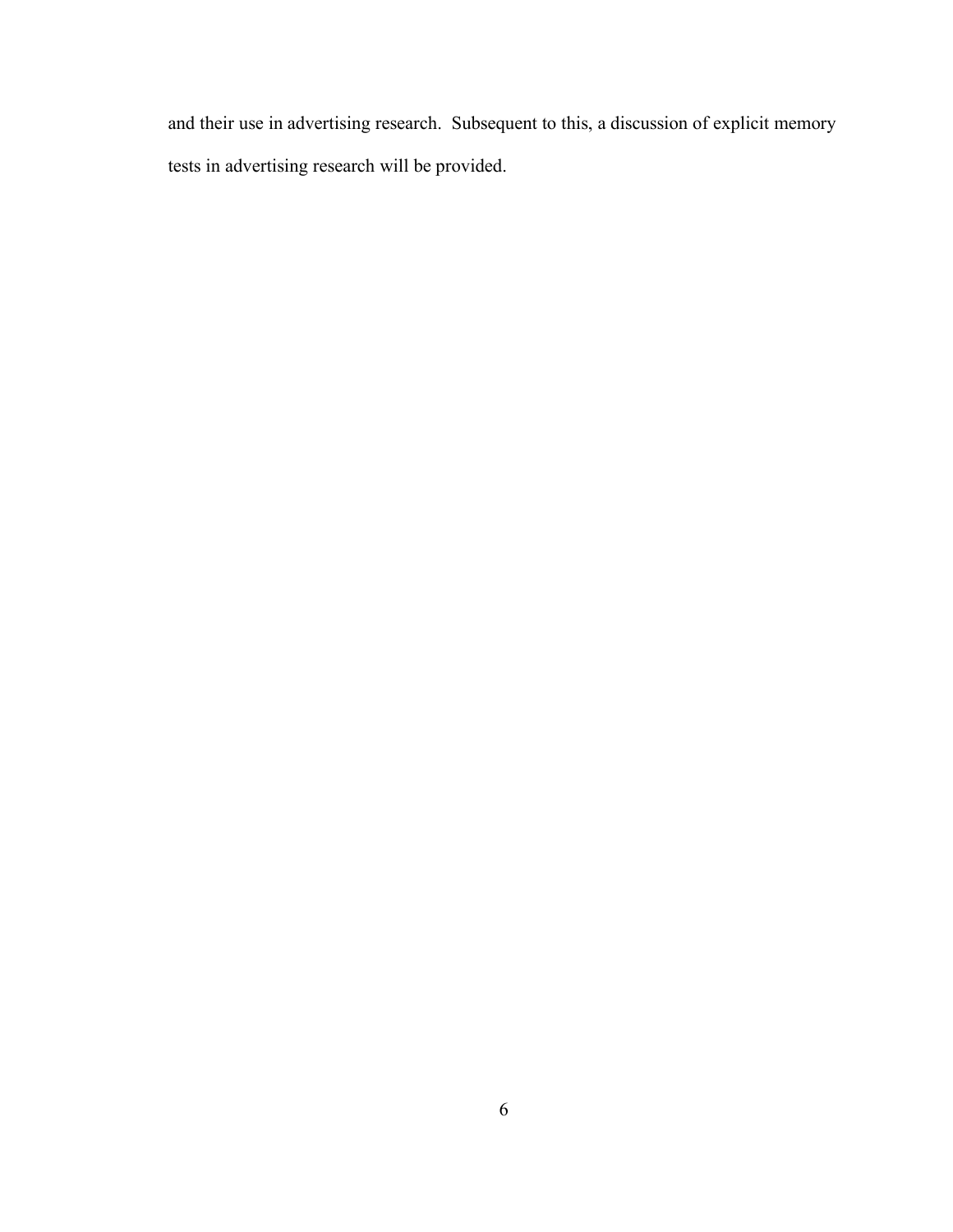and their use in advertising research. Subsequent to this, a discussion of explicit memory tests in advertising research will be provided.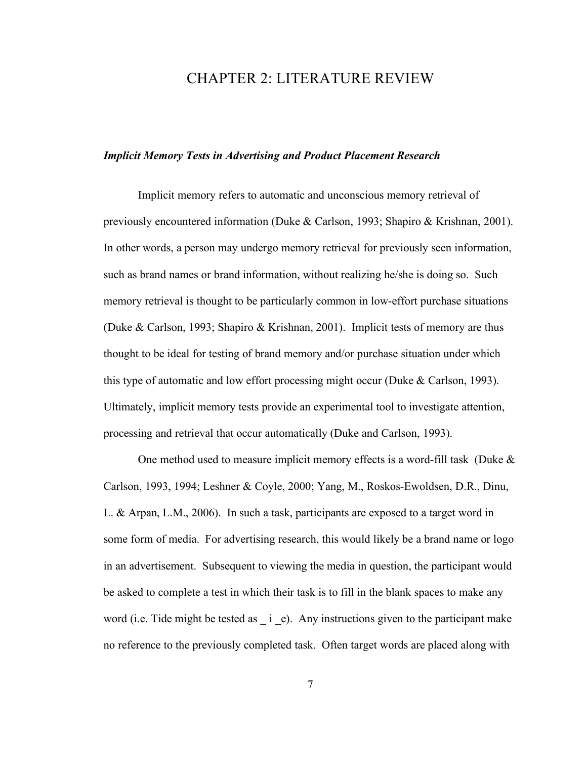# CHAPTER 2: LITERATURE REVIEW

***Implicit Memory Tests in Advertising and Product Placement Research***

Implicit memory refers to automatic and unconscious memory retrieval of previously encountered information (Duke & Carlson, 1993; Shapiro & Krishnan, 2001). In other words, a person may undergo memory retrieval for previously seen information, such as brand names or brand information, without realizing he/she is doing so. Such memory retrieval is thought to be particularly common in low-effort purchase situations (Duke & Carlson, 1993; Shapiro & Krishnan, 2001). Implicit tests of memory are thus thought to be ideal for testing of brand memory and/or purchase situation under which this type of automatic and low effort processing might occur (Duke & Carlson, 1993). Ultimately, implicit memory tests provide an experimental tool to investigate attention, processing and retrieval that occur automatically (Duke and Carlson, 1993).

One method used to measure implicit memory effects is a word-fill task (Duke & Carlson, 1993, 1994; Leshner & Coyle, 2000; Yang, M., Roskos-Ewoldsen, D.R., Dinu, L. & Arpan, L.M., 2006). In such a task, participants are exposed to a target word in some form of media. For advertising research, this would likely be a brand name or logo in an advertisement. Subsequent to viewing the media in question, the participant would be asked to complete a test in which their task is to fill in the blank spaces to make any word (i.e. Tide might be tested as _ i _e). Any instructions given to the participant make no reference to the previously completed task. Often target words are placed along with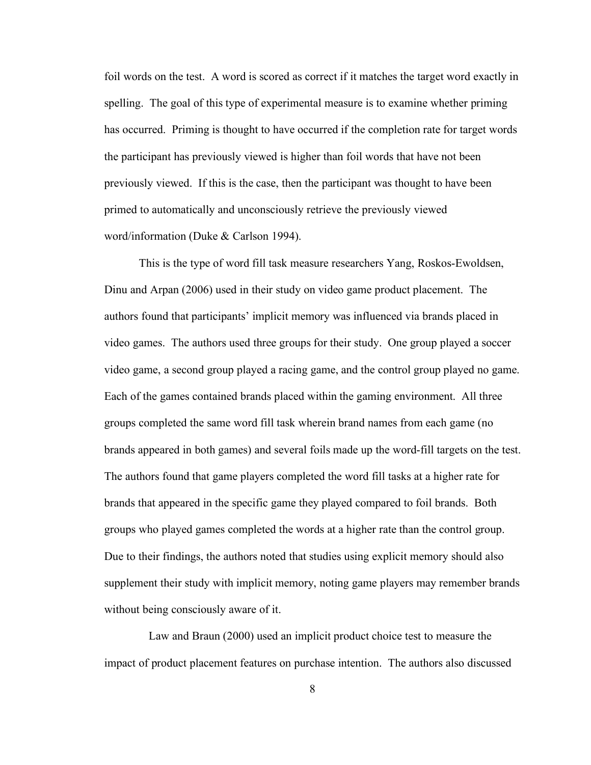foil words on the test. A word is scored as correct if it matches the target word exactly in spelling. The goal of this type of experimental measure is to examine whether priming has occurred. Priming is thought to have occurred if the completion rate for target words the participant has previously viewed is higher than foil words that have not been previously viewed. If this is the case, then the participant was thought to have been primed to automatically and unconsciously retrieve the previously viewed word/information (Duke & Carlson 1994).

This is the type of word fill task measure researchers Yang, Roskos-Ewoldsen, Dinu and Arpan (2006) used in their study on video game product placement. The authors found that participants' implicit memory was influenced via brands placed in video games. The authors used three groups for their study. One group played a soccer video game, a second group played a racing game, and the control group played no game. Each of the games contained brands placed within the gaming environment. All three groups completed the same word fill task wherein brand names from each game (no brands appeared in both games) and several foils made up the word-fill targets on the test. The authors found that game players completed the word fill tasks at a higher rate for brands that appeared in the specific game they played compared to foil brands. Both groups who played games completed the words at a higher rate than the control group. Due to their findings, the authors noted that studies using explicit memory should also supplement their study with implicit memory, noting game players may remember brands without being consciously aware of it.

Law and Braun (2000) used an implicit product choice test to measure the impact of product placement features on purchase intention. The authors also discussed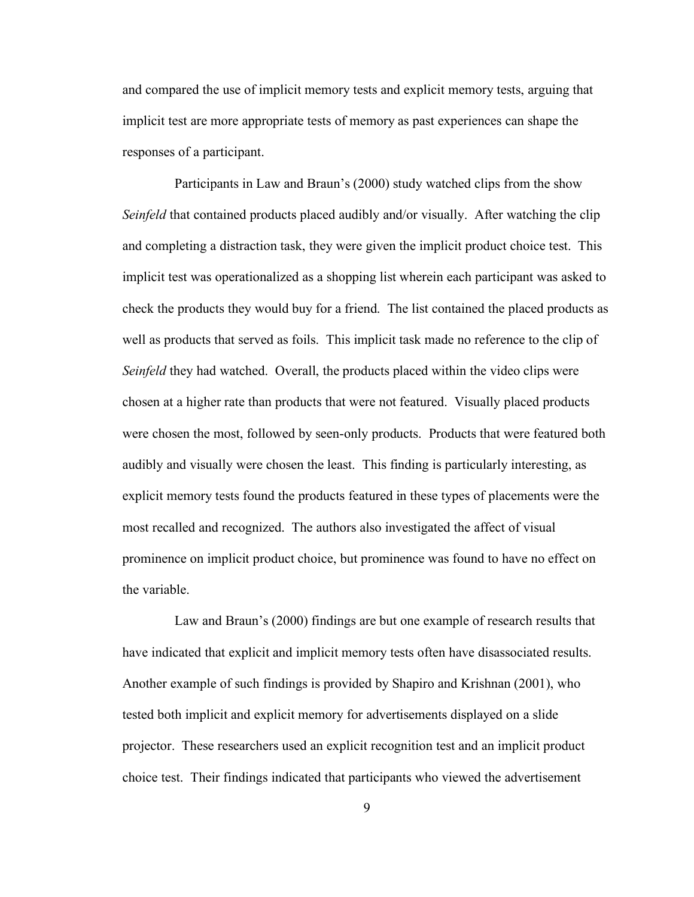and compared the use of implicit memory tests and explicit memory tests, arguing that implicit test are more appropriate tests of memory as past experiences can shape the responses of a participant.

Participants in Law and Braun's (2000) study watched clips from the show *Seinfeld* that contained products placed audibly and/or visually. After watching the clip and completing a distraction task, they were given the implicit product choice test. This implicit test was operationalized as a shopping list wherein each participant was asked to check the products they would buy for a friend. The list contained the placed products as well as products that served as foils. This implicit task made no reference to the clip of *Seinfeld* they had watched. Overall, the products placed within the video clips were chosen at a higher rate than products that were not featured. Visually placed products were chosen the most, followed by seen-only products. Products that were featured both audibly and visually were chosen the least. This finding is particularly interesting, as explicit memory tests found the products featured in these types of placements were the most recalled and recognized. The authors also investigated the affect of visual prominence on implicit product choice, but prominence was found to have no effect on the variable.

Law and Braun's (2000) findings are but one example of research results that have indicated that explicit and implicit memory tests often have disassociated results. Another example of such findings is provided by Shapiro and Krishnan (2001), who tested both implicit and explicit memory for advertisements displayed on a slide projector. These researchers used an explicit recognition test and an implicit product choice test. Their findings indicated that participants who viewed the advertisement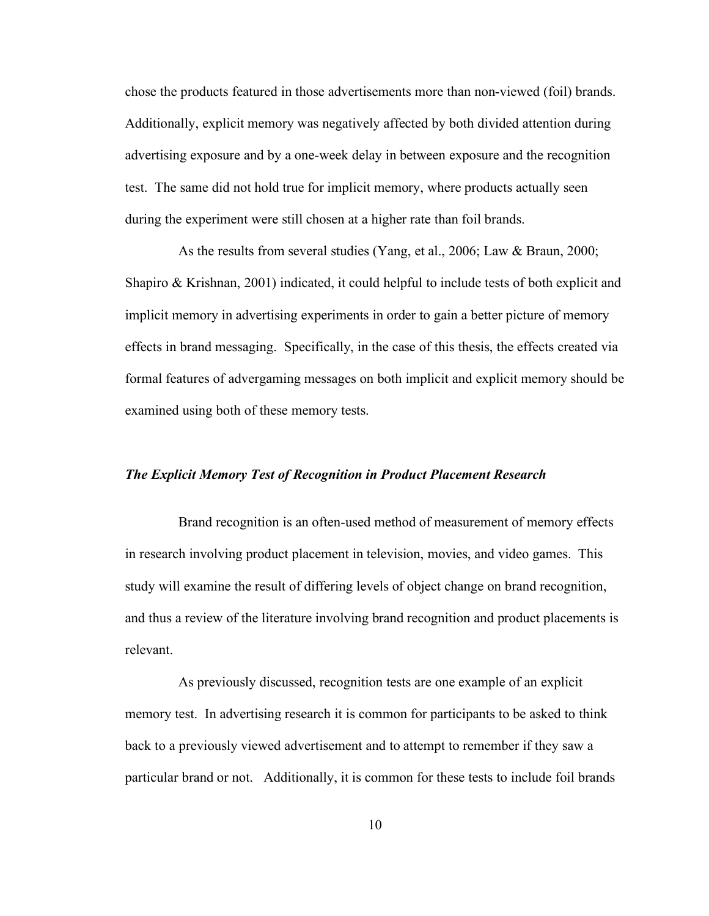chose the products featured in those advertisements more than non-viewed (foil) brands. Additionally, explicit memory was negatively affected by both divided attention during advertising exposure and by a one-week delay in between exposure and the recognition test. The same did not hold true for implicit memory, where products actually seen during the experiment were still chosen at a higher rate than foil brands.

As the results from several studies (Yang, et al., 2006; Law & Braun, 2000; Shapiro & Krishnan, 2001) indicated, it could helpful to include tests of both explicit and implicit memory in advertising experiments in order to gain a better picture of memory effects in brand messaging. Specifically, in the case of this thesis, the effects created via formal features of advergaming messages on both implicit and explicit memory should be examined using both of these memory tests.

### *The Explicit Memory Test of Recognition in Product Placement Research*

Brand recognition is an often-used method of measurement of memory effects in research involving product placement in television, movies, and video games. This study will examine the result of differing levels of object change on brand recognition, and thus a review of the literature involving brand recognition and product placements is relevant.

As previously discussed, recognition tests are one example of an explicit memory test. In advertising research it is common for participants to be asked to think back to a previously viewed advertisement and to attempt to remember if they saw a particular brand or not. Additionally, it is common for these tests to include foil brands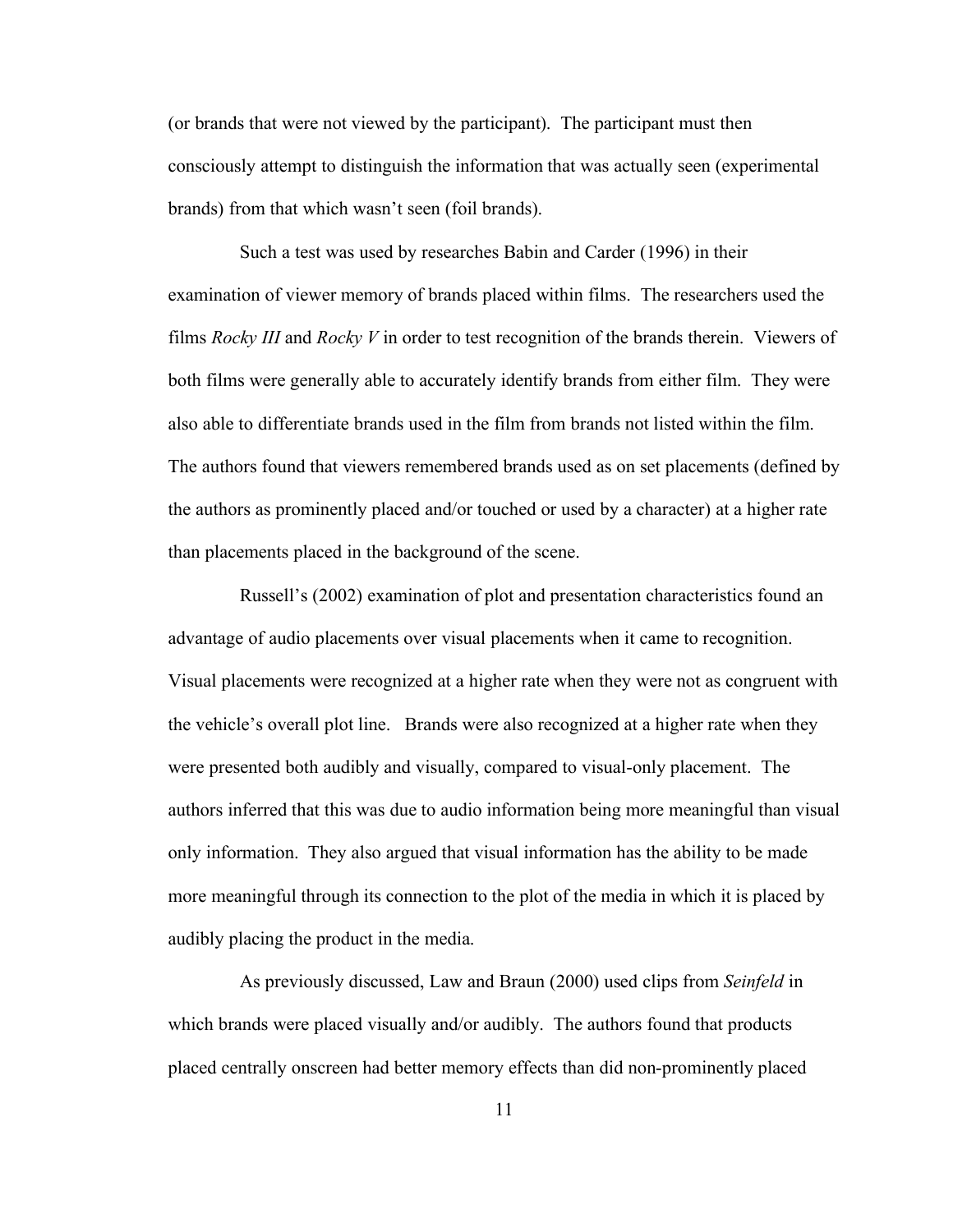(or brands that were not viewed by the participant). The participant must then consciously attempt to distinguish the information that was actually seen (experimental brands) from that which wasn't seen (foil brands).

Such a test was used by researches Babin and Carder (1996) in their examination of viewer memory of brands placed within films. The researchers used the films *Rocky III* and *Rocky V* in order to test recognition of the brands therein. Viewers of both films were generally able to accurately identify brands from either film. They were also able to differentiate brands used in the film from brands not listed within the film. The authors found that viewers remembered brands used as on set placements (defined by the authors as prominently placed and/or touched or used by a character) at a higher rate than placements placed in the background of the scene.

Russell's (2002) examination of plot and presentation characteristics found an advantage of audio placements over visual placements when it came to recognition. Visual placements were recognized at a higher rate when they were not as congruent with the vehicle's overall plot line. Brands were also recognized at a higher rate when they were presented both audibly and visually, compared to visual-only placement. The authors inferred that this was due to audio information being more meaningful than visual only information. They also argued that visual information has the ability to be made more meaningful through its connection to the plot of the media in which it is placed by audibly placing the product in the media.

As previously discussed, Law and Braun (2000) used clips from *Seinfeld* in which brands were placed visually and/or audibly. The authors found that products placed centrally onscreen had better memory effects than did non-prominently placed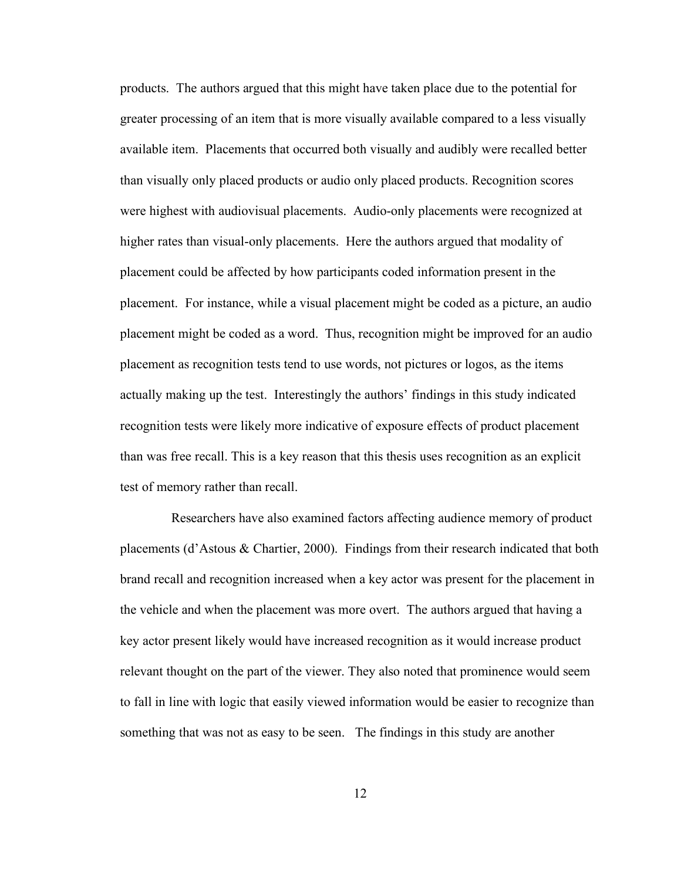products. The authors argued that this might have taken place due to the potential for greater processing of an item that is more visually available compared to a less visually available item. Placements that occurred both visually and audibly were recalled better than visually only placed products or audio only placed products. Recognition scores were highest with audiovisual placements. Audio-only placements were recognized at higher rates than visual-only placements. Here the authors argued that modality of placement could be affected by how participants coded information present in the placement. For instance, while a visual placement might be coded as a picture, an audio placement might be coded as a word. Thus, recognition might be improved for an audio placement as recognition tests tend to use words, not pictures or logos, as the items actually making up the test. Interestingly the authors' findings in this study indicated recognition tests were likely more indicative of exposure effects of product placement than was free recall. This is a key reason that this thesis uses recognition as an explicit test of memory rather than recall.

Researchers have also examined factors affecting audience memory of product placements (d'Astous & Chartier, 2000). Findings from their research indicated that both brand recall and recognition increased when a key actor was present for the placement in the vehicle and when the placement was more overt. The authors argued that having a key actor present likely would have increased recognition as it would increase product relevant thought on the part of the viewer. They also noted that prominence would seem to fall in line with logic that easily viewed information would be easier to recognize than something that was not as easy to be seen. The findings in this study are another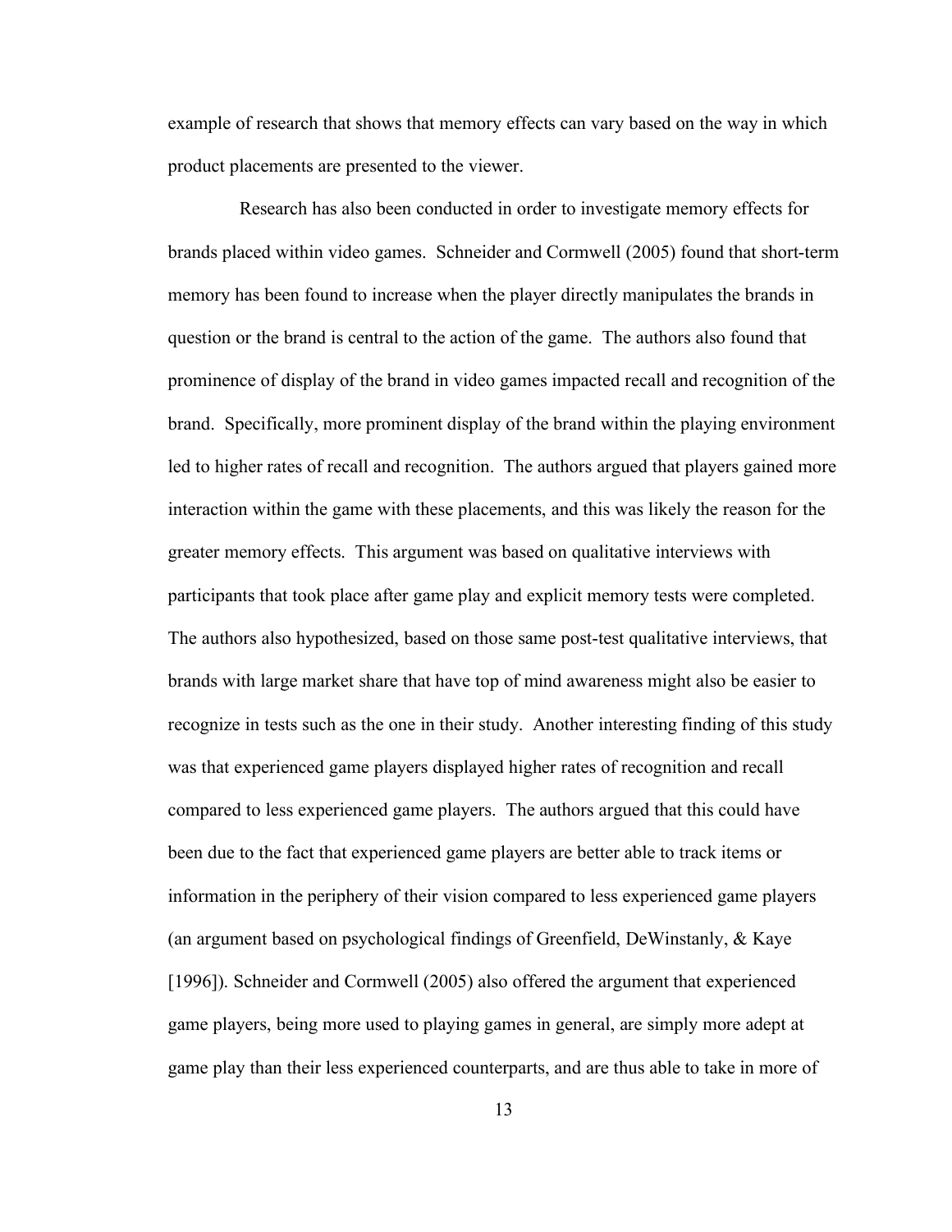example of research that shows that memory effects can vary based on the way in which product placements are presented to the viewer.

Research has also been conducted in order to investigate memory effects for brands placed within video games. Schneider and Cormwell (2005) found that short-term memory has been found to increase when the player directly manipulates the brands in question or the brand is central to the action of the game. The authors also found that prominence of display of the brand in video games impacted recall and recognition of the brand. Specifically, more prominent display of the brand within the playing environment led to higher rates of recall and recognition. The authors argued that players gained more interaction within the game with these placements, and this was likely the reason for the greater memory effects. This argument was based on qualitative interviews with participants that took place after game play and explicit memory tests were completed. The authors also hypothesized, based on those same post-test qualitative interviews, that brands with large market share that have top of mind awareness might also be easier to recognize in tests such as the one in their study. Another interesting finding of this study was that experienced game players displayed higher rates of recognition and recall compared to less experienced game players. The authors argued that this could have been due to the fact that experienced game players are better able to track items or information in the periphery of their vision compared to less experienced game players (an argument based on psychological findings of Greenfield, DeWinstanly, & Kaye [1996]). Schneider and Cormwell (2005) also offered the argument that experienced game players, being more used to playing games in general, are simply more adept at game play than their less experienced counterparts, and are thus able to take in more of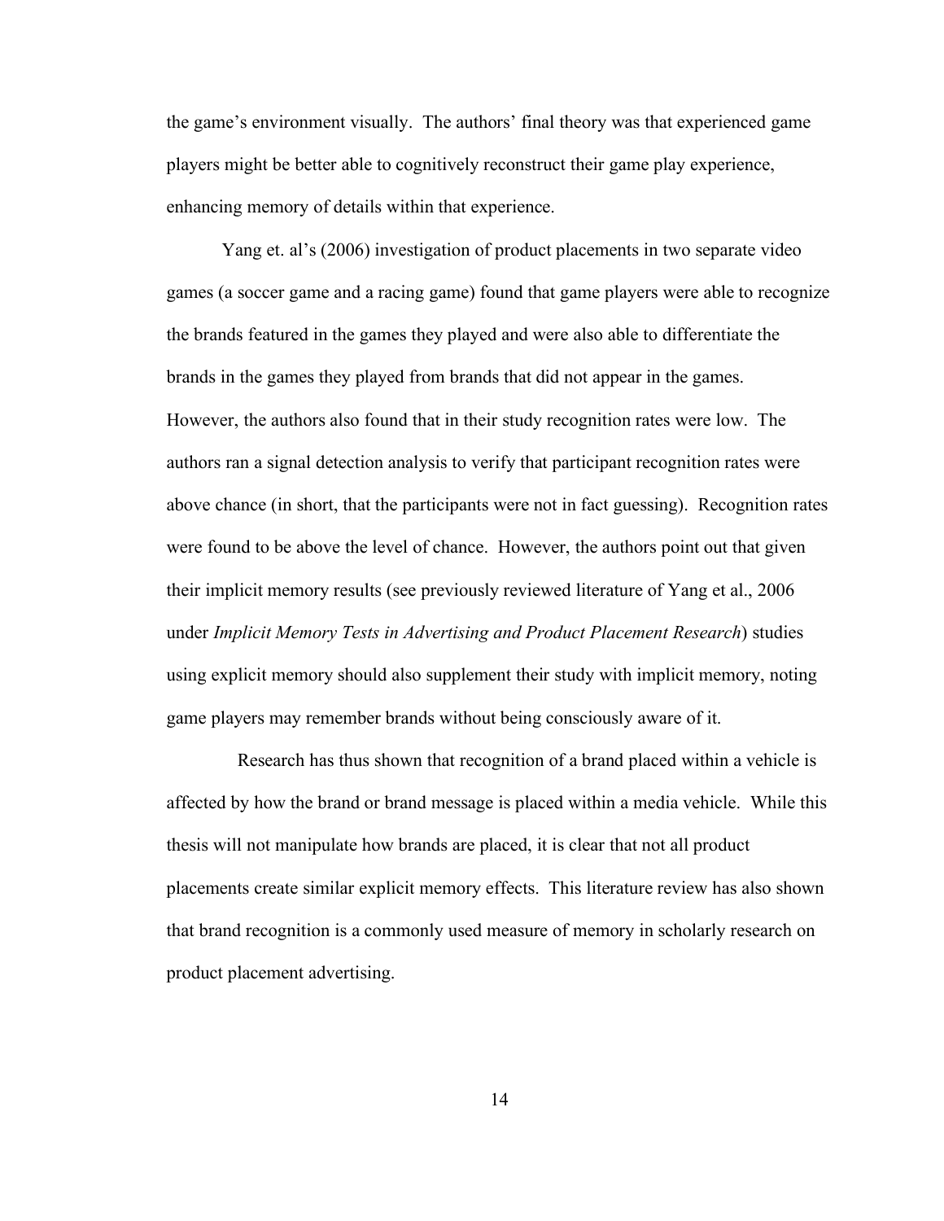the game's environment visually. The authors' final theory was that experienced game players might be better able to cognitively reconstruct their game play experience, enhancing memory of details within that experience.

Yang et. al's (2006) investigation of product placements in two separate video games (a soccer game and a racing game) found that game players were able to recognize the brands featured in the games they played and were also able to differentiate the brands in the games they played from brands that did not appear in the games. However, the authors also found that in their study recognition rates were low. The authors ran a signal detection analysis to verify that participant recognition rates were above chance (in short, that the participants were not in fact guessing). Recognition rates were found to be above the level of chance. However, the authors point out that given their implicit memory results (see previously reviewed literature of Yang et al., 2006 under *Implicit Memory Tests in Advertising and Product Placement Research*) studies using explicit memory should also supplement their study with implicit memory, noting game players may remember brands without being consciously aware of it.

Research has thus shown that recognition of a brand placed within a vehicle is affected by how the brand or brand message is placed within a media vehicle. While this thesis will not manipulate how brands are placed, it is clear that not all product placements create similar explicit memory effects. This literature review has also shown that brand recognition is a commonly used measure of memory in scholarly research on product placement advertising.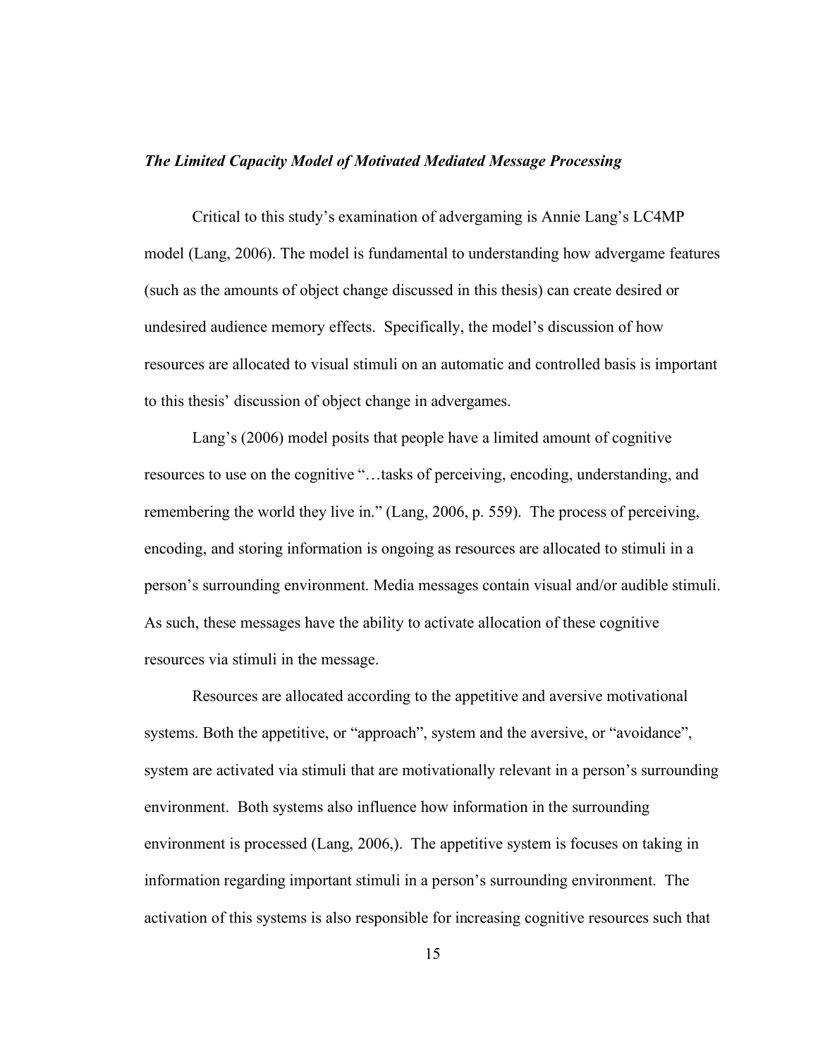### ***The Limited Capacity Model of Motivated Mediated Message Processing***

Critical to this study's examination of advergaming is Annie Lang's LC4MP model (Lang, 2006). The model is fundamental to understanding how advergame features (such as the amounts of object change discussed in this thesis) can create desired or undesired audience memory effects. Specifically, the model's discussion of how resources are allocated to visual stimuli on an automatic and controlled basis is important to this thesis' discussion of object change in advergames.

Lang's (2006) model posits that people have a limited amount of cognitive resources to use on the cognitive "…tasks of perceiving, encoding, understanding, and remembering the world they live in." (Lang, 2006, p. 559). The process of perceiving, encoding, and storing information is ongoing as resources are allocated to stimuli in a person's surrounding environment. Media messages contain visual and/or audible stimuli. As such, these messages have the ability to activate allocation of these cognitive resources via stimuli in the message.

Resources are allocated according to the appetitive and aversive motivational systems. Both the appetitive, or "approach", system and the aversive, or "avoidance", system are activated via stimuli that are motivationally relevant in a person's surrounding environment. Both systems also influence how information in the surrounding environment is processed (Lang, 2006,). The appetitive system is focuses on taking in information regarding important stimuli in a person's surrounding environment. The activation of this systems is also responsible for increasing cognitive resources such that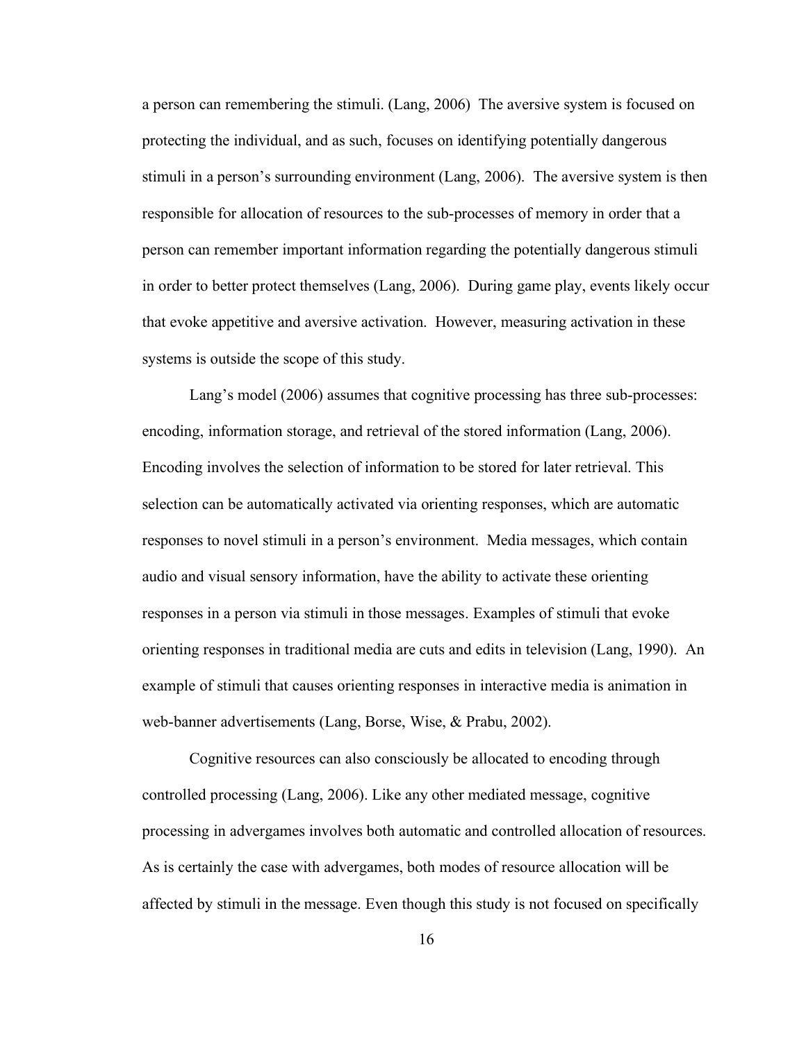a person can remembering the stimuli. (Lang, 2006) The aversive system is focused on protecting the individual, and as such, focuses on identifying potentially dangerous stimuli in a person's surrounding environment (Lang, 2006). The aversive system is then responsible for allocation of resources to the sub-processes of memory in order that a person can remember important information regarding the potentially dangerous stimuli in order to better protect themselves (Lang, 2006). During game play, events likely occur that evoke appetitive and aversive activation. However, measuring activation in these systems is outside the scope of this study.

Lang's model (2006) assumes that cognitive processing has three sub-processes: encoding, information storage, and retrieval of the stored information (Lang, 2006). Encoding involves the selection of information to be stored for later retrieval. This selection can be automatically activated via orienting responses, which are automatic responses to novel stimuli in a person's environment. Media messages, which contain audio and visual sensory information, have the ability to activate these orienting responses in a person via stimuli in those messages. Examples of stimuli that evoke orienting responses in traditional media are cuts and edits in television (Lang, 1990). An example of stimuli that causes orienting responses in interactive media is animation in web-banner advertisements (Lang, Borse, Wise, & Prabu, 2002).

Cognitive resources can also consciously be allocated to encoding through controlled processing (Lang, 2006). Like any other mediated message, cognitive processing in advergames involves both automatic and controlled allocation of resources. As is certainly the case with advergames, both modes of resource allocation will be affected by stimuli in the message. Even though this study is not focused on specifically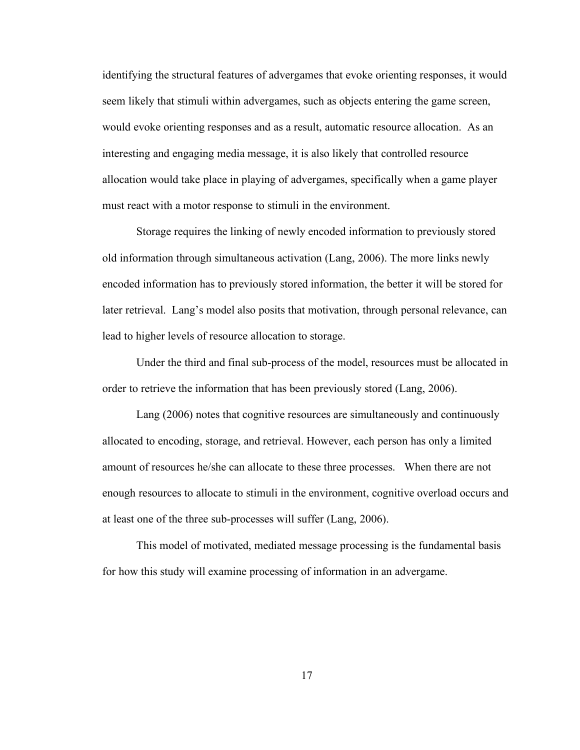identifying the structural features of advergames that evoke orienting responses, it would seem likely that stimuli within advergames, such as objects entering the game screen, would evoke orienting responses and as a result, automatic resource allocation. As an interesting and engaging media message, it is also likely that controlled resource allocation would take place in playing of advergames, specifically when a game player must react with a motor response to stimuli in the environment.

Storage requires the linking of newly encoded information to previously stored old information through simultaneous activation (Lang, 2006). The more links newly encoded information has to previously stored information, the better it will be stored for later retrieval. Lang's model also posits that motivation, through personal relevance, can lead to higher levels of resource allocation to storage.

Under the third and final sub-process of the model, resources must be allocated in order to retrieve the information that has been previously stored (Lang, 2006).

Lang (2006) notes that cognitive resources are simultaneously and continuously allocated to encoding, storage, and retrieval. However, each person has only a limited amount of resources he/she can allocate to these three processes. When there are not enough resources to allocate to stimuli in the environment, cognitive overload occurs and at least one of the three sub-processes will suffer (Lang, 2006).

This model of motivated, mediated message processing is the fundamental basis for how this study will examine processing of information in an advergame.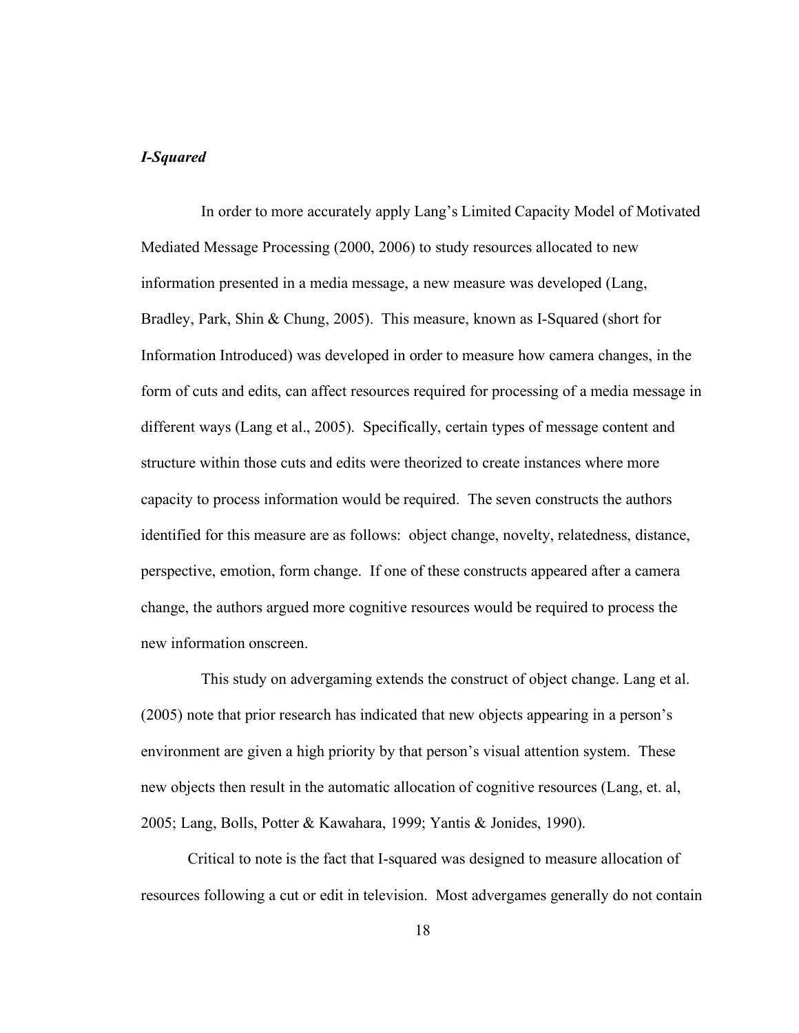***I-Squared***

In order to more accurately apply Lang's Limited Capacity Model of Motivated Mediated Message Processing (2000, 2006) to study resources allocated to new information presented in a media message, a new measure was developed (Lang, Bradley, Park, Shin & Chung, 2005). This measure, known as I-Squared (short for Information Introduced) was developed in order to measure how camera changes, in the form of cuts and edits, can affect resources required for processing of a media message in different ways (Lang et al., 2005). Specifically, certain types of message content and structure within those cuts and edits were theorized to create instances where more capacity to process information would be required. The seven constructs the authors identified for this measure are as follows: object change, novelty, relatedness, distance, perspective, emotion, form change. If one of these constructs appeared after a camera change, the authors argued more cognitive resources would be required to process the new information onscreen.

This study on advergaming extends the construct of object change. Lang et al. (2005) note that prior research has indicated that new objects appearing in a person's environment are given a high priority by that person's visual attention system. These new objects then result in the automatic allocation of cognitive resources (Lang, et. al, 2005; Lang, Bolls, Potter & Kawahara, 1999; Yantis & Jonides, 1990).

Critical to note is the fact that I-squared was designed to measure allocation of resources following a cut or edit in television. Most advergames generally do not contain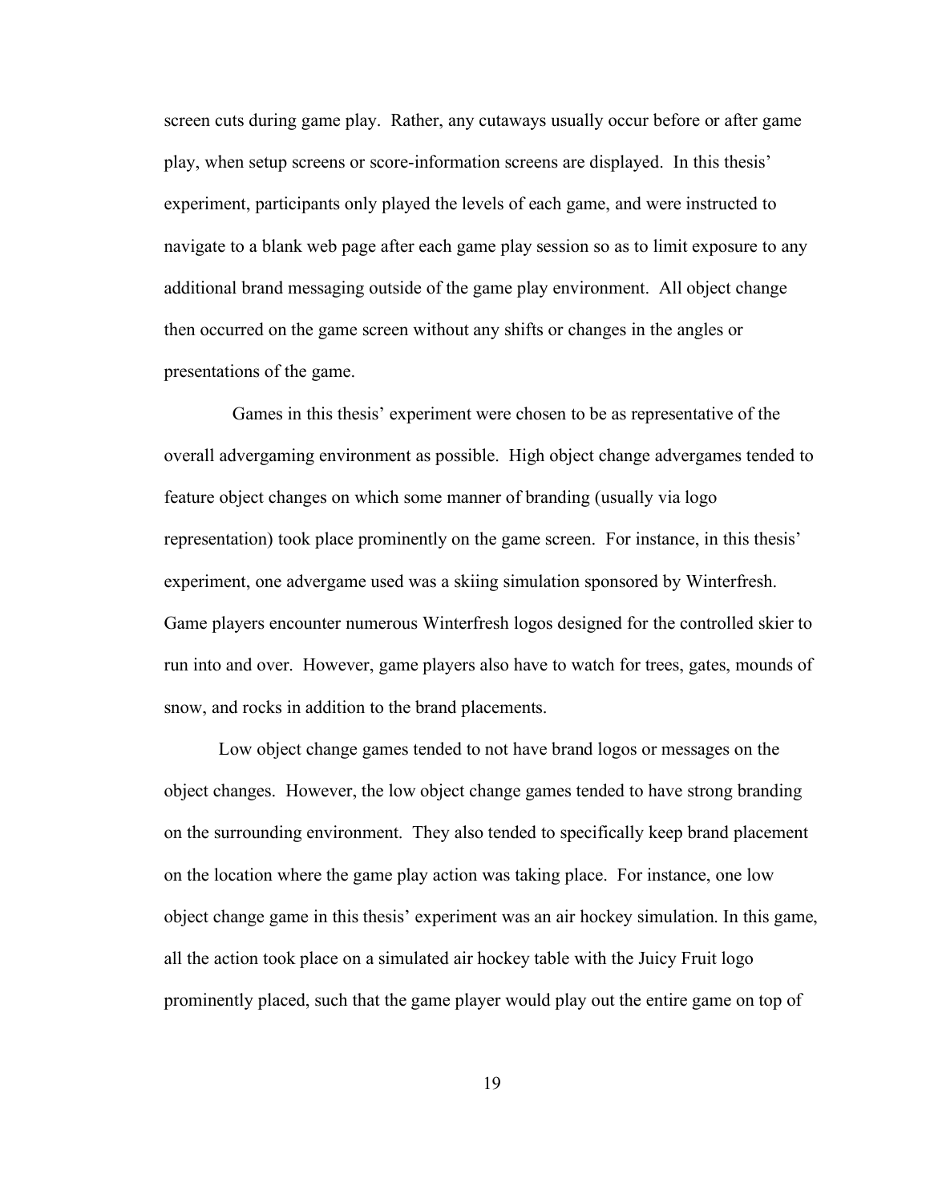screen cuts during game play. Rather, any cutaways usually occur before or after game play, when setup screens or score-information screens are displayed. In this thesis' experiment, participants only played the levels of each game, and were instructed to navigate to a blank web page after each game play session so as to limit exposure to any additional brand messaging outside of the game play environment. All object change then occurred on the game screen without any shifts or changes in the angles or presentations of the game.

Games in this thesis' experiment were chosen to be as representative of the overall advergaming environment as possible. High object change advergames tended to feature object changes on which some manner of branding (usually via logo representation) took place prominently on the game screen. For instance, in this thesis' experiment, one advergame used was a skiing simulation sponsored by Winterfresh. Game players encounter numerous Winterfresh logos designed for the controlled skier to run into and over. However, game players also have to watch for trees, gates, mounds of snow, and rocks in addition to the brand placements.

Low object change games tended to not have brand logos or messages on the object changes. However, the low object change games tended to have strong branding on the surrounding environment. They also tended to specifically keep brand placement on the location where the game play action was taking place. For instance, one low object change game in this thesis' experiment was an air hockey simulation. In this game, all the action took place on a simulated air hockey table with the Juicy Fruit logo prominently placed, such that the game player would play out the entire game on top of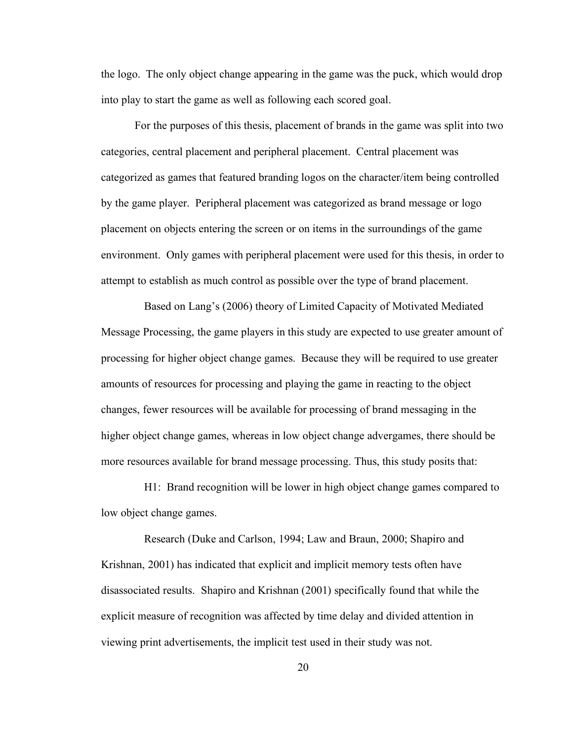the logo. The only object change appearing in the game was the puck, which would drop into play to start the game as well as following each scored goal.

For the purposes of this thesis, placement of brands in the game was split into two categories, central placement and peripheral placement. Central placement was categorized as games that featured branding logos on the character/item being controlled by the game player. Peripheral placement was categorized as brand message or logo placement on objects entering the screen or on items in the surroundings of the game environment. Only games with peripheral placement were used for this thesis, in order to attempt to establish as much control as possible over the type of brand placement.

Based on Lang's (2006) theory of Limited Capacity of Motivated Mediated Message Processing, the game players in this study are expected to use greater amount of processing for higher object change games. Because they will be required to use greater amounts of resources for processing and playing the game in reacting to the object changes, fewer resources will be available for processing of brand messaging in the higher object change games, whereas in low object change advergames, there should be more resources available for brand message processing. Thus, this study posits that:

H1: Brand recognition will be lower in high object change games compared to low object change games.

Research (Duke and Carlson, 1994; Law and Braun, 2000; Shapiro and Krishnan, 2001) has indicated that explicit and implicit memory tests often have disassociated results. Shapiro and Krishnan (2001) specifically found that while the explicit measure of recognition was affected by time delay and divided attention in viewing print advertisements, the implicit test used in their study was not.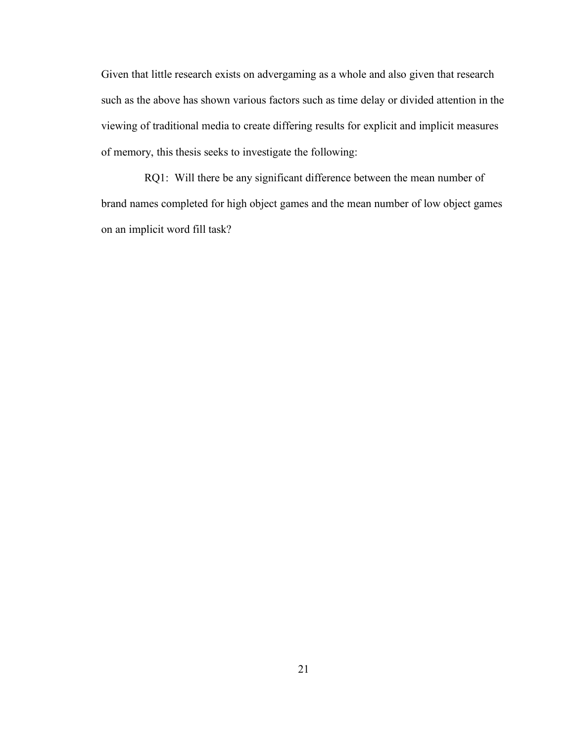Given that little research exists on advergaming as a whole and also given that research such as the above has shown various factors such as time delay or divided attention in the viewing of traditional media to create differing results for explicit and implicit measures of memory, this thesis seeks to investigate the following:

RQ1: Will there be any significant difference between the mean number of brand names completed for high object games and the mean number of low object games on an implicit word fill task?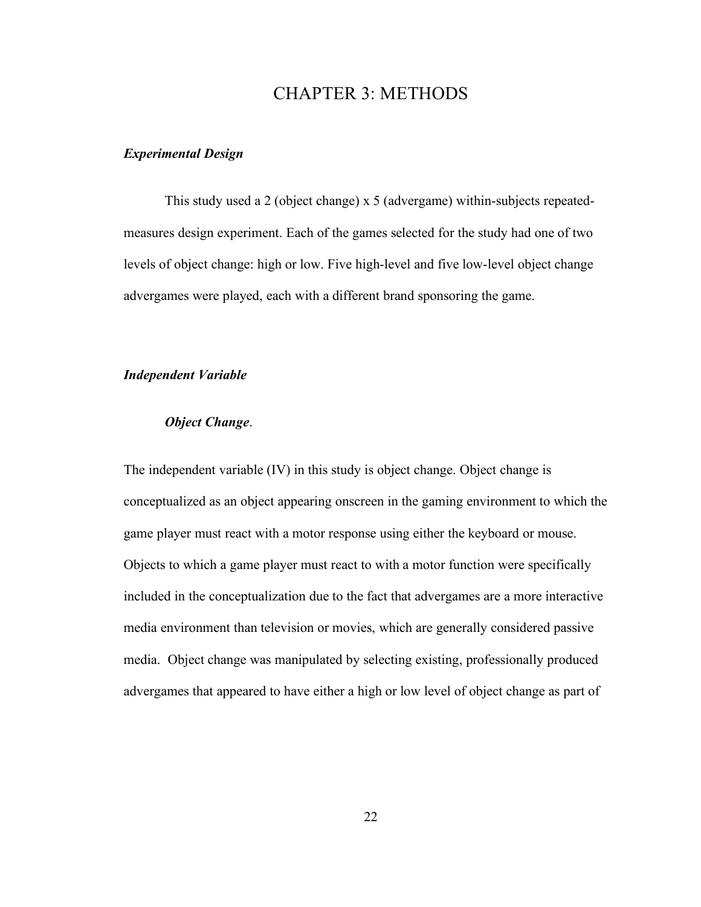# CHAPTER 3: METHODS

### *Experimental Design*

This study used a 2 (object change) x 5 (advergame) within-subjects repeated-measures design experiment. Each of the games selected for the study had one of two levels of object change: high or low. Five high-level and five low-level object change advergames were played, each with a different brand sponsoring the game.

### *Independent Variable*

#### *Object Change*.

The independent variable (IV) in this study is object change. Object change is conceptualized as an object appearing onscreen in the gaming environment to which the game player must react with a motor response using either the keyboard or mouse. Objects to which a game player must react to with a motor function were specifically included in the conceptualization due to the fact that advergames are a more interactive media environment than television or movies, which are generally considered passive media. Object change was manipulated by selecting existing, professionally produced advergames that appeared to have either a high or low level of object change as part of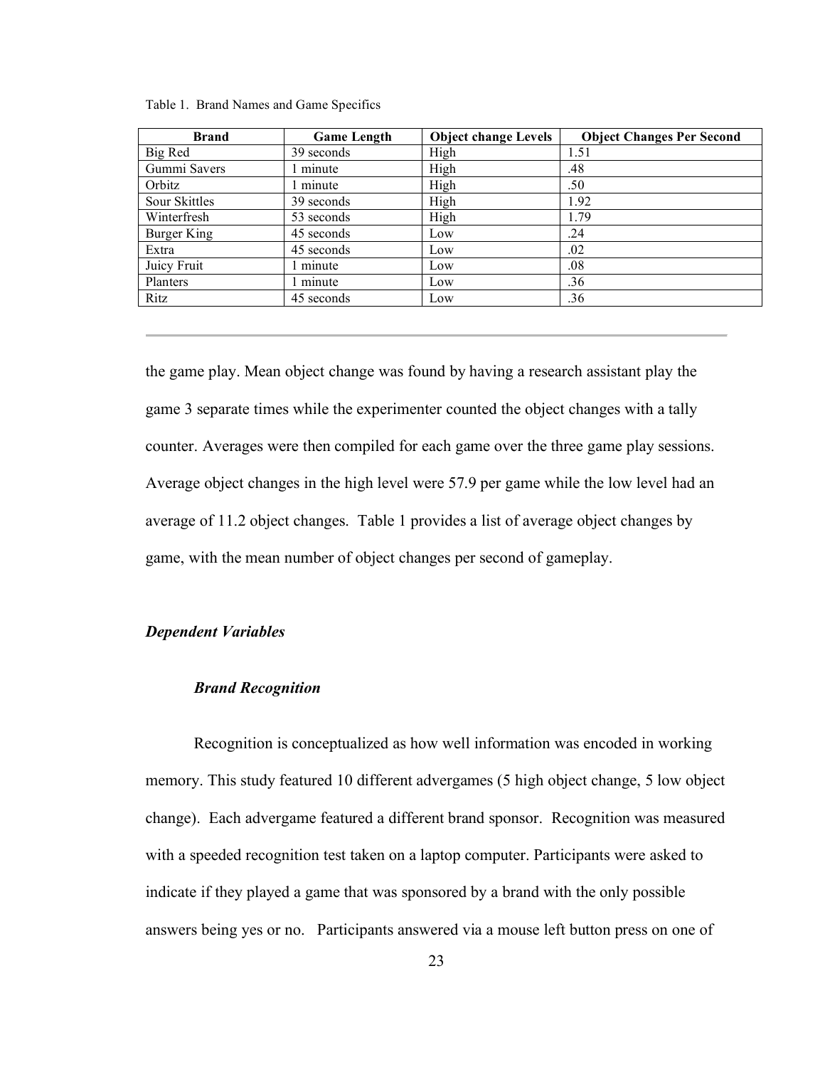Table 1. Brand Names and Game Specifics

| Brand | Game Length | Object change Levels | Object Changes Per Second |
|---|---|---|---|
| Big Red | 39 seconds | High | 1.51 |
| Gummi Savers | 1 minute | High | .48 |
| Orbitz | 1 minute | High | .50 |
| Sour Skittles | 39 seconds | High | 1.92 |
| Winterfresh | 53 seconds | High | 1.79 |
| Burger King | 45 seconds | Low | .24 |
| Extra | 45 seconds | Low | .02 |
| Juicy Fruit | 1 minute | Low | .08 |
| Planters | 1 minute | Low | .36 |
| Ritz | 45 seconds | Low | .36 |

the game play. Mean object change was found by having a research assistant play the game 3 separate times while the experimenter counted the object changes with a tally counter. Averages were then compiled for each game over the three game play sessions. Average object changes in the high level were 57.9 per game while the low level had an average of 11.2 object changes. Table 1 provides a list of average object changes by game, with the mean number of object changes per second of gameplay.

### *Dependent Variables*

#### *Brand Recognition*

Recognition is conceptualized as how well information was encoded in working memory. This study featured 10 different advergames (5 high object change, 5 low object change). Each advergame featured a different brand sponsor. Recognition was measured with a speeded recognition test taken on a laptop computer. Participants were asked to indicate if they played a game that was sponsored by a brand with the only possible answers being yes or no. Participants answered via a mouse left button press on one of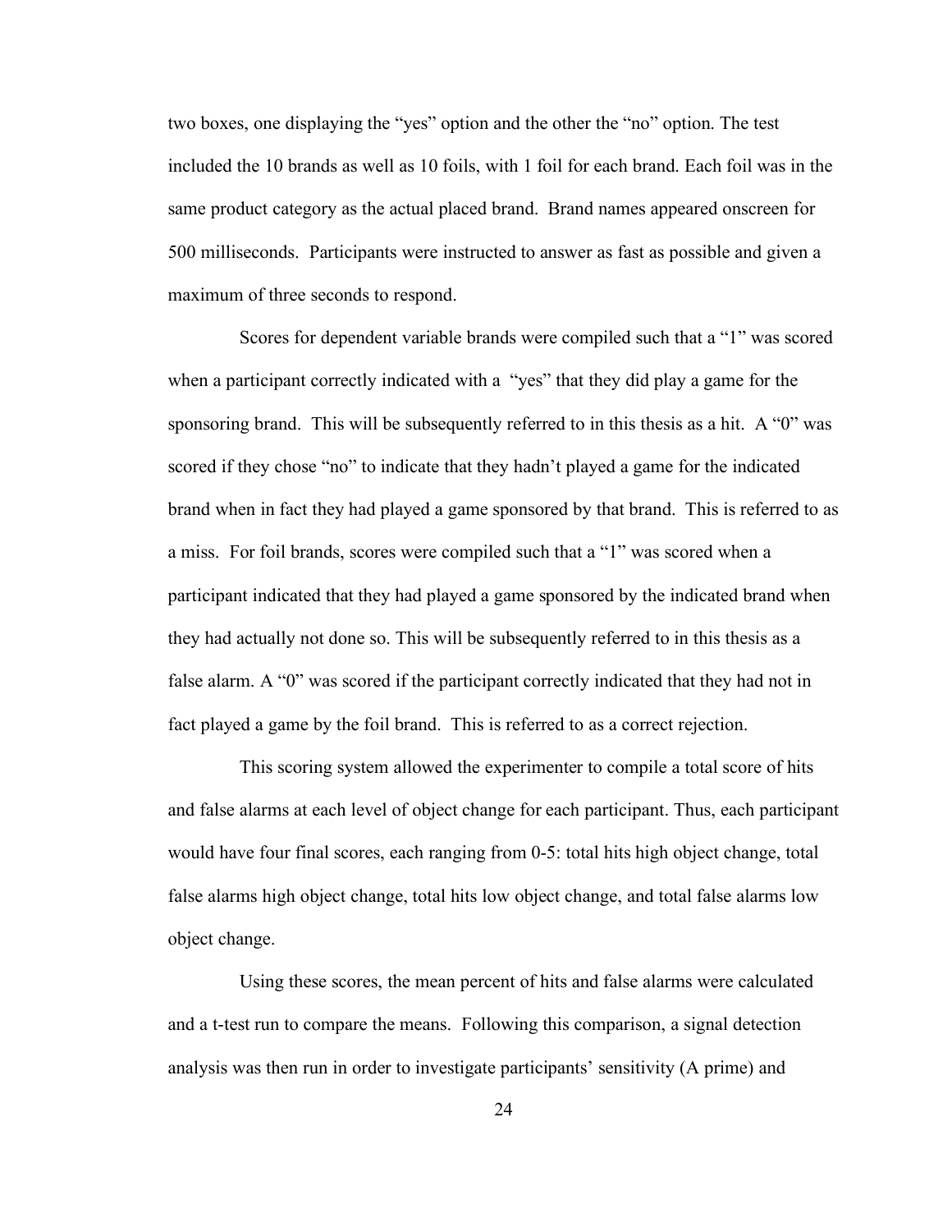two boxes, one displaying the "yes" option and the other the "no" option. The test included the 10 brands as well as 10 foils, with 1 foil for each brand. Each foil was in the same product category as the actual placed brand. Brand names appeared onscreen for 500 milliseconds. Participants were instructed to answer as fast as possible and given a maximum of three seconds to respond.

Scores for dependent variable brands were compiled such that a "1" was scored when a participant correctly indicated with a "yes" that they did play a game for the sponsoring brand. This will be subsequently referred to in this thesis as a hit. A "0" was scored if they chose "no" to indicate that they hadn't played a game for the indicated brand when in fact they had played a game sponsored by that brand. This is referred to as a miss. For foil brands, scores were compiled such that a "1" was scored when a participant indicated that they had played a game sponsored by the indicated brand when they had actually not done so. This will be subsequently referred to in this thesis as a false alarm. A "0" was scored if the participant correctly indicated that they had not in fact played a game by the foil brand. This is referred to as a correct rejection.

This scoring system allowed the experimenter to compile a total score of hits and false alarms at each level of object change for each participant. Thus, each participant would have four final scores, each ranging from 0-5: total hits high object change, total false alarms high object change, total hits low object change, and total false alarms low object change.

Using these scores, the mean percent of hits and false alarms were calculated and a t-test run to compare the means. Following this comparison, a signal detection analysis was then run in order to investigate participants' sensitivity (A prime) and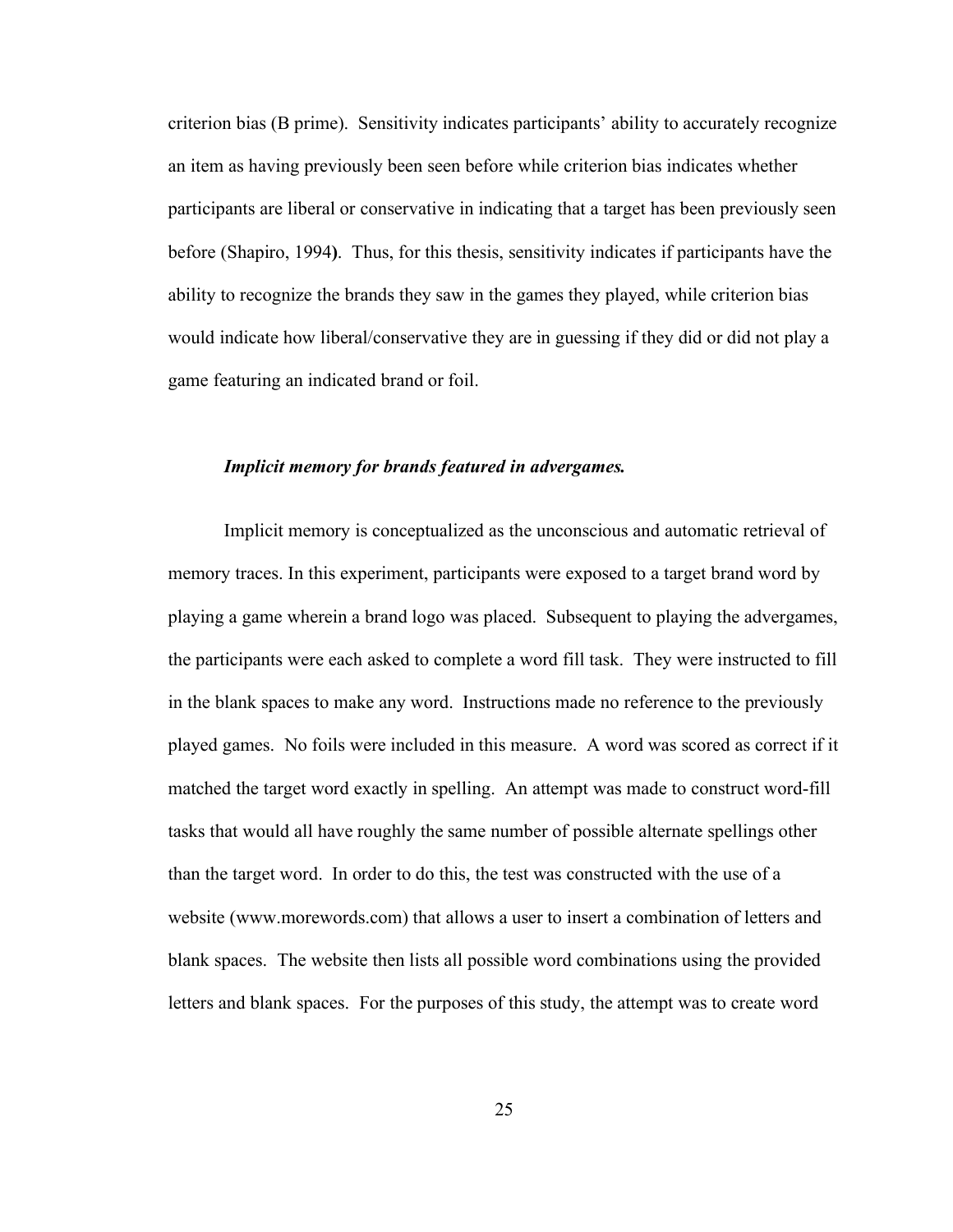criterion bias (B prime). Sensitivity indicates participants' ability to accurately recognize an item as having previously been seen before while criterion bias indicates whether participants are liberal or conservative in indicating that a target has been previously seen before (Shapiro, 1994). Thus, for this thesis, sensitivity indicates if participants have the ability to recognize the brands they saw in the games they played, while criterion bias would indicate how liberal/conservative they are in guessing if they did or did not play a game featuring an indicated brand or foil.

***Implicit memory for brands featured in advergames.***

Implicit memory is conceptualized as the unconscious and automatic retrieval of memory traces. In this experiment, participants were exposed to a target brand word by playing a game wherein a brand logo was placed. Subsequent to playing the advergames, the participants were each asked to complete a word fill task. They were instructed to fill in the blank spaces to make any word. Instructions made no reference to the previously played games. No foils were included in this measure. A word was scored as correct if it matched the target word exactly in spelling. An attempt was made to construct word-fill tasks that would all have roughly the same number of possible alternate spellings other than the target word. In order to do this, the test was constructed with the use of a website (www.morewords.com) that allows a user to insert a combination of letters and blank spaces. The website then lists all possible word combinations using the provided letters and blank spaces. For the purposes of this study, the attempt was to create word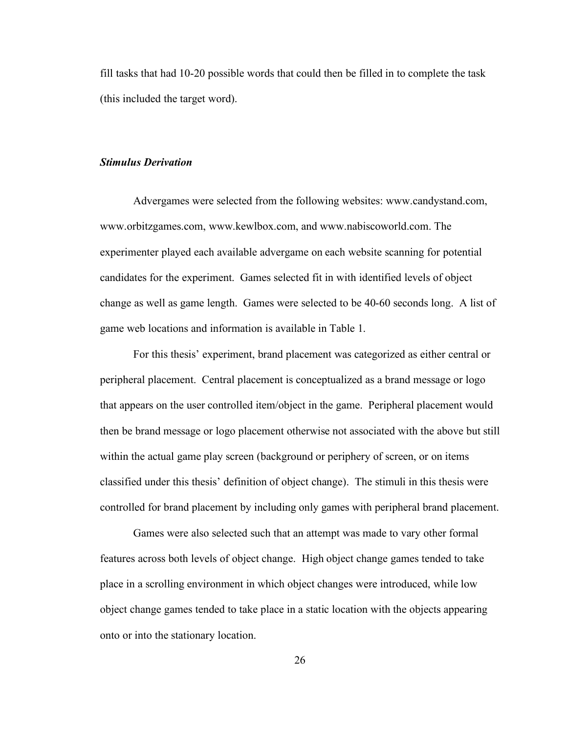fill tasks that had 10-20 possible words that could then be filled in to complete the task (this included the target word).

### ***Stimulus Derivation***

Advergames were selected from the following websites: www.candystand.com, www.orbitzgames.com, www.kewlbox.com, and www.nabiscoworld.com. The experimenter played each available advergame on each website scanning for potential candidates for the experiment. Games selected fit in with identified levels of object change as well as game length. Games were selected to be 40-60 seconds long. A list of game web locations and information is available in Table 1.

For this thesis' experiment, brand placement was categorized as either central or peripheral placement. Central placement is conceptualized as a brand message or logo that appears on the user controlled item/object in the game. Peripheral placement would then be brand message or logo placement otherwise not associated with the above but still within the actual game play screen (background or periphery of screen, or on items classified under this thesis' definition of object change). The stimuli in this thesis were controlled for brand placement by including only games with peripheral brand placement.

Games were also selected such that an attempt was made to vary other formal features across both levels of object change. High object change games tended to take place in a scrolling environment in which object changes were introduced, while low object change games tended to take place in a static location with the objects appearing onto or into the stationary location.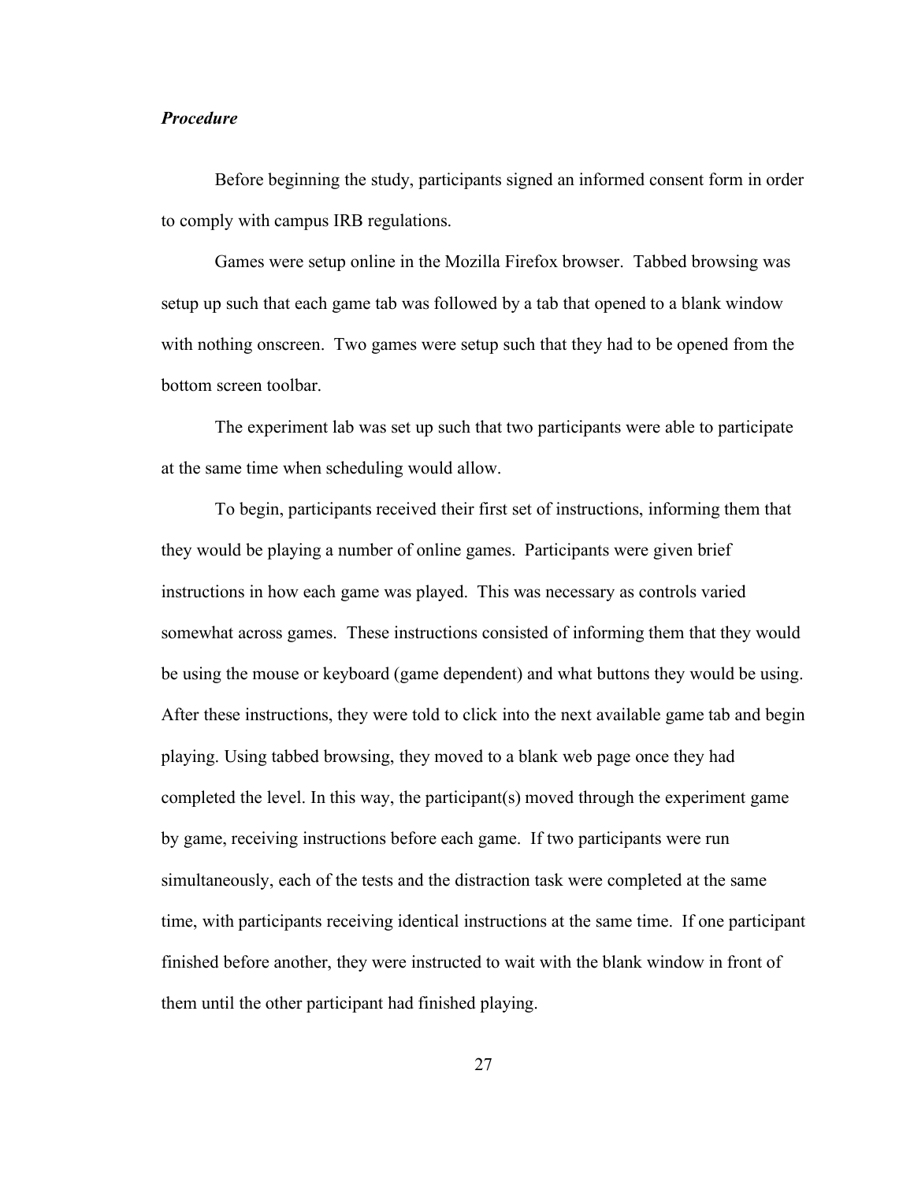### *Procedure*

Before beginning the study, participants signed an informed consent form in order to comply with campus IRB regulations.

Games were setup online in the Mozilla Firefox browser. Tabbed browsing was setup up such that each game tab was followed by a tab that opened to a blank window with nothing onscreen. Two games were setup such that they had to be opened from the bottom screen toolbar.

The experiment lab was set up such that two participants were able to participate at the same time when scheduling would allow.

To begin, participants received their first set of instructions, informing them that they would be playing a number of online games. Participants were given brief instructions in how each game was played. This was necessary as controls varied somewhat across games. These instructions consisted of informing them that they would be using the mouse or keyboard (game dependent) and what buttons they would be using. After these instructions, they were told to click into the next available game tab and begin playing. Using tabbed browsing, they moved to a blank web page once they had completed the level. In this way, the participant(s) moved through the experiment game by game, receiving instructions before each game. If two participants were run simultaneously, each of the tests and the distraction task were completed at the same time, with participants receiving identical instructions at the same time. If one participant finished before another, they were instructed to wait with the blank window in front of them until the other participant had finished playing.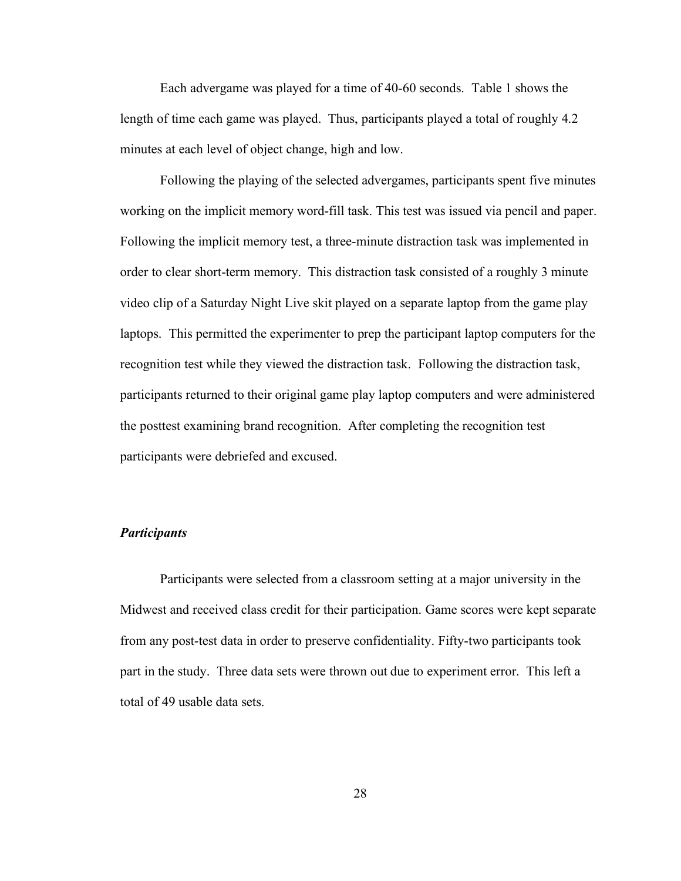Each advergame was played for a time of 40-60 seconds. Table 1 shows the length of time each game was played. Thus, participants played a total of roughly 4.2 minutes at each level of object change, high and low.

Following the playing of the selected advergames, participants spent five minutes working on the implicit memory word-fill task. This test was issued via pencil and paper. Following the implicit memory test, a three-minute distraction task was implemented in order to clear short-term memory. This distraction task consisted of a roughly 3 minute video clip of a Saturday Night Live skit played on a separate laptop from the game play laptops. This permitted the experimenter to prep the participant laptop computers for the recognition test while they viewed the distraction task. Following the distraction task, participants returned to their original game play laptop computers and were administered the posttest examining brand recognition. After completing the recognition test participants were debriefed and excused.

### *Participants*

Participants were selected from a classroom setting at a major university in the Midwest and received class credit for their participation. Game scores were kept separate from any post-test data in order to preserve confidentiality. Fifty-two participants took part in the study. Three data sets were thrown out due to experiment error. This left a total of 49 usable data sets.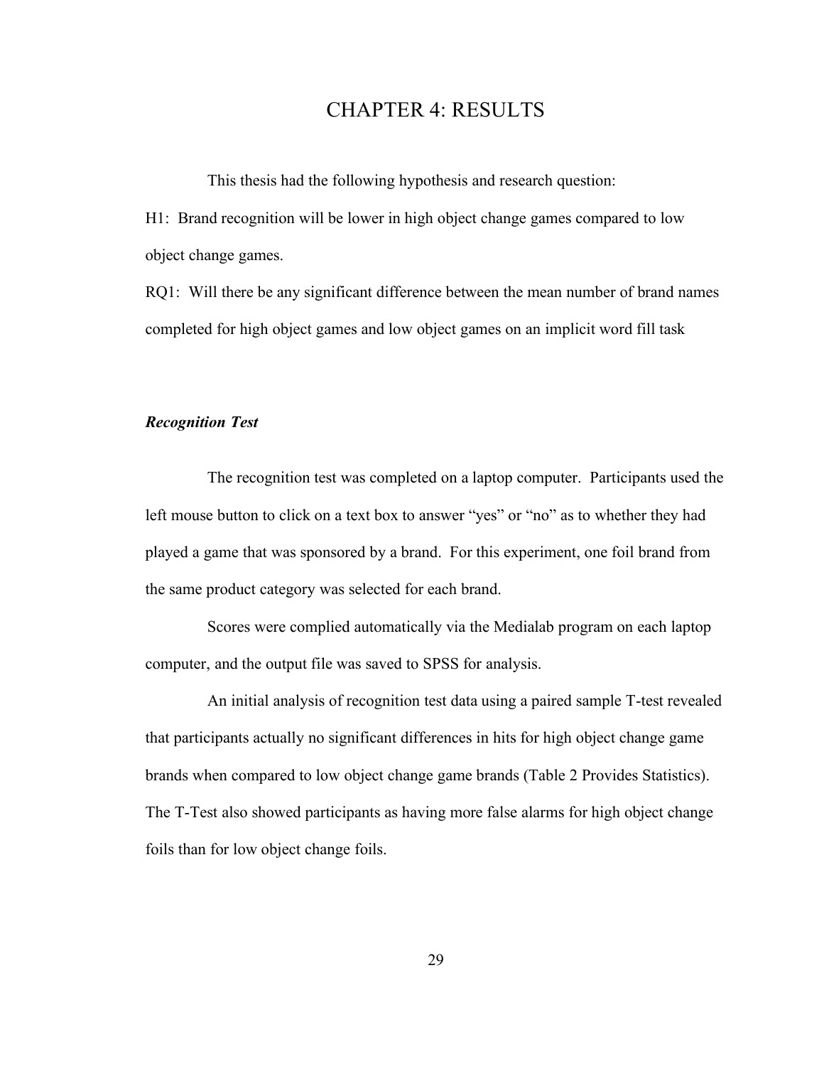# CHAPTER 4: RESULTS

This thesis had the following hypothesis and research question:

H1: Brand recognition will be lower in high object change games compared to low object change games.

RQ1: Will there be any significant difference between the mean number of brand names completed for high object games and low object games on an implicit word fill task

### *Recognition Test*

The recognition test was completed on a laptop computer. Participants used the left mouse button to click on a text box to answer "yes" or "no" as to whether they had played a game that was sponsored by a brand. For this experiment, one foil brand from the same product category was selected for each brand.

Scores were complied automatically via the Medialab program on each laptop computer, and the output file was saved to SPSS for analysis.

An initial analysis of recognition test data using a paired sample T-test revealed that participants actually no significant differences in hits for high object change game brands when compared to low object change game brands (Table 2 Provides Statistics). The T-Test also showed participants as having more false alarms for high object change foils than for low object change foils.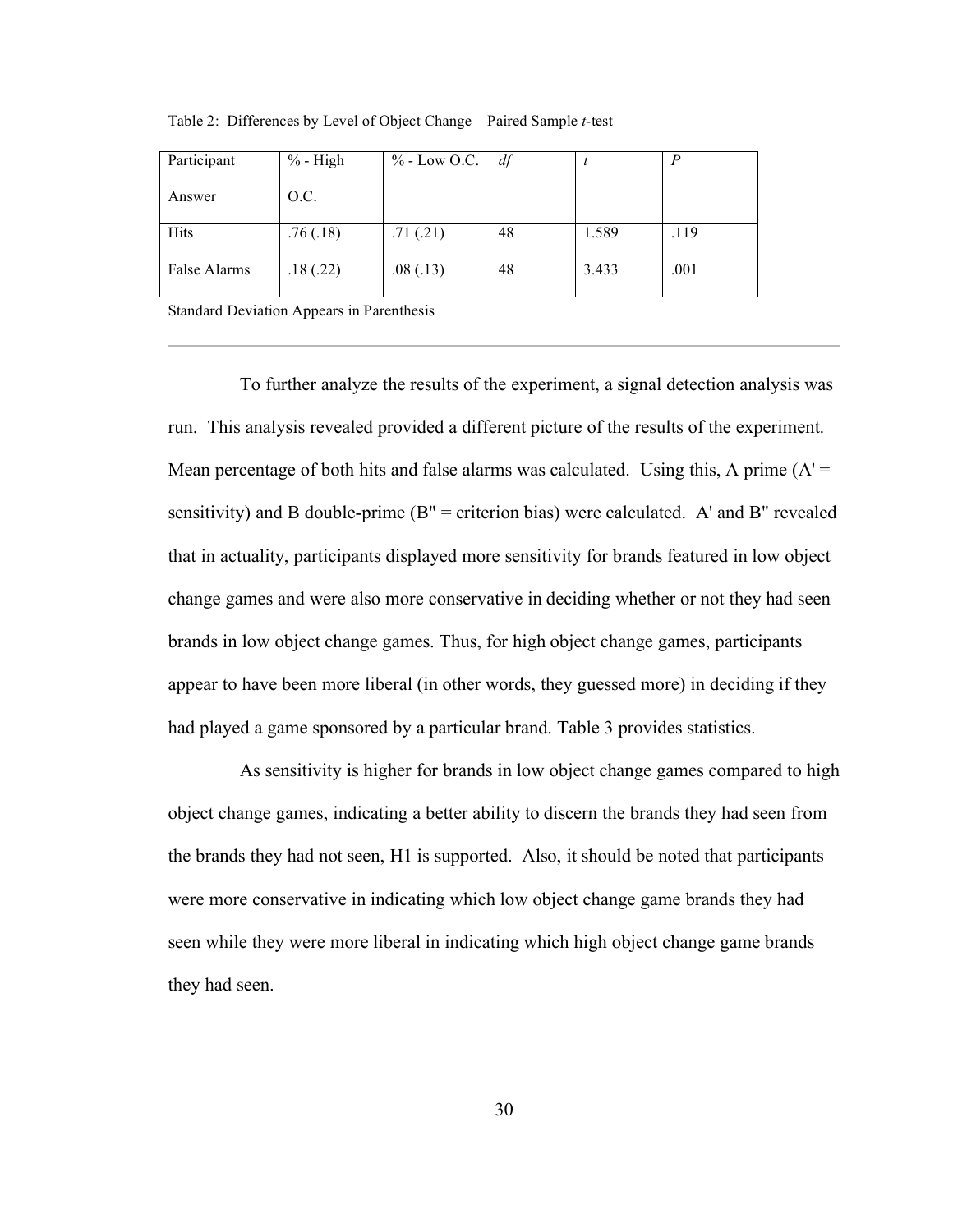Table 2: Differences by Level of Object Change – Paired Sample *t*-test

| Participant Answer | % - High O.C. | % - Low O.C. | *df* | *t* | *P* |
|---|---|---|---|---|---|
| Hits | .76 (.18) | .71 (.21) | 48 | 1.589 | .119 |
| False Alarms | .18 (.22) | .08 (.13) | 48 | 3.433 | .001 |

Standard Deviation Appears in Parenthesis

---

To further analyze the results of the experiment, a signal detection analysis was run. This analysis revealed provided a different picture of the results of the experiment. Mean percentage of both hits and false alarms was calculated. Using this, A prime (A' = sensitivity) and B double-prime (B" = criterion bias) were calculated. A' and B" revealed that in actuality, participants displayed more sensitivity for brands featured in low object change games and were also more conservative in deciding whether or not they had seen brands in low object change games. Thus, for high object change games, participants appear to have been more liberal (in other words, they guessed more) in deciding if they had played a game sponsored by a particular brand. Table 3 provides statistics.

As sensitivity is higher for brands in low object change games compared to high object change games, indicating a better ability to discern the brands they had seen from the brands they had not seen, H1 is supported. Also, it should be noted that participants were more conservative in indicating which low object change game brands they had seen while they were more liberal in indicating which high object change game brands they had seen.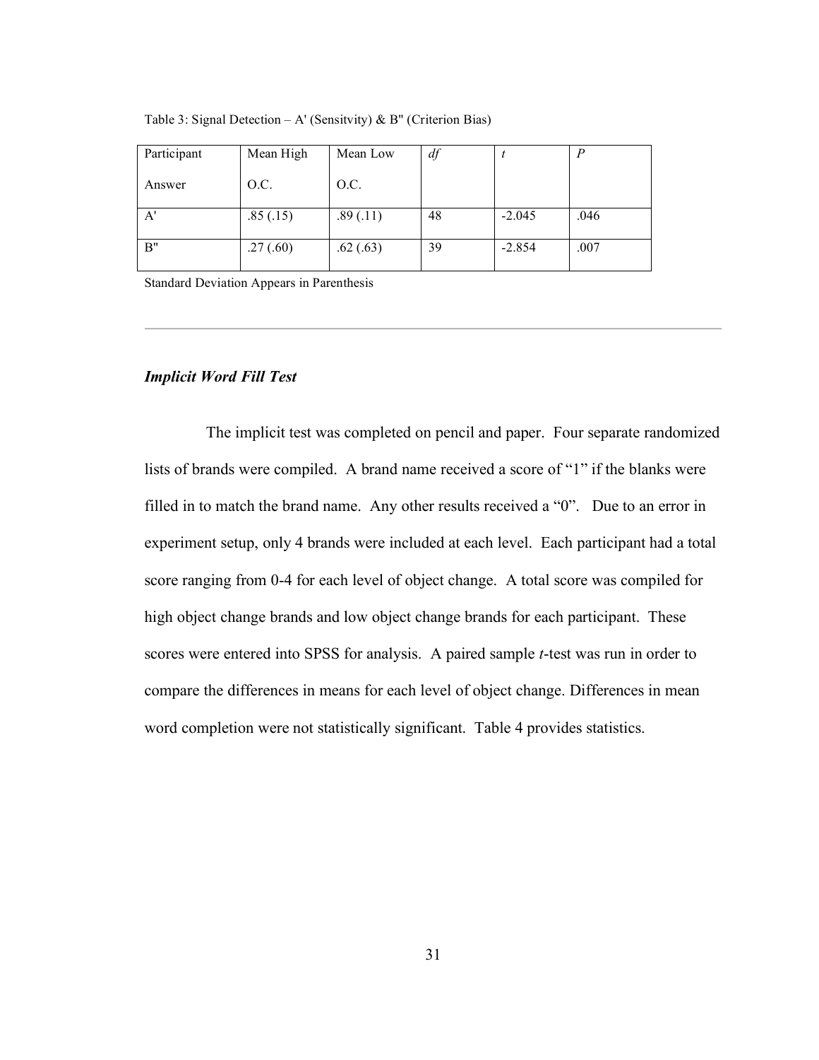Table 3: Signal Detection – A' (Sensitvity) & B" (Criterion Bias)

| Participant Answer | Mean High O.C. | Mean Low O.C. | *df* | *t* | *P* |
|---|---|---|---|---|---|
| A' | .85 (.15) | .89 (.11) | 48 | -2.045 | .046 |
| B" | .27 (.60) | .62 (.63) | 39 | -2.854 | .007 |

Standard Deviation Appears in Parenthesis

---

### ***Implicit Word Fill Test***

The implicit test was completed on pencil and paper. Four separate randomized lists of brands were compiled. A brand name received a score of "1" if the blanks were filled in to match the brand name. Any other results received a "0". Due to an error in experiment setup, only 4 brands were included at each level. Each participant had a total score ranging from 0-4 for each level of object change. A total score was compiled for high object change brands and low object change brands for each participant. These scores were entered into SPSS for analysis. A paired sample *t*-test was run in order to compare the differences in means for each level of object change. Differences in mean word completion were not statistically significant. Table 4 provides statistics.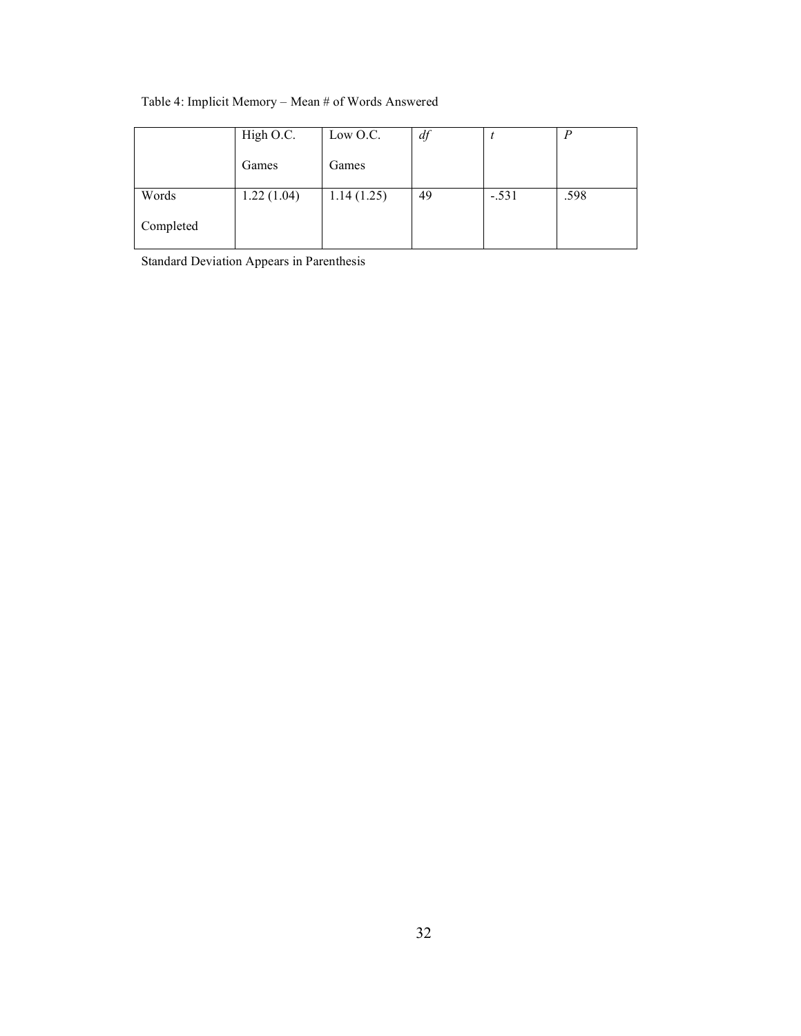Table 4: Implicit Memory – Mean # of Words Answered

| | High O.C. Games | Low O.C. Games | *df* | *t* | *P* |
|---|---|---|---|---|---|
| Words Completed | 1.22 (1.04) | 1.14 (1.25) | 49 | -.531 | .598 |

Standard Deviation Appears in Parenthesis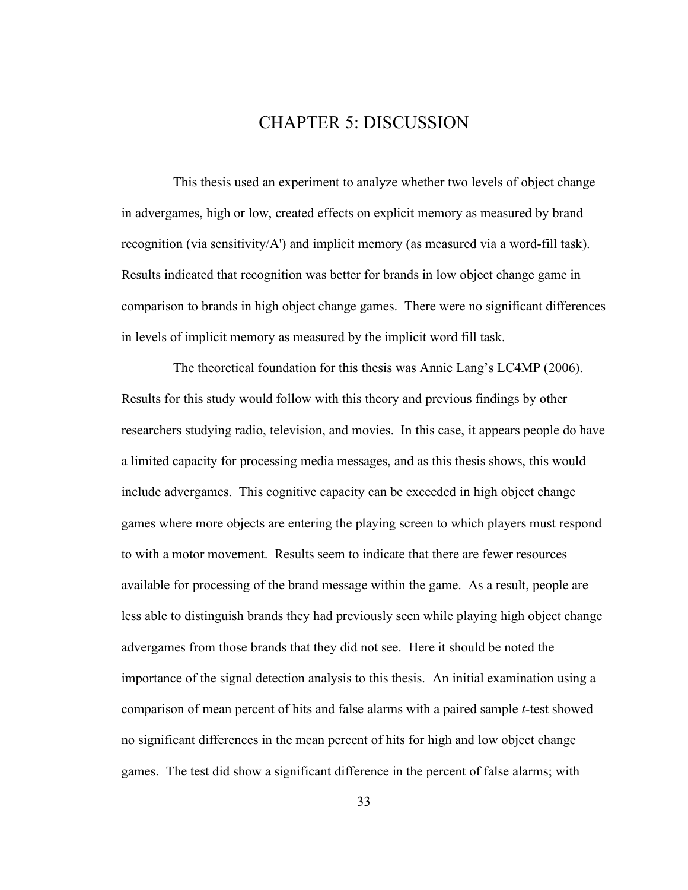# CHAPTER 5: DISCUSSION

This thesis used an experiment to analyze whether two levels of object change in advergames, high or low, created effects on explicit memory as measured by brand recognition (via sensitivity/A') and implicit memory (as measured via a word-fill task). Results indicated that recognition was better for brands in low object change game in comparison to brands in high object change games. There were no significant differences in levels of implicit memory as measured by the implicit word fill task.

The theoretical foundation for this thesis was Annie Lang's LC4MP (2006). Results for this study would follow with this theory and previous findings by other researchers studying radio, television, and movies. In this case, it appears people do have a limited capacity for processing media messages, and as this thesis shows, this would include advergames. This cognitive capacity can be exceeded in high object change games where more objects are entering the playing screen to which players must respond to with a motor movement. Results seem to indicate that there are fewer resources available for processing of the brand message within the game. As a result, people are less able to distinguish brands they had previously seen while playing high object change advergames from those brands that they did not see. Here it should be noted the importance of the signal detection analysis to this thesis. An initial examination using a comparison of mean percent of hits and false alarms with a paired sample *t*-test showed no significant differences in the mean percent of hits for high and low object change games. The test did show a significant difference in the percent of false alarms; with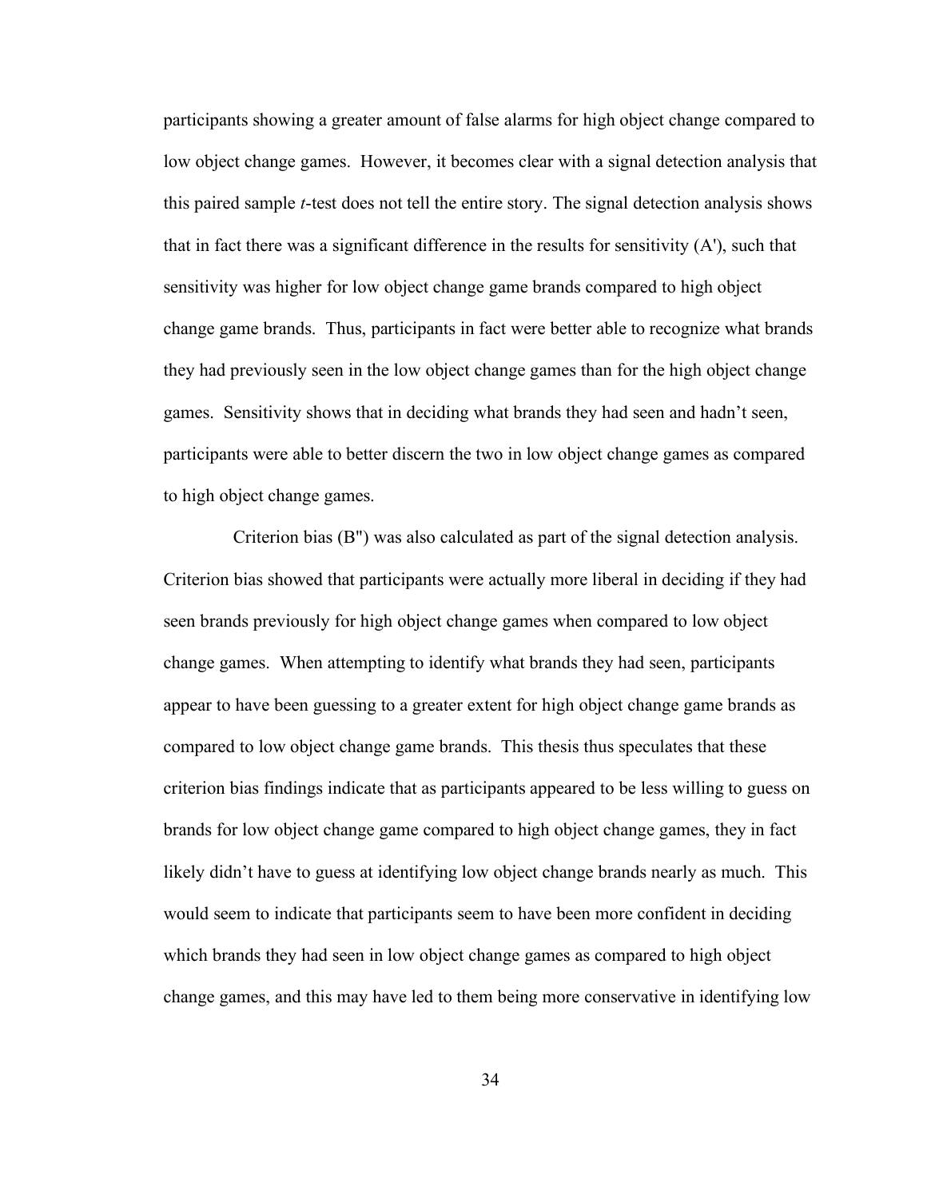participants showing a greater amount of false alarms for high object change compared to low object change games. However, it becomes clear with a signal detection analysis that this paired sample *t*-test does not tell the entire story. The signal detection analysis shows that in fact there was a significant difference in the results for sensitivity (A'), such that sensitivity was higher for low object change game brands compared to high object change game brands. Thus, participants in fact were better able to recognize what brands they had previously seen in the low object change games than for the high object change games. Sensitivity shows that in deciding what brands they had seen and hadn't seen, participants were able to better discern the two in low object change games as compared to high object change games.

Criterion bias (B") was also calculated as part of the signal detection analysis. Criterion bias showed that participants were actually more liberal in deciding if they had seen brands previously for high object change games when compared to low object change games. When attempting to identify what brands they had seen, participants appear to have been guessing to a greater extent for high object change game brands as compared to low object change game brands. This thesis thus speculates that these criterion bias findings indicate that as participants appeared to be less willing to guess on brands for low object change game compared to high object change games, they in fact likely didn't have to guess at identifying low object change brands nearly as much. This would seem to indicate that participants seem to have been more confident in deciding which brands they had seen in low object change games as compared to high object change games, and this may have led to them being more conservative in identifying low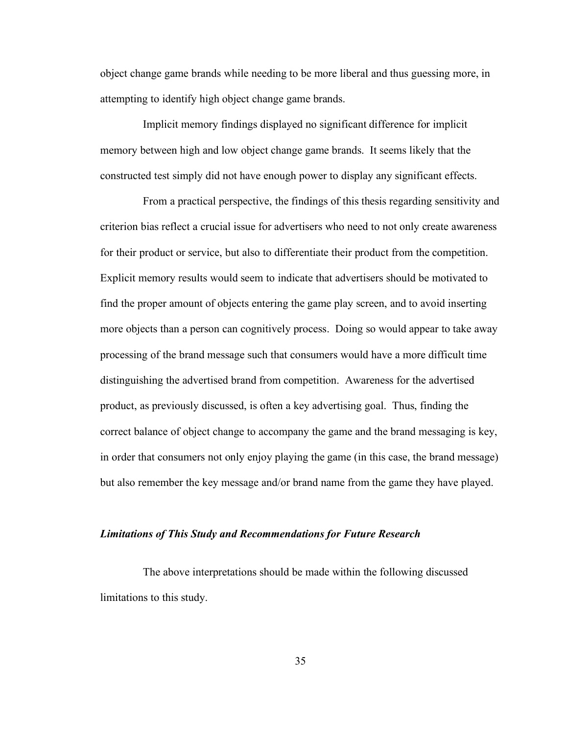object change game brands while needing to be more liberal and thus guessing more, in attempting to identify high object change game brands.

Implicit memory findings displayed no significant difference for implicit memory between high and low object change game brands. It seems likely that the constructed test simply did not have enough power to display any significant effects.

From a practical perspective, the findings of this thesis regarding sensitivity and criterion bias reflect a crucial issue for advertisers who need to not only create awareness for their product or service, but also to differentiate their product from the competition. Explicit memory results would seem to indicate that advertisers should be motivated to find the proper amount of objects entering the game play screen, and to avoid inserting more objects than a person can cognitively process. Doing so would appear to take away processing of the brand message such that consumers would have a more difficult time distinguishing the advertised brand from competition. Awareness for the advertised product, as previously discussed, is often a key advertising goal. Thus, finding the correct balance of object change to accompany the game and the brand messaging is key, in order that consumers not only enjoy playing the game (in this case, the brand message) but also remember the key message and/or brand name from the game they have played.

### ***Limitations of This Study and Recommendations for Future Research***

The above interpretations should be made within the following discussed limitations to this study.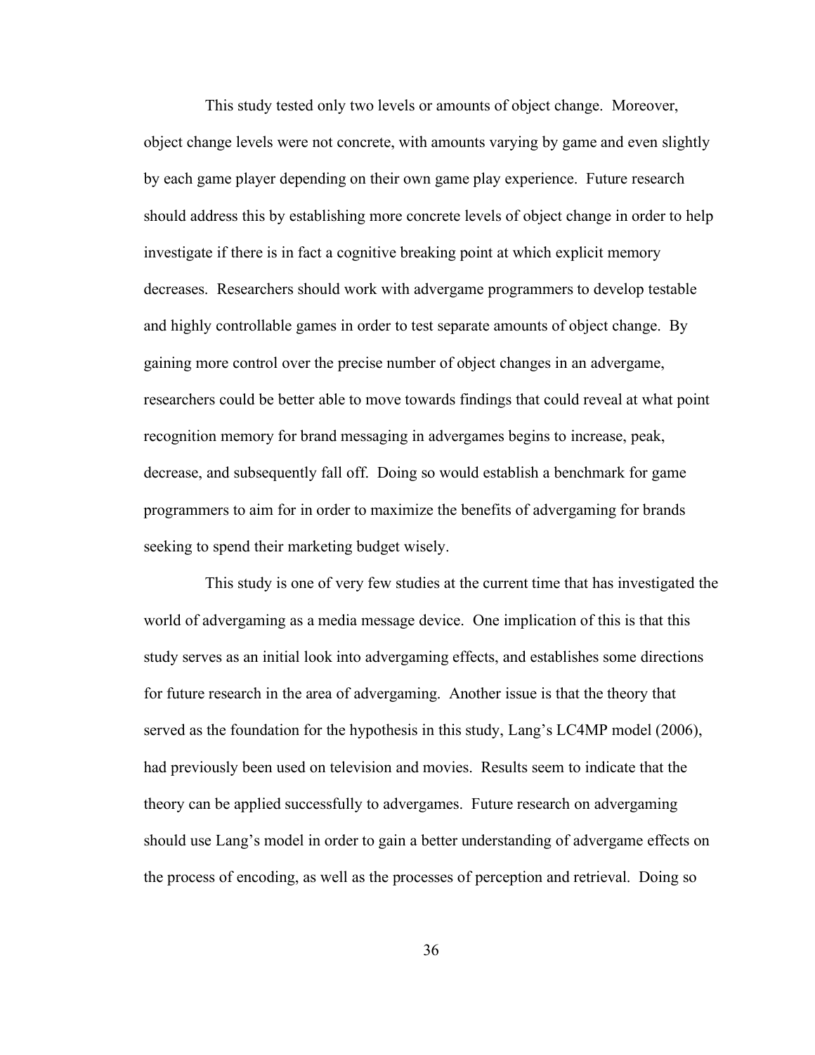This study tested only two levels or amounts of object change. Moreover, object change levels were not concrete, with amounts varying by game and even slightly by each game player depending on their own game play experience. Future research should address this by establishing more concrete levels of object change in order to help investigate if there is in fact a cognitive breaking point at which explicit memory decreases. Researchers should work with advergame programmers to develop testable and highly controllable games in order to test separate amounts of object change. By gaining more control over the precise number of object changes in an advergame, researchers could be better able to move towards findings that could reveal at what point recognition memory for brand messaging in advergames begins to increase, peak, decrease, and subsequently fall off. Doing so would establish a benchmark for game programmers to aim for in order to maximize the benefits of advergaming for brands seeking to spend their marketing budget wisely.

This study is one of very few studies at the current time that has investigated the world of advergaming as a media message device. One implication of this is that this study serves as an initial look into advergaming effects, and establishes some directions for future research in the area of advergaming. Another issue is that the theory that served as the foundation for the hypothesis in this study, Lang's LC4MP model (2006), had previously been used on television and movies. Results seem to indicate that the theory can be applied successfully to advergames. Future research on advergaming should use Lang's model in order to gain a better understanding of advergame effects on the process of encoding, as well as the processes of perception and retrieval. Doing so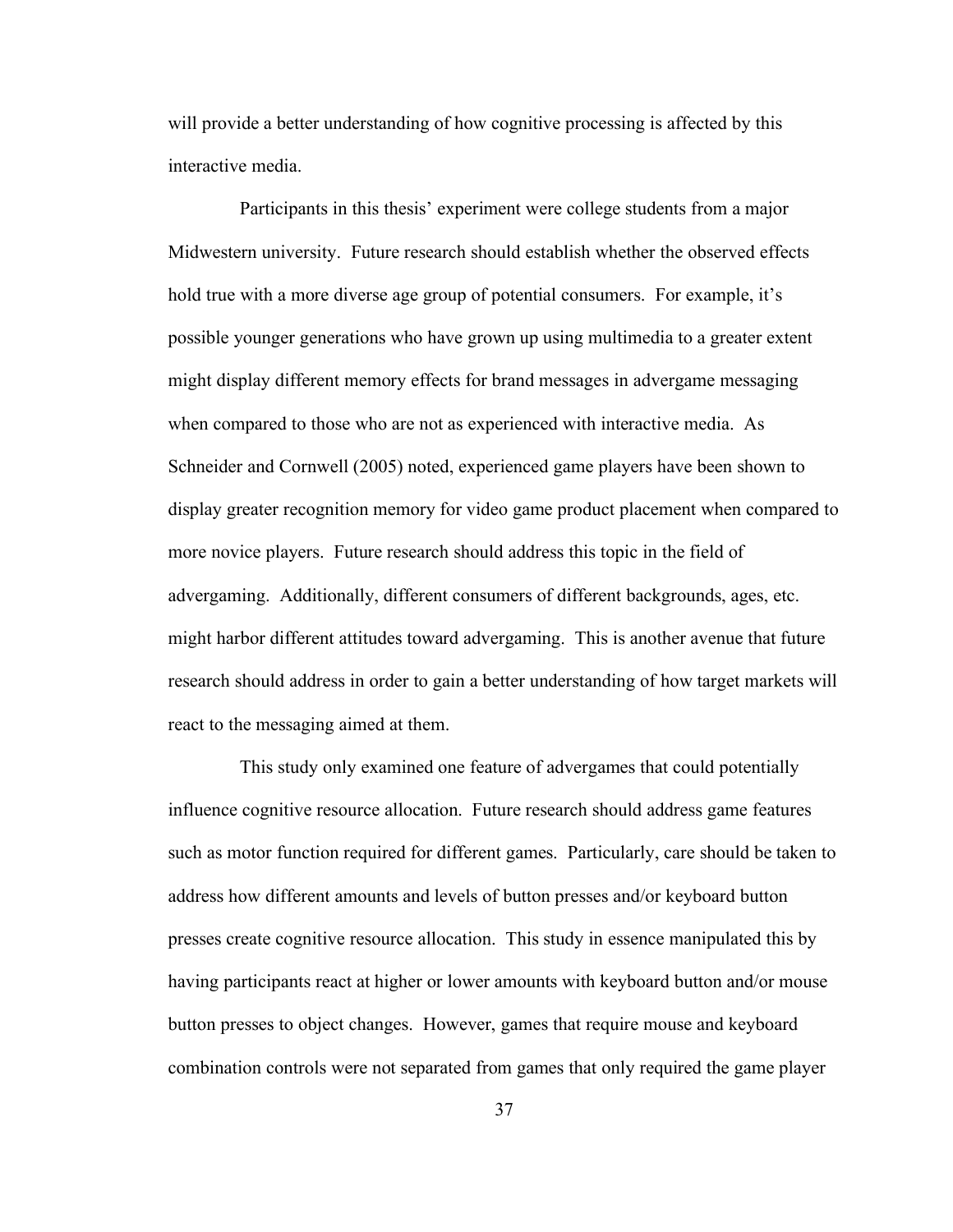will provide a better understanding of how cognitive processing is affected by this interactive media.

Participants in this thesis' experiment were college students from a major Midwestern university. Future research should establish whether the observed effects hold true with a more diverse age group of potential consumers. For example, it's possible younger generations who have grown up using multimedia to a greater extent might display different memory effects for brand messages in advergame messaging when compared to those who are not as experienced with interactive media. As Schneider and Cornwell (2005) noted, experienced game players have been shown to display greater recognition memory for video game product placement when compared to more novice players. Future research should address this topic in the field of advergaming. Additionally, different consumers of different backgrounds, ages, etc. might harbor different attitudes toward advergaming. This is another avenue that future research should address in order to gain a better understanding of how target markets will react to the messaging aimed at them.

This study only examined one feature of advergames that could potentially influence cognitive resource allocation. Future research should address game features such as motor function required for different games. Particularly, care should be taken to address how different amounts and levels of button presses and/or keyboard button presses create cognitive resource allocation. This study in essence manipulated this by having participants react at higher or lower amounts with keyboard button and/or mouse button presses to object changes. However, games that require mouse and keyboard combination controls were not separated from games that only required the game player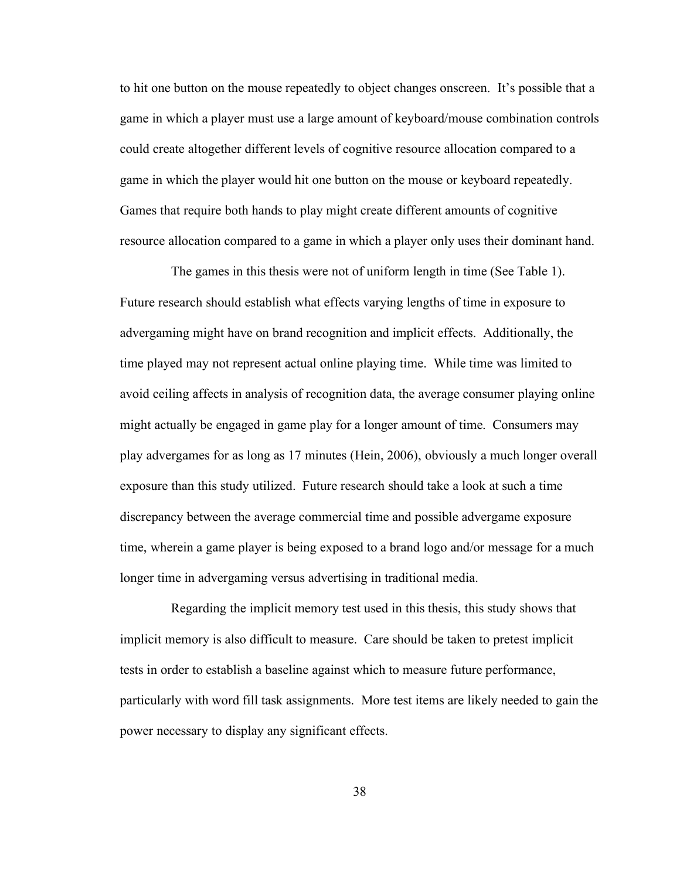to hit one button on the mouse repeatedly to object changes onscreen. It's possible that a game in which a player must use a large amount of keyboard/mouse combination controls could create altogether different levels of cognitive resource allocation compared to a game in which the player would hit one button on the mouse or keyboard repeatedly. Games that require both hands to play might create different amounts of cognitive resource allocation compared to a game in which a player only uses their dominant hand.

The games in this thesis were not of uniform length in time (See Table 1). Future research should establish what effects varying lengths of time in exposure to advergaming might have on brand recognition and implicit effects. Additionally, the time played may not represent actual online playing time. While time was limited to avoid ceiling affects in analysis of recognition data, the average consumer playing online might actually be engaged in game play for a longer amount of time. Consumers may play advergames for as long as 17 minutes (Hein, 2006), obviously a much longer overall exposure than this study utilized. Future research should take a look at such a time discrepancy between the average commercial time and possible advergame exposure time, wherein a game player is being exposed to a brand logo and/or message for a much longer time in advergaming versus advertising in traditional media.

Regarding the implicit memory test used in this thesis, this study shows that implicit memory is also difficult to measure. Care should be taken to pretest implicit tests in order to establish a baseline against which to measure future performance, particularly with word fill task assignments. More test items are likely needed to gain the power necessary to display any significant effects.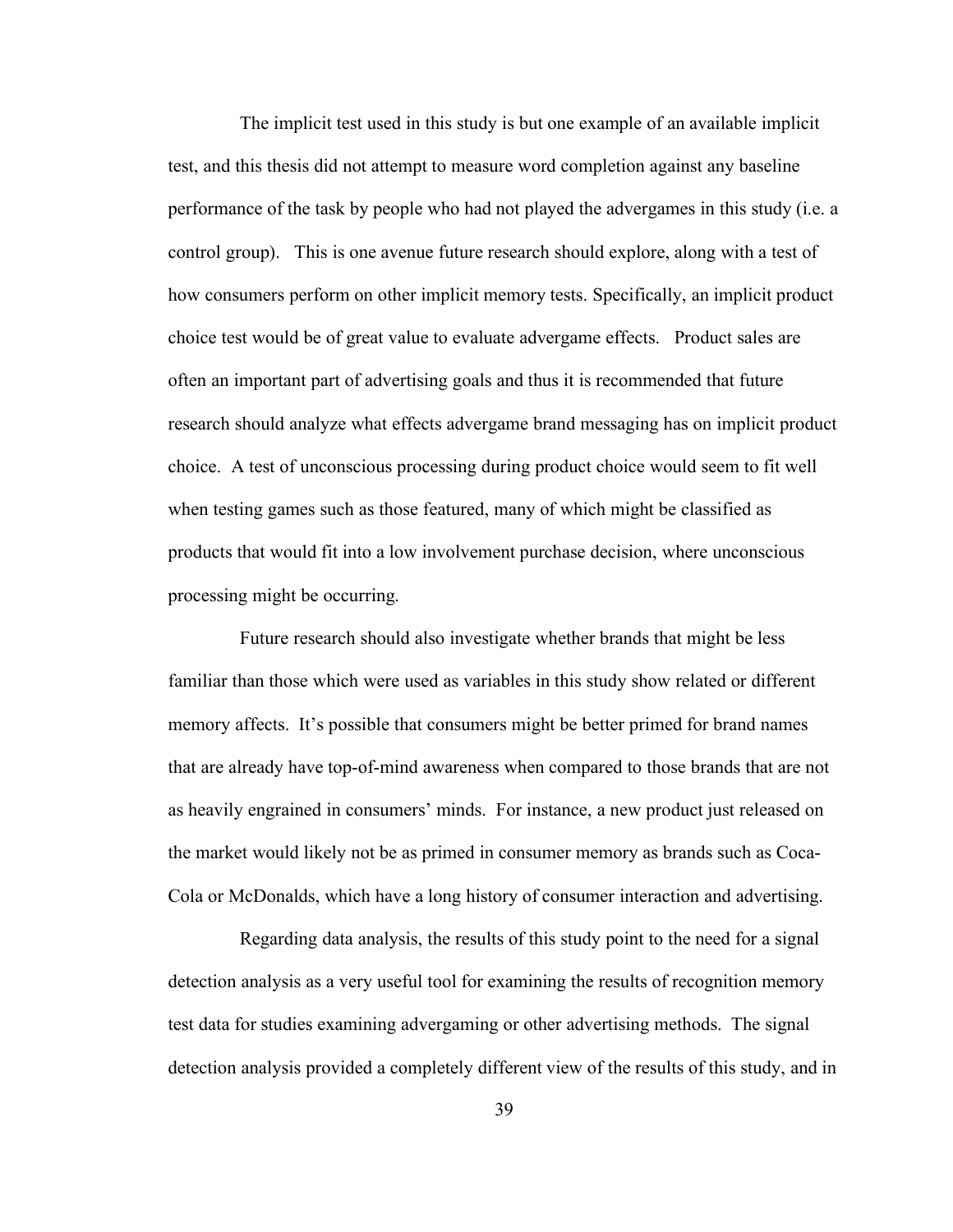The implicit test used in this study is but one example of an available implicit test, and this thesis did not attempt to measure word completion against any baseline performance of the task by people who had not played the advergames in this study (i.e. a control group). This is one avenue future research should explore, along with a test of how consumers perform on other implicit memory tests. Specifically, an implicit product choice test would be of great value to evaluate advergame effects. Product sales are often an important part of advertising goals and thus it is recommended that future research should analyze what effects advergame brand messaging has on implicit product choice. A test of unconscious processing during product choice would seem to fit well when testing games such as those featured, many of which might be classified as products that would fit into a low involvement purchase decision, where unconscious processing might be occurring.

Future research should also investigate whether brands that might be less familiar than those which were used as variables in this study show related or different memory affects. It's possible that consumers might be better primed for brand names that are already have top-of-mind awareness when compared to those brands that are not as heavily engrained in consumers' minds. For instance, a new product just released on the market would likely not be as primed in consumer memory as brands such as Coca-Cola or McDonalds, which have a long history of consumer interaction and advertising.

Regarding data analysis, the results of this study point to the need for a signal detection analysis as a very useful tool for examining the results of recognition memory test data for studies examining advergaming or other advertising methods. The signal detection analysis provided a completely different view of the results of this study, and in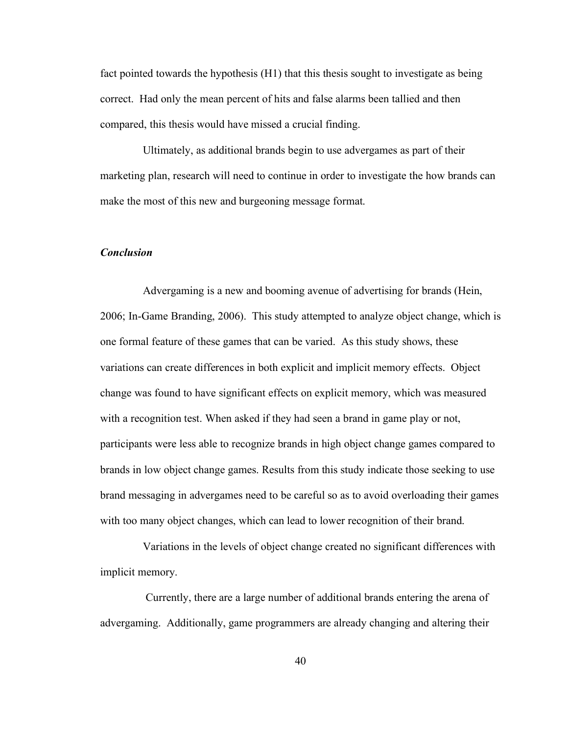fact pointed towards the hypothesis (H1) that this thesis sought to investigate as being correct. Had only the mean percent of hits and false alarms been tallied and then compared, this thesis would have missed a crucial finding.

Ultimately, as additional brands begin to use advergames as part of their marketing plan, research will need to continue in order to investigate the how brands can make the most of this new and burgeoning message format.

### ***Conclusion***

Advergaming is a new and booming avenue of advertising for brands (Hein, 2006; In-Game Branding, 2006). This study attempted to analyze object change, which is one formal feature of these games that can be varied. As this study shows, these variations can create differences in both explicit and implicit memory effects. Object change was found to have significant effects on explicit memory, which was measured with a recognition test. When asked if they had seen a brand in game play or not, participants were less able to recognize brands in high object change games compared to brands in low object change games. Results from this study indicate those seeking to use brand messaging in advergames need to be careful so as to avoid overloading their games with too many object changes, which can lead to lower recognition of their brand.

Variations in the levels of object change created no significant differences with implicit memory.

Currently, there are a large number of additional brands entering the arena of advergaming. Additionally, game programmers are already changing and altering their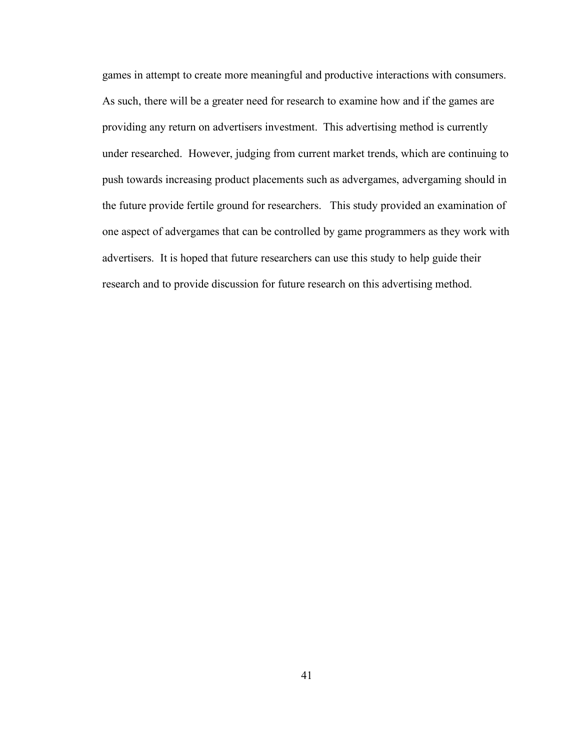games in attempt to create more meaningful and productive interactions with consumers. As such, there will be a greater need for research to examine how and if the games are providing any return on advertisers investment. This advertising method is currently under researched. However, judging from current market trends, which are continuing to push towards increasing product placements such as advergames, advergaming should in the future provide fertile ground for researchers. This study provided an examination of one aspect of advergames that can be controlled by game programmers as they work with advertisers. It is hoped that future researchers can use this study to help guide their research and to provide discussion for future research on this advertising method.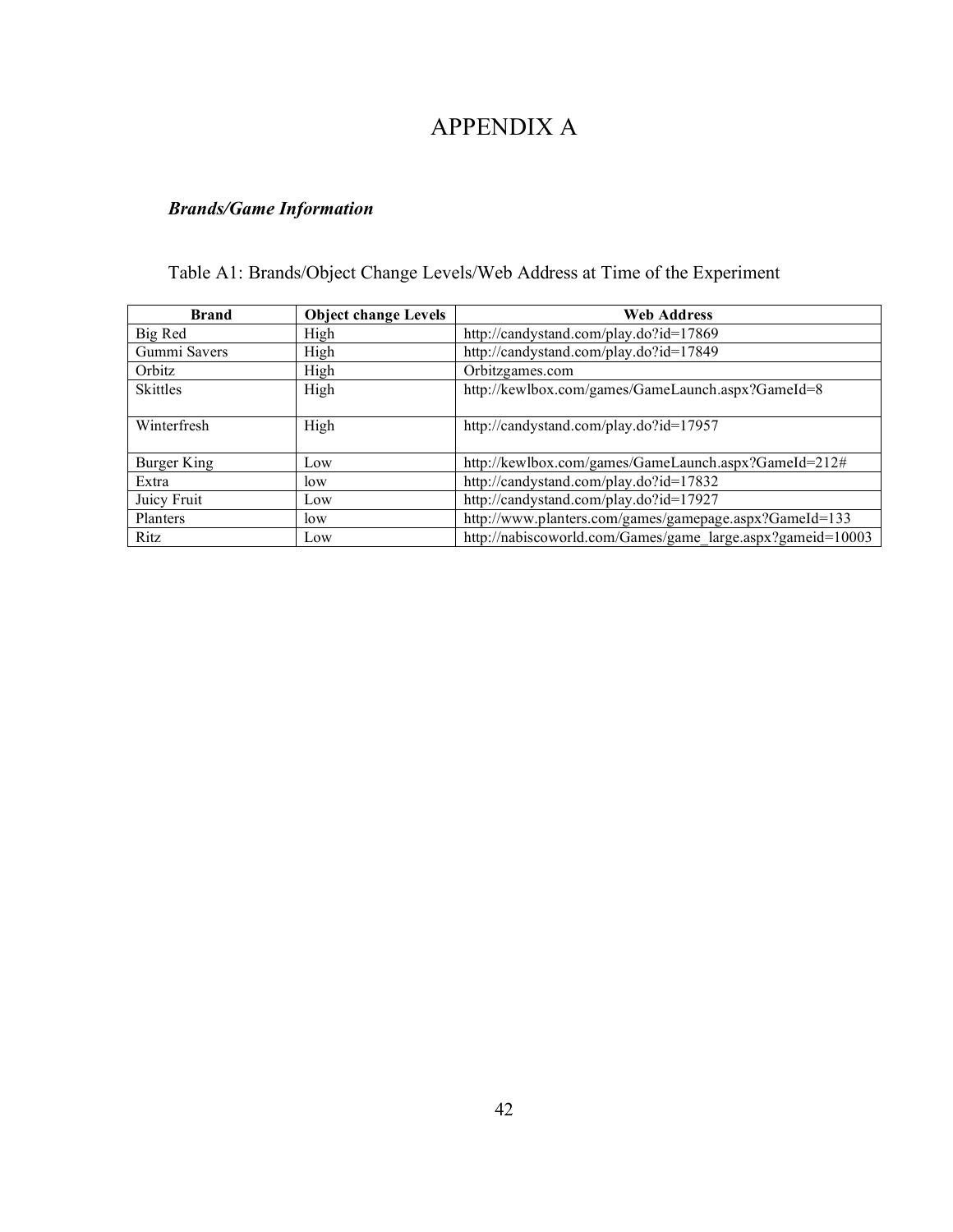# APPENDIX A

### *Brands/Game Information*

Table A1: Brands/Object Change Levels/Web Address at Time of the Experiment

| Brand | Object change Levels | Web Address |
|---|---|---|
| Big Red | High | http://candystand.com/play.do?id=17869 |
| Gummi Savers | High | http://candystand.com/play.do?id=17849 |
| Orbitz | High | Orbitzgames.com |
| Skittles | High | http://kewlbox.com/games/GameLaunch.aspx?GameId=8 |
| Winterfresh | High | http://candystand.com/play.do?id=17957 |
| Burger King | Low | http://kewlbox.com/games/GameLaunch.aspx?GameId=212# |
| Extra | low | http://candystand.com/play.do?id=17832 |
| Juicy Fruit | Low | http://candystand.com/play.do?id=17927 |
| Planters | low | http://www.planters.com/games/gamepage.aspx?GameId=133 |
| Ritz | Low | http://nabiscoworld.com/Games/game_large.aspx?gameid=10003 |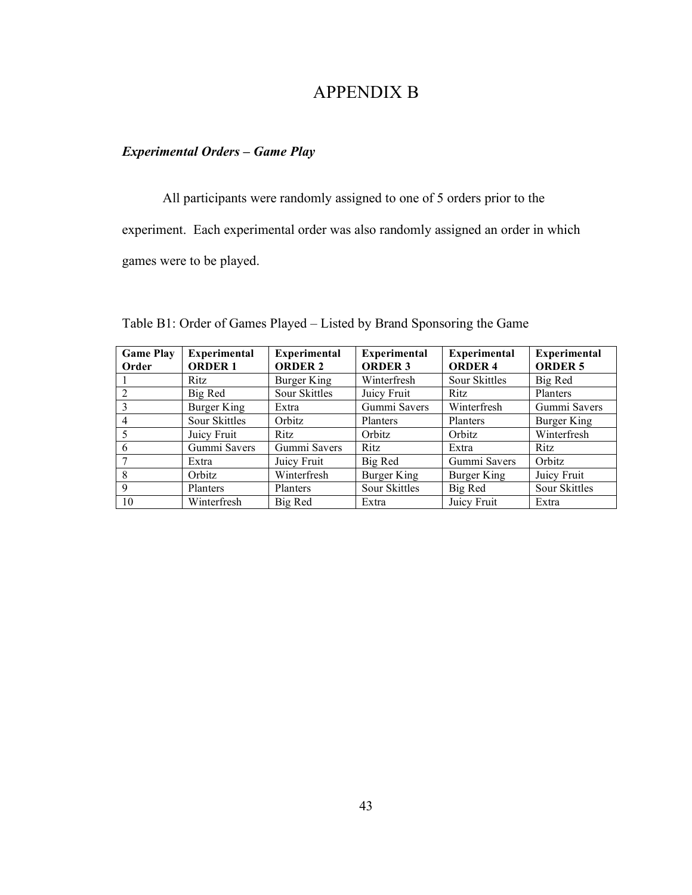# APPENDIX B

### *Experimental Orders – Game Play*

All participants were randomly assigned to one of 5 orders prior to the experiment. Each experimental order was also randomly assigned an order in which games were to be played.

Table B1: Order of Games Played – Listed by Brand Sponsoring the Game

| **Game Play Order** | **Experimental ORDER 1** | **Experimental ORDER 2** | **Experimental ORDER 3** | **Experimental ORDER 4** | **Experimental ORDER 5** |
|---|---|---|---|---|---|
| 1 | Ritz | Burger King | Winterfresh | Sour Skittles | Big Red |
| 2 | Big Red | Sour Skittles | Juicy Fruit | Ritz | Planters |
| 3 | Burger King | Extra | Gummi Savers | Winterfresh | Gummi Savers |
| 4 | Sour Skittles | Orbitz | Planters | Planters | Burger King |
| 5 | Juicy Fruit | Ritz | Orbitz | Orbitz | Winterfresh |
| 6 | Gummi Savers | Gummi Savers | Ritz | Extra | Ritz |
| 7 | Extra | Juicy Fruit | Big Red | Gummi Savers | Orbitz |
| 8 | Orbitz | Winterfresh | Burger King | Burger King | Juicy Fruit |
| 9 | Planters | Planters | Sour Skittles | Big Red | Sour Skittles |
| 10 | Winterfresh | Big Red | Extra | Juicy Fruit | Extra |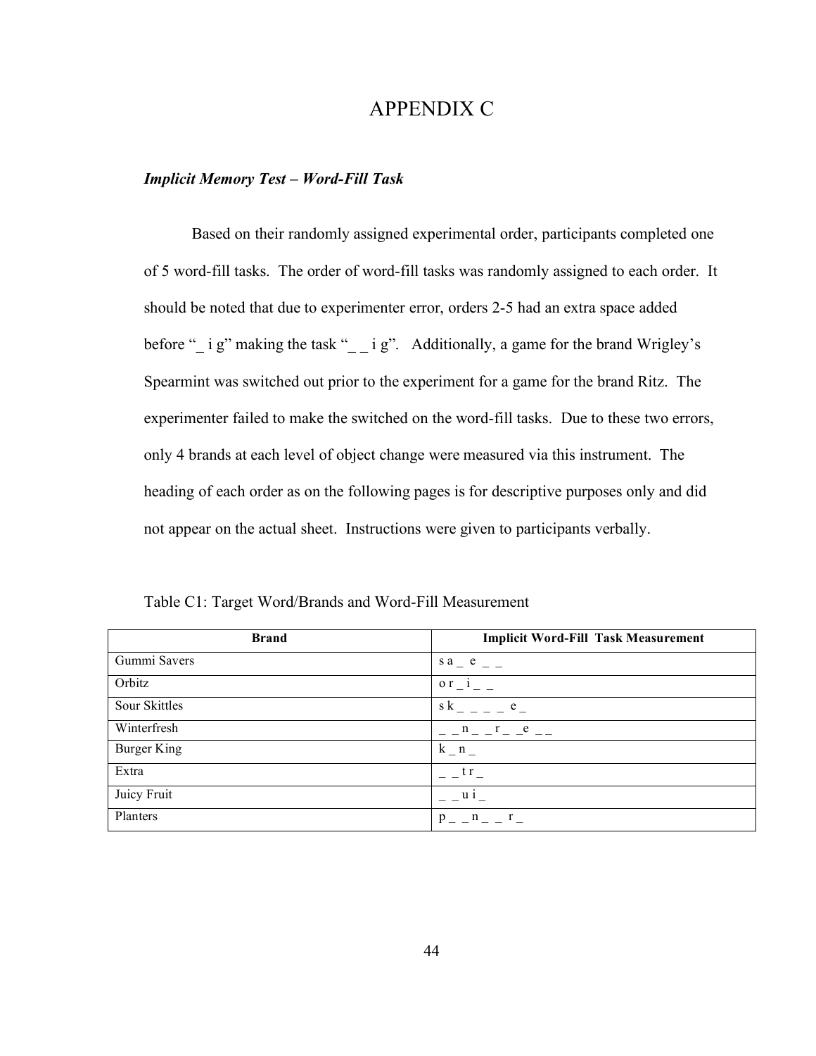# APPENDIX C

### *Implicit Memory Test – Word-Fill Task*

Based on their randomly assigned experimental order, participants completed one of 5 word-fill tasks. The order of word-fill tasks was randomly assigned to each order. It should be noted that due to experimenter error, orders 2-5 had an extra space added before "_ i g" making the task "_ _ i g". Additionally, a game for the brand Wrigley's Spearmint was switched out prior to the experiment for a game for the brand Ritz. The experimenter failed to make the switched on the word-fill tasks. Due to these two errors, only 4 brands at each level of object change were measured via this instrument. The heading of each order as on the following pages is for descriptive purposes only and did not appear on the actual sheet. Instructions were given to participants verbally.

Table C1: Target Word/Brands and Word-Fill Measurement

| Brand | Implicit Word-Fill Task Measurement |
|---|---|
| Gummi Savers | s a _ e _ _ |
| Orbitz | o r _ i _ _ |
| Sour Skittles | s k _ _ _ _ e _ |
| Winterfresh | _ _ n _ _ r _ _e _ _ |
| Burger King | k _ n _ |
| Extra | _ _ t r _ |
| Juicy Fruit | _ _ u i _ |
| Planters | p _ _ n _ _ r _ |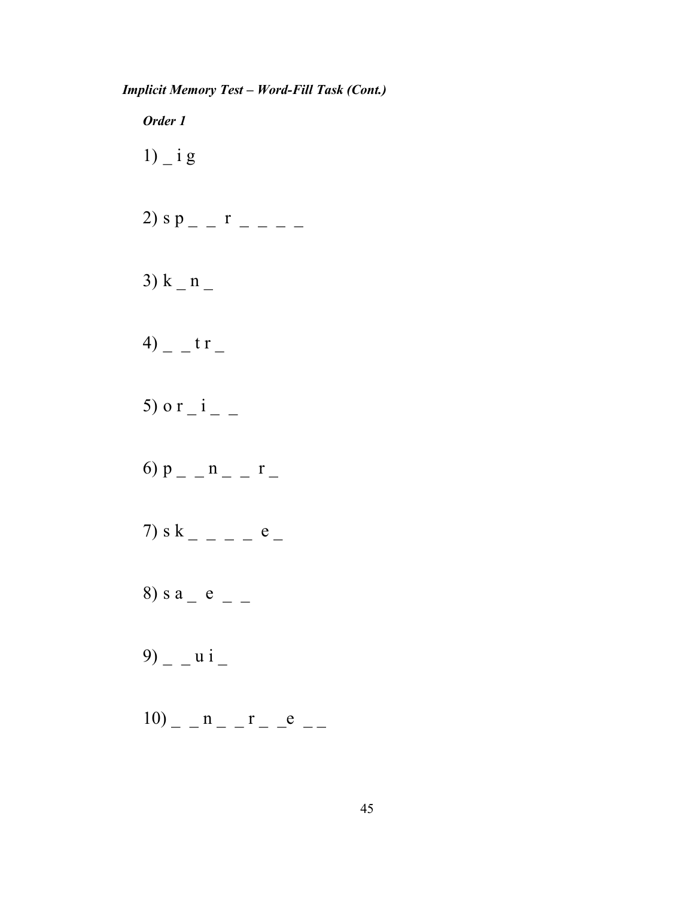***Implicit Memory Test – Word-Fill Task (Cont.)***

***Order 1***

1) _ i g

2) s p _ _ r _ _ _ _

3) k _ n _

4) _ _ t r _

5) o r _ i _ _

6) p _ _ n _ _ r _

7) s k _ _ _ _ e _

8) s a _ e _ _

9) _ _ u i _

10) _ _ n _ _ r _ _e _ _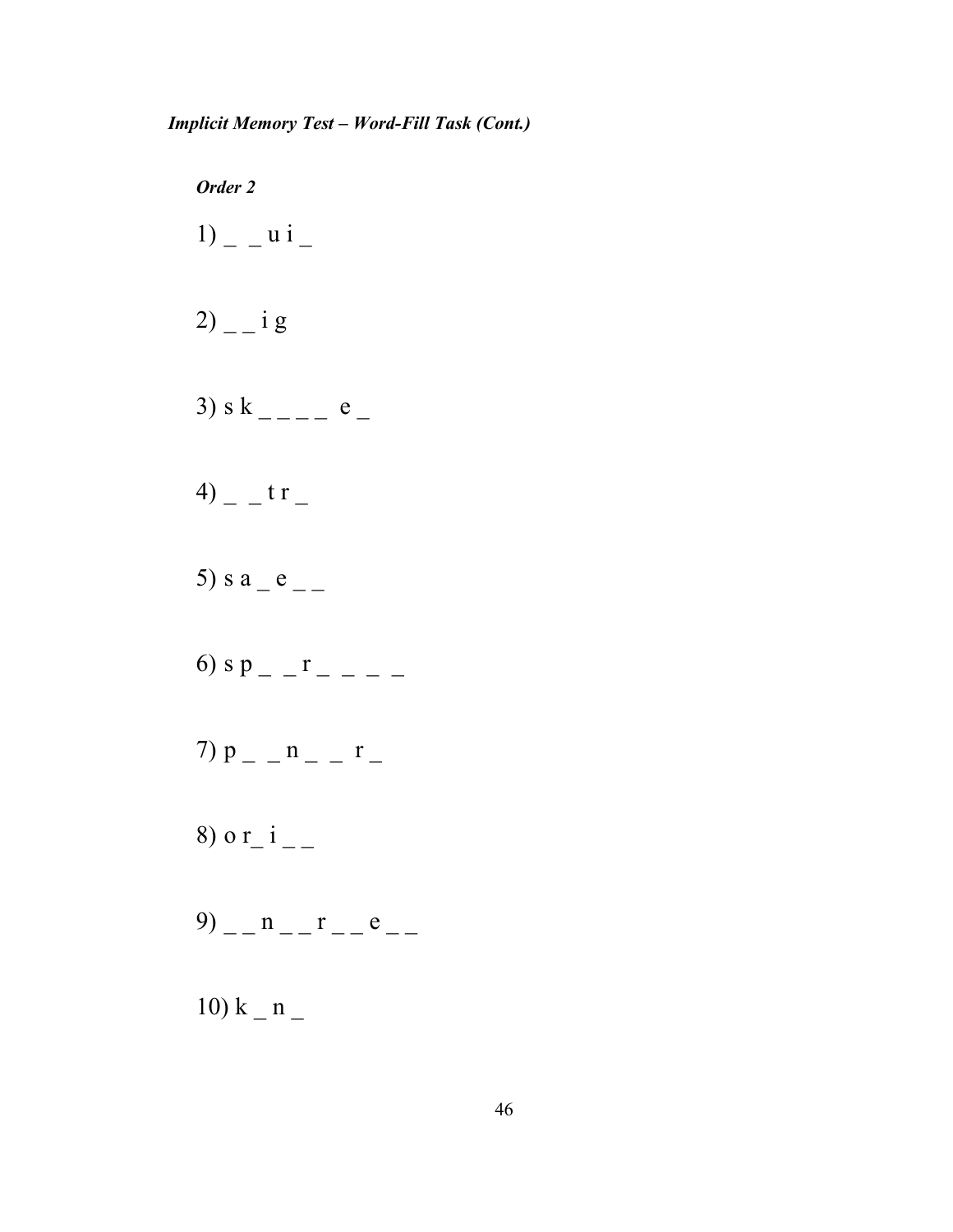***Implicit Memory Test – Word-Fill Task (Cont.)***

***Order 2***

1) _ _ u i _

2) _ _ i g

3) s k _ _ _ _ e _

4) _ _ t r _

5) s a _ e _ _

6) s p _ _ r _ _ _ _

7) p _ _ n _ _ r _

8) o r_ i _ _

9) _ _ n _ _ r _ _ e _ _

10) k _ n _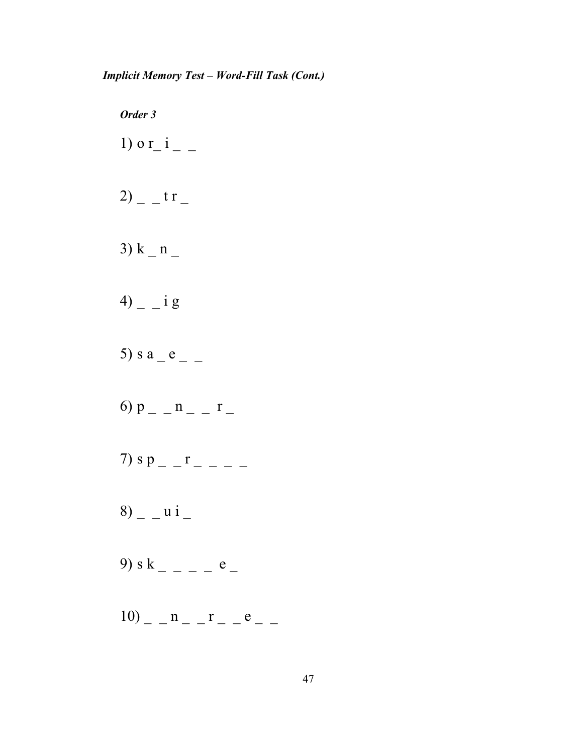***Implicit Memory Test – Word-Fill Task (Cont.)***

***Order 3***

1) o r_ i _ _

2) _ _ t r _

3) k _ n _

4) _ _ i g

5) s a _ e _ _

6) p _ _ n _ _ r _

7) s p _ _ r _ _ _ _

8) _ _ u i _

9) s k _ _ _ _ e _

10) _ _ n _ _ r _ _ e _ _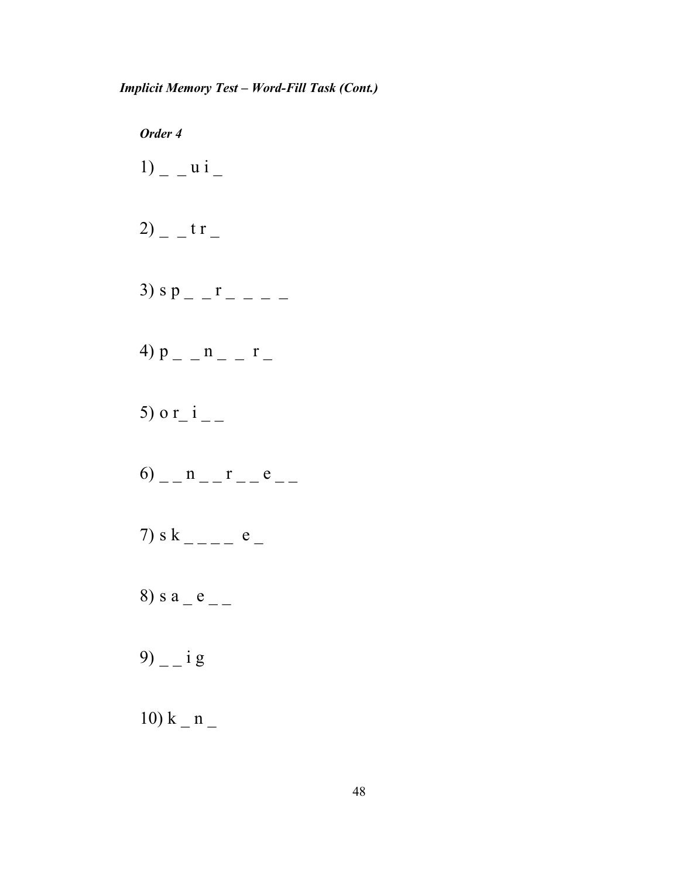***Implicit Memory Test – Word-Fill Task (Cont.)***

***Order 4***

1) _ _ u i _

2) _ _ t r _

3) s p _ _ r _ _ _ _

4) p _ _ n _ _ r _

5) o r_ i _ _

6) _ _ n _ _ r _ _ e _ _

7) s k _ _ _ _ e _

8) s a _ e _ _

9) _ _ i g

10) k _ n _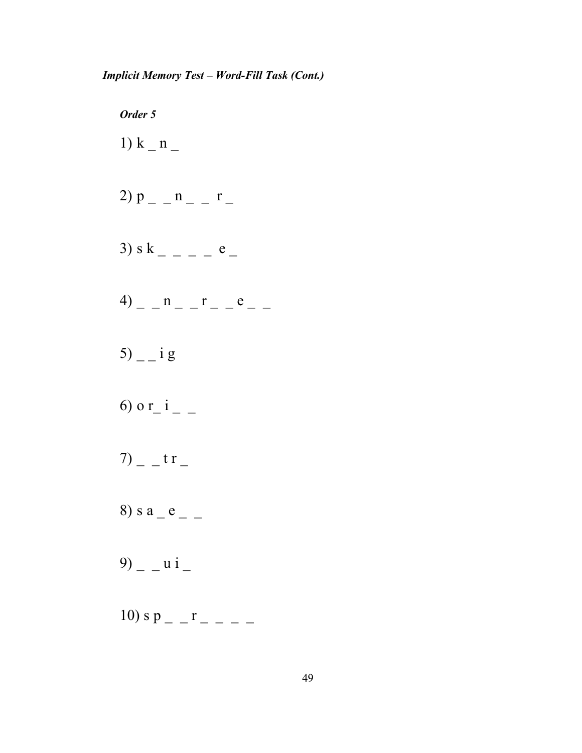***Implicit Memory Test – Word-Fill Task (Cont.)***

***Order 5***

1) k _ n _

2) p _ _ n _ _ r _

3) s k _ _ _ _ e _

4) _ _ n _ _ r _ _ e _ _

5) _ _ i g

6) o r_ i _ _

7) _ _ t r _

8) s a _ e _ _

9) _ _ u i _

10) s p _ _ r _ _ _ _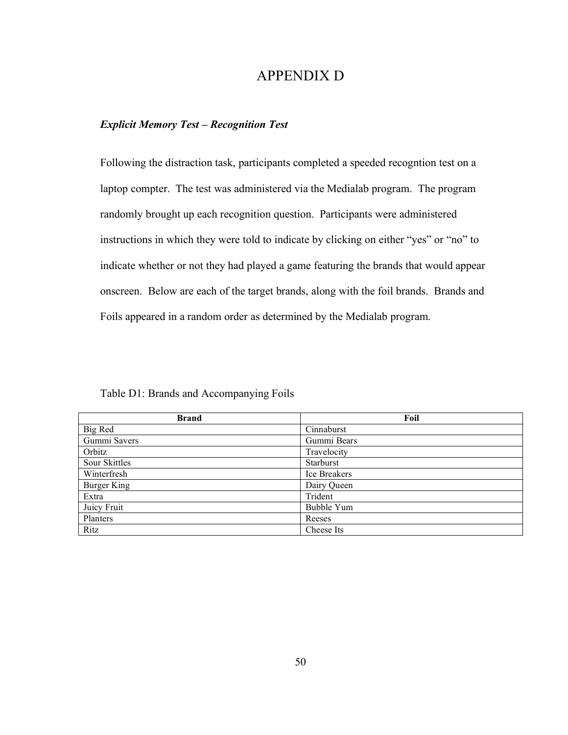# APPENDIX D

***Explicit Memory Test – Recognition Test***

Following the distraction task, participants completed a speeded recogntion test on a laptop compter. The test was administered via the Medialab program. The program randomly brought up each recognition question. Participants were administered instructions in which they were told to indicate by clicking on either "yes" or "no" to indicate whether or not they had played a game featuring the brands that would appear onscreen. Below are each of the target brands, along with the foil brands. Brands and Foils appeared in a random order as determined by the Medialab program.

Table D1: Brands and Accompanying Foils

| **Brand** | **Foil** |
|---|---|
| Big Red | Cinnaburst |
| Gummi Savers | Gummi Bears |
| Orbitz | Travelocity |
| Sour Skittles | Starburst |
| Winterfresh | Ice Breakers |
| Burger King | Dairy Queen |
| Extra | Trident |
| Juicy Fruit | Bubble Yum |
| Planters | Reeses |
| Ritz | Cheese Its |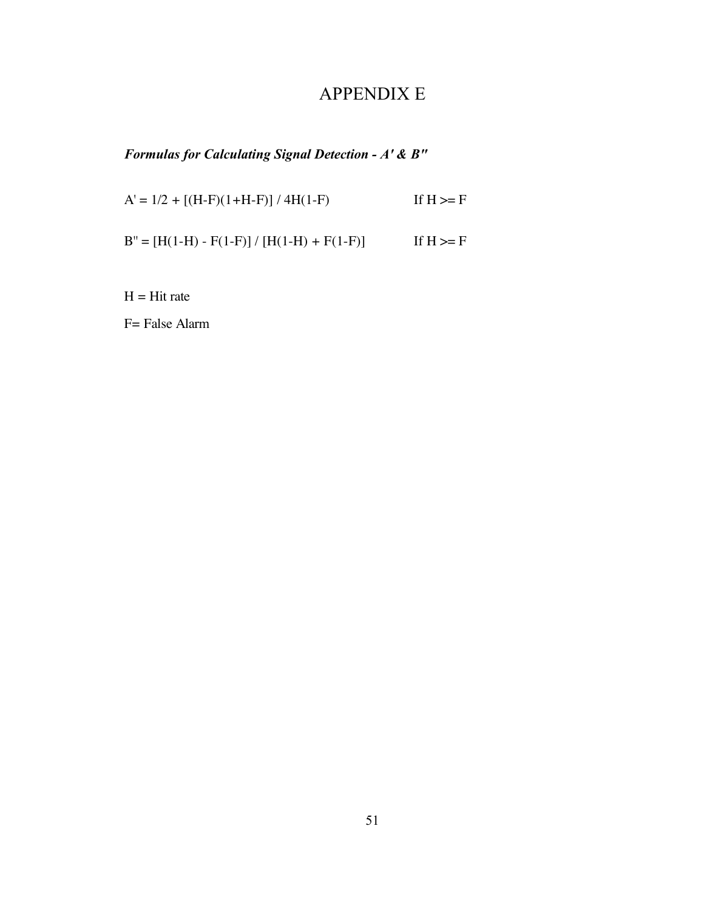# APPENDIX E

***Formulas for Calculating Signal Detection - $A'$ & $B''$***

$A' = 1/2 + [(H-F)(1+H-F)] / 4H(1-F)$ If $H >= F$

$B'' = [H(1-H) - F(1-F)] / [H(1-H) + F(1-F)]$ If $H >= F$

H = Hit rate

F= False Alarm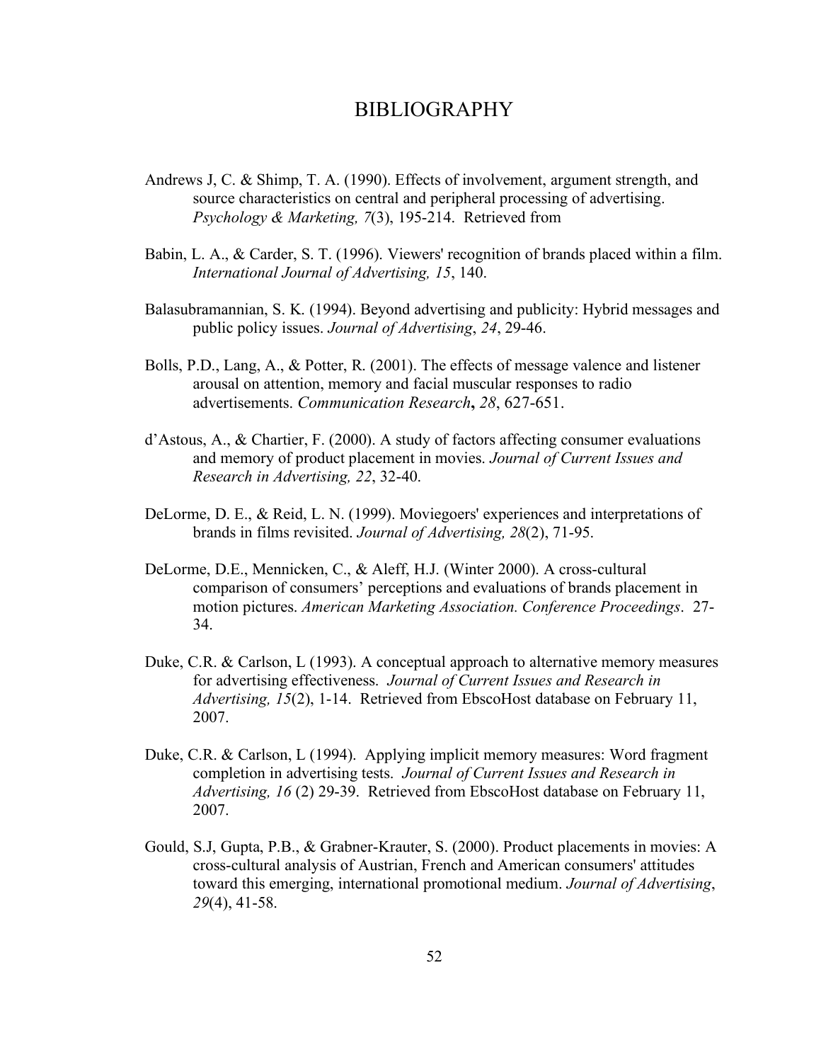# BIBLIOGRAPHY

Andrews J, C. & Shimp, T. A. (1990). Effects of involvement, argument strength, and source characteristics on central and peripheral processing of advertising. *Psychology & Marketing, 7*(3), 195-214. Retrieved from

Babin, L. A., & Carder, S. T. (1996). Viewers' recognition of brands placed within a film. *International Journal of Advertising, 15*, 140.

Balasubramannian, S. K. (1994). Beyond advertising and publicity: Hybrid messages and public policy issues. *Journal of Advertising*, *24*, 29-46.

Bolls, P.D., Lang, A., & Potter, R. (2001). The effects of message valence and listener arousal on attention, memory and facial muscular responses to radio advertisements. *Communication Research***,** *28*, 627-651.

d'Astous, A., & Chartier, F. (2000). A study of factors affecting consumer evaluations and memory of product placement in movies. *Journal of Current Issues and Research in Advertising, 22*, 32-40.

DeLorme, D. E., & Reid, L. N. (1999). Moviegoers' experiences and interpretations of brands in films revisited. *Journal of Advertising, 28*(2), 71-95.

DeLorme, D.E., Mennicken, C., & Aleff, H.J. (Winter 2000). A cross-cultural comparison of consumers' perceptions and evaluations of brands placement in motion pictures. *American Marketing Association. Conference Proceedings*. 27-34.

Duke, C.R. & Carlson, L (1993). A conceptual approach to alternative memory measures for advertising effectiveness. *Journal of Current Issues and Research in Advertising, 15*(2), 1-14. Retrieved from EbscoHost database on February 11, 2007.

Duke, C.R. & Carlson, L (1994). Applying implicit memory measures: Word fragment completion in advertising tests. *Journal of Current Issues and Research in Advertising, 16* (2) 29-39. Retrieved from EbscoHost database on February 11, 2007.

Gould, S.J, Gupta, P.B., & Grabner-Krauter, S. (2000). Product placements in movies: A cross-cultural analysis of Austrian, French and American consumers' attitudes toward this emerging, international promotional medium. *Journal of Advertising*, *29*(4), 41-58.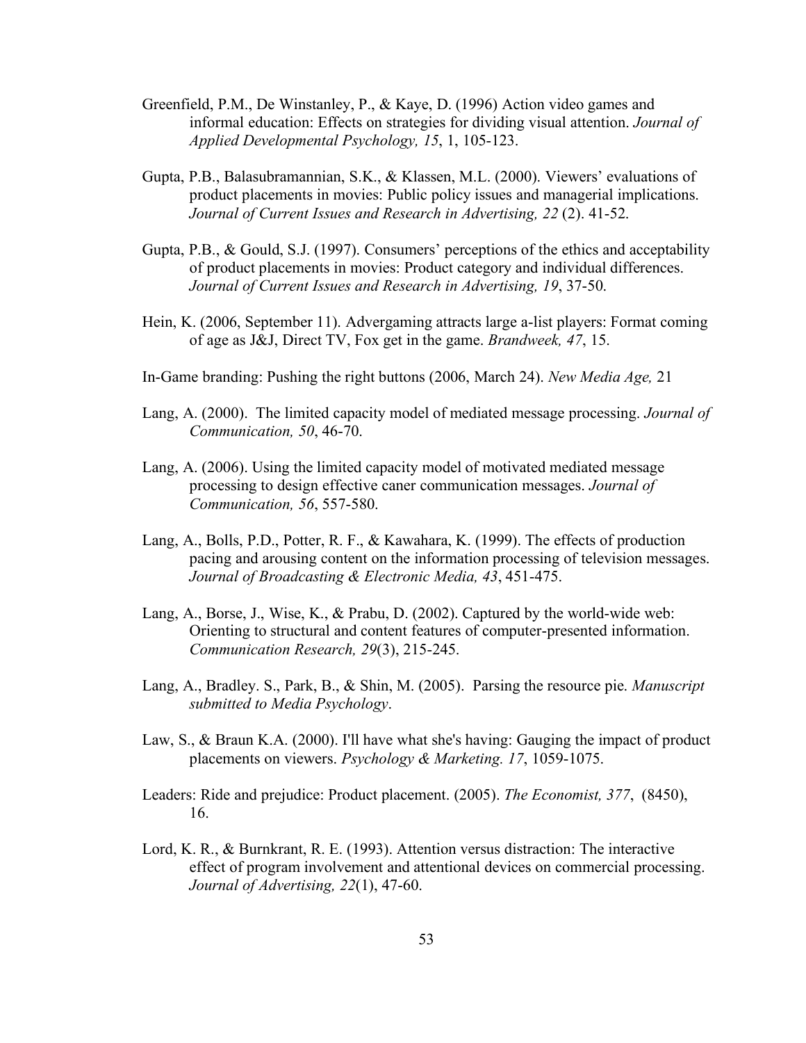Greenfield, P.M., De Winstanley, P., & Kaye, D. (1996) Action video games and informal education: Effects on strategies for dividing visual attention. *Journal of Applied Developmental Psychology, 15*, 1, 105-123.

Gupta, P.B., Balasubramannian, S.K., & Klassen, M.L. (2000). Viewers' evaluations of product placements in movies: Public policy issues and managerial implications. *Journal of Current Issues and Research in Advertising, 22* (2). 41-52.

Gupta, P.B., & Gould, S.J. (1997). Consumers' perceptions of the ethics and acceptability of product placements in movies: Product category and individual differences. *Journal of Current Issues and Research in Advertising, 19*, 37-50.

Hein, K. (2006, September 11). Advergaming attracts large a-list players: Format coming of age as J&J, Direct TV, Fox get in the game. *Brandweek, 47*, 15.

In-Game branding: Pushing the right buttons (2006, March 24). *New Media Age,* 21

Lang, A. (2000). The limited capacity model of mediated message processing. *Journal of Communication, 50*, 46-70.

Lang, A. (2006). Using the limited capacity model of motivated mediated message processing to design effective caner communication messages. *Journal of Communication, 56*, 557-580.

Lang, A., Bolls, P.D., Potter, R. F., & Kawahara, K. (1999). The effects of production pacing and arousing content on the information processing of television messages. *Journal of Broadcasting & Electronic Media, 43*, 451-475.

Lang, A., Borse, J., Wise, K., & Prabu, D. (2002). Captured by the world-wide web: Orienting to structural and content features of computer-presented information. *Communication Research, 29*(3), 215-245.

Lang, A., Bradley. S., Park, B., & Shin, M. (2005). Parsing the resource pie. *Manuscript submitted to Media Psychology*.

Law, S., & Braun K.A. (2000). I'll have what she's having: Gauging the impact of product placements on viewers. *Psychology & Marketing. 17*, 1059-1075.

Leaders: Ride and prejudice: Product placement. (2005). *The Economist, 377*, (8450), 16.

Lord, K. R., & Burnkrant, R. E. (1993). Attention versus distraction: The interactive effect of program involvement and attentional devices on commercial processing. *Journal of Advertising, 22*(1), 47-60.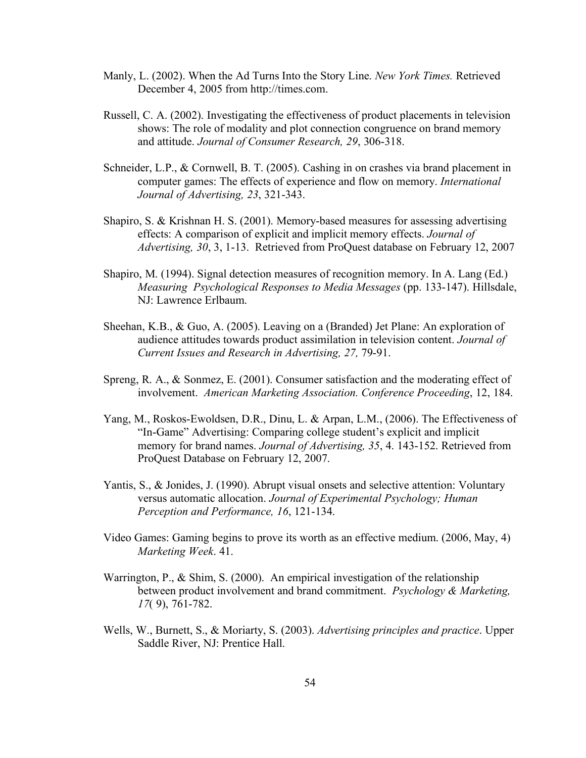Manly, L. (2002). When the Ad Turns Into the Story Line. *New York Times.* Retrieved December 4, 2005 from http://times.com.

Russell, C. A. (2002). Investigating the effectiveness of product placements in television shows: The role of modality and plot connection congruence on brand memory and attitude. *Journal of Consumer Research, 29*, 306-318.

Schneider, L.P., & Cornwell, B. T. (2005). Cashing in on crashes via brand placement in computer games: The effects of experience and flow on memory. *International Journal of Advertising, 23*, 321-343.

Shapiro, S. & Krishnan H. S. (2001). Memory-based measures for assessing advertising effects: A comparison of explicit and implicit memory effects. *Journal of Advertising, 30*, 3, 1-13. Retrieved from ProQuest database on February 12, 2007

Shapiro, M. (1994). Signal detection measures of recognition memory. In A. Lang (Ed.) *Measuring Psychological Responses to Media Messages* (pp. 133-147). Hillsdale, NJ: Lawrence Erlbaum.

Sheehan, K.B., & Guo, A. (2005). Leaving on a (Branded) Jet Plane: An exploration of audience attitudes towards product assimilation in television content. *Journal of Current Issues and Research in Advertising, 27,* 79-91.

Spreng, R. A., & Sonmez, E. (2001). Consumer satisfaction and the moderating effect of involvement. *American Marketing Association. Conference Proceeding*, 12, 184.

Yang, M., Roskos-Ewoldsen, D.R., Dinu, L. & Arpan, L.M., (2006). The Effectiveness of "In-Game" Advertising: Comparing college student's explicit and implicit memory for brand names. *Journal of Advertising, 35*, 4. 143-152. Retrieved from ProQuest Database on February 12, 2007.

Yantis, S., & Jonides, J. (1990). Abrupt visual onsets and selective attention: Voluntary versus automatic allocation. *Journal of Experimental Psychology; Human Perception and Performance, 16*, 121-134.

Video Games: Gaming begins to prove its worth as an effective medium. (2006, May, 4) *Marketing Week*. 41.

Warrington, P., & Shim, S. (2000). An empirical investigation of the relationship between product involvement and brand commitment. *Psychology & Marketing, 17*( 9), 761-782.

Wells, W., Burnett, S., & Moriarty, S. (2003). *Advertising principles and practice*. Upper Saddle River, NJ: Prentice Hall.